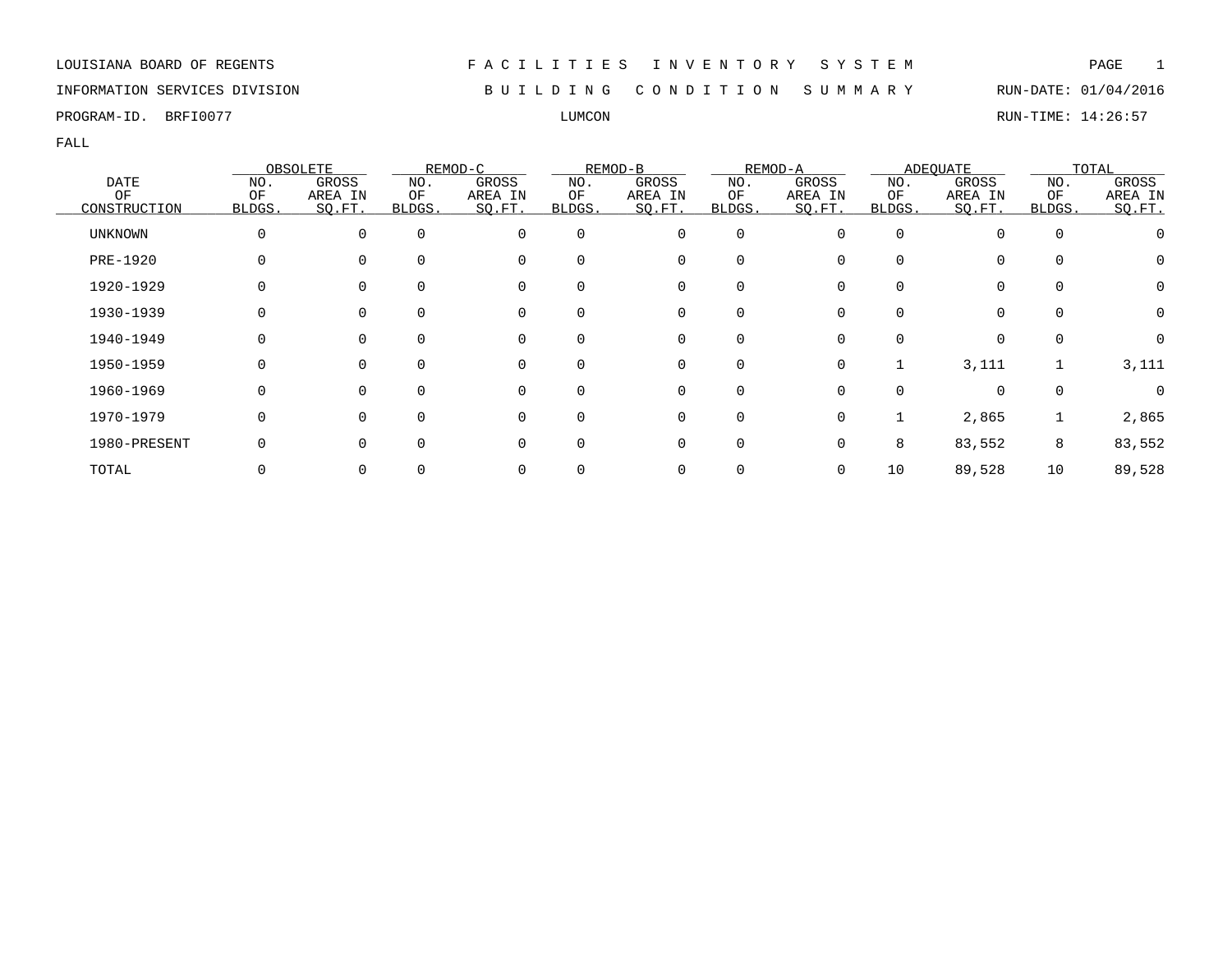LOUISIANA BOARD OF REGENTS — F A C I L I T I E S I N V E N T O R Y S Y S T E M

INFORMATION SERVICES DIVISION — B U I L D I N G C O N D I T I O N S U M M A R Y — RUN-DATE: 01/04/2016

PROGRAM-ID. BRFI0077 — LUMCON — RUN-TIME: 14:26:57

FALL

| DATE OF CONSTRUCTION | OBSOLETE | | REMOD-C | | REMOD-B | | REMOD-A | | ADEQUATE | | TOTAL | |
|---|---|---|---|---|---|---|---|---|---|---|---|---|
| | NO. OF BLDGS. | GROSS AREA IN SQ.FT. | NO. OF BLDGS. | GROSS AREA IN SQ.FT. | NO. OF BLDGS. | GROSS AREA IN SQ.FT. | NO. OF BLDGS. | GROSS AREA IN SQ.FT. | NO. OF BLDGS. | GROSS AREA IN SQ.FT. | NO. OF BLDGS. | GROSS AREA IN SQ.FT. |
| UNKNOWN | 0 | 0 | 0 | 0 | 0 | 0 | 0 | 0 | 0 | 0 | 0 | 0 |
| PRE-1920 | 0 | 0 | 0 | 0 | 0 | 0 | 0 | 0 | 0 | 0 | 0 | 0 |
| 1920-1929 | 0 | 0 | 0 | 0 | 0 | 0 | 0 | 0 | 0 | 0 | 0 | 0 |
| 1930-1939 | 0 | 0 | 0 | 0 | 0 | 0 | 0 | 0 | 0 | 0 | 0 | 0 |
| 1940-1949 | 0 | 0 | 0 | 0 | 0 | 0 | 0 | 0 | 0 | 0 | 0 | 0 |
| 1950-1959 | 0 | 0 | 0 | 0 | 0 | 0 | 0 | 0 | 1 | 3,111 | 1 | 3,111 |
| 1960-1969 | 0 | 0 | 0 | 0 | 0 | 0 | 0 | 0 | 0 | 0 | 0 | 0 |
| 1970-1979 | 0 | 0 | 0 | 0 | 0 | 0 | 0 | 0 | 1 | 2,865 | 1 | 2,865 |
| 1980-PRESENT | 0 | 0 | 0 | 0 | 0 | 0 | 0 | 0 | 8 | 83,552 | 8 | 83,552 |
| TOTAL | 0 | 0 | 0 | 0 | 0 | 0 | 0 | 0 | 10 | 89,528 | 10 | 89,528 |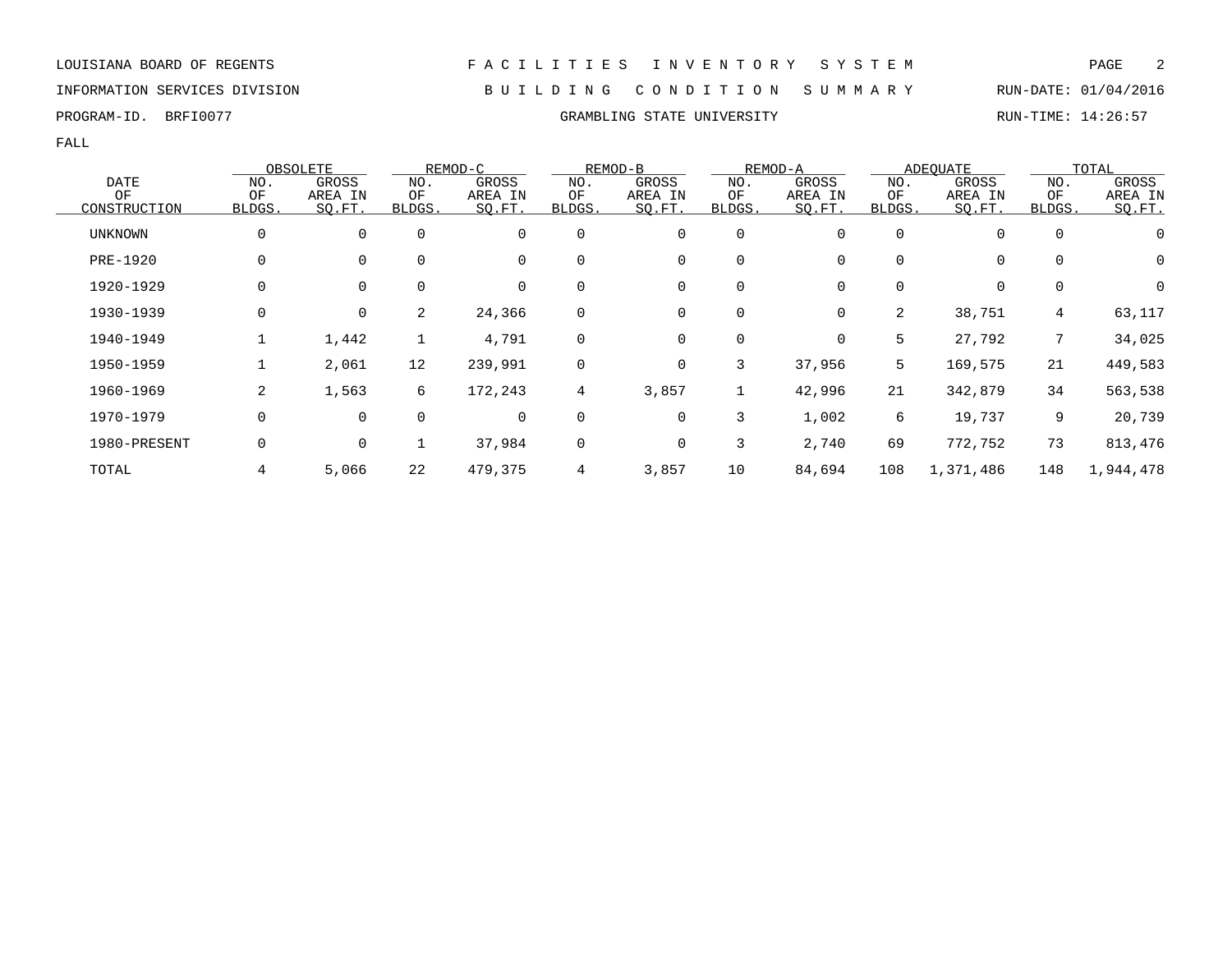LOUISIANA BOARD OF REGENTS — FACILITIES INVENTORY SYSTEM

INFORMATION SERVICES DIVISION — BUILDING CONDITION SUMMARY — RUN-DATE: 01/04/2016

PROGRAM-ID. BRFI0077 — GRAMBLING STATE UNIVERSITY — RUN-TIME: 14:26:57

FALL

| DATE OF CONSTRUCTION | OBSOLETE | | REMOD-C | | REMOD-B | | REMOD-A | | ADEQUATE | | TOTAL | |
|---|---|---|---|---|---|---|---|---|---|---|---|---|
| | NO. OF BLDGS. | GROSS AREA IN SQ.FT. | NO. OF BLDGS. | GROSS AREA IN SQ.FT. | NO. OF BLDGS. | GROSS AREA IN SQ.FT. | NO. OF BLDGS. | GROSS AREA IN SQ.FT. | NO. OF BLDGS. | GROSS AREA IN SQ.FT. | NO. OF BLDGS. | GROSS AREA IN SQ.FT. |
| UNKNOWN | 0 | 0 | 0 | 0 | 0 | 0 | 0 | 0 | 0 | 0 | 0 | 0 |
| PRE-1920 | 0 | 0 | 0 | 0 | 0 | 0 | 0 | 0 | 0 | 0 | 0 | 0 |
| 1920-1929 | 0 | 0 | 0 | 0 | 0 | 0 | 0 | 0 | 0 | 0 | 0 | 0 |
| 1930-1939 | 0 | 0 | 2 | 24,366 | 0 | 0 | 0 | 0 | 2 | 38,751 | 4 | 63,117 |
| 1940-1949 | 1 | 1,442 | 1 | 4,791 | 0 | 0 | 0 | 0 | 5 | 27,792 | 7 | 34,025 |
| 1950-1959 | 1 | 2,061 | 12 | 239,991 | 0 | 0 | 3 | 37,956 | 5 | 169,575 | 21 | 449,583 |
| 1960-1969 | 2 | 1,563 | 6 | 172,243 | 4 | 3,857 | 1 | 42,996 | 21 | 342,879 | 34 | 563,538 |
| 1970-1979 | 0 | 0 | 0 | 0 | 0 | 0 | 3 | 1,002 | 6 | 19,737 | 9 | 20,739 |
| 1980-PRESENT | 0 | 0 | 1 | 37,984 | 0 | 0 | 3 | 2,740 | 69 | 772,752 | 73 | 813,476 |
| TOTAL | 4 | 5,066 | 22 | 479,375 | 4 | 3,857 | 10 | 84,694 | 108 | 1,371,486 | 148 | 1,944,478 |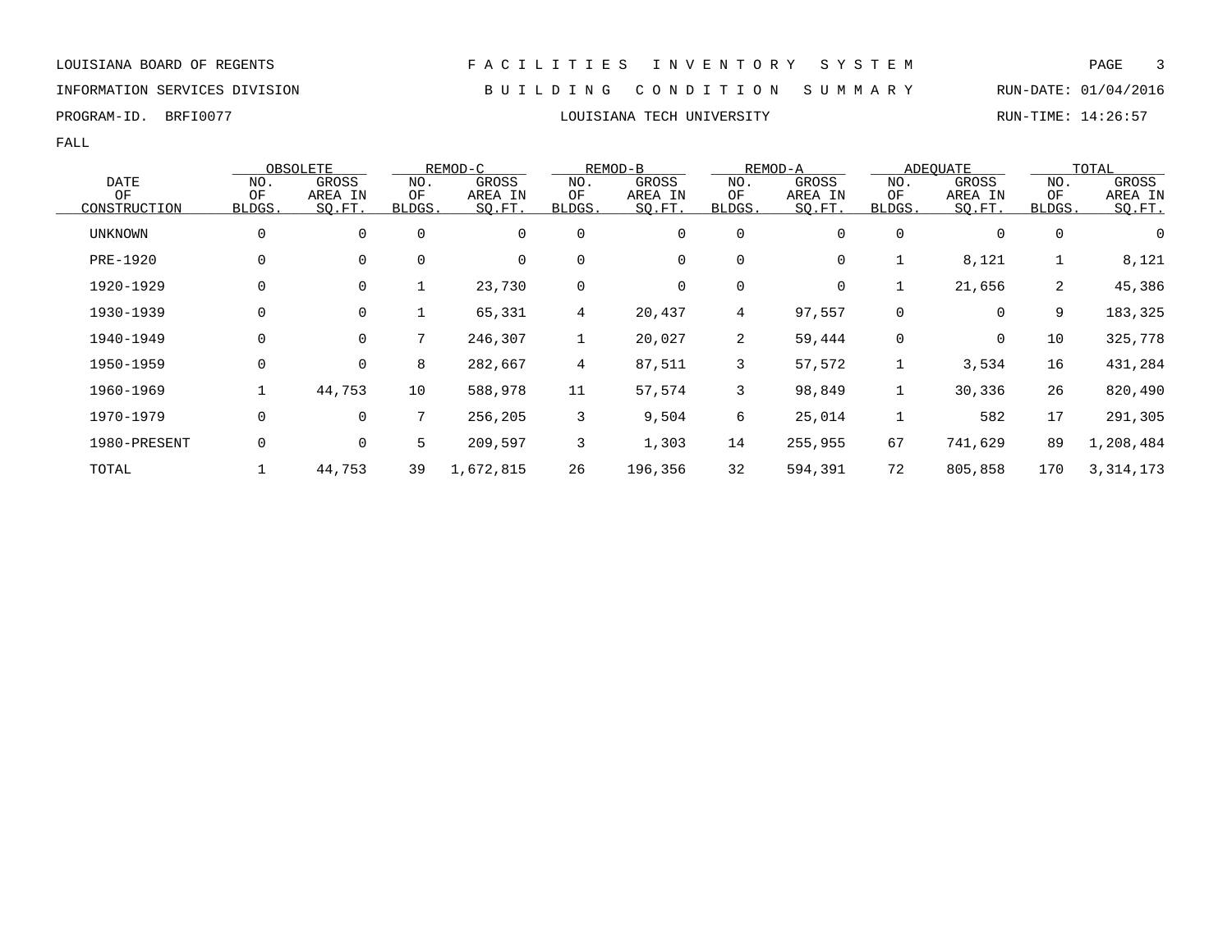LOUISIANA BOARD OF REGENTS — FACILITIES INVENTORY SYSTEM

INFORMATION SERVICES DIVISION — BUILDING CONDITION SUMMARY — RUN-DATE: 01/04/2016

PROGRAM-ID. BRFI0077 — LOUISIANA TECH UNIVERSITY — RUN-TIME: 14:26:57

FALL

| DATE OF CONSTRUCTION | OBSOLETE | | REMOD-C | | REMOD-B | | REMOD-A | | ADEQUATE | | TOTAL | |
|---|---|---|---|---|---|---|---|---|---|---|---|---|
| | NO. OF BLDGS. | GROSS AREA IN SQ.FT. | NO. OF BLDGS. | GROSS AREA IN SQ.FT. | NO. OF BLDGS. | GROSS AREA IN SQ.FT. | NO. OF BLDGS. | GROSS AREA IN SQ.FT. | NO. OF BLDGS. | GROSS AREA IN SQ.FT. | NO. OF BLDGS. | GROSS AREA IN SQ.FT. |
| UNKNOWN | 0 | 0 | 0 | 0 | 0 | 0 | 0 | 0 | 0 | 0 | 0 | 0 |
| PRE-1920 | 0 | 0 | 0 | 0 | 0 | 0 | 0 | 0 | 1 | 8,121 | 1 | 8,121 |
| 1920-1929 | 0 | 0 | 1 | 23,730 | 0 | 0 | 0 | 0 | 1 | 21,656 | 2 | 45,386 |
| 1930-1939 | 0 | 0 | 1 | 65,331 | 4 | 20,437 | 4 | 97,557 | 0 | 0 | 9 | 183,325 |
| 1940-1949 | 0 | 0 | 7 | 246,307 | 1 | 20,027 | 2 | 59,444 | 0 | 0 | 10 | 325,778 |
| 1950-1959 | 0 | 0 | 8 | 282,667 | 4 | 87,511 | 3 | 57,572 | 1 | 3,534 | 16 | 431,284 |
| 1960-1969 | 1 | 44,753 | 10 | 588,978 | 11 | 57,574 | 3 | 98,849 | 1 | 30,336 | 26 | 820,490 |
| 1970-1979 | 0 | 0 | 7 | 256,205 | 3 | 9,504 | 6 | 25,014 | 1 | 582 | 17 | 291,305 |
| 1980-PRESENT | 0 | 0 | 5 | 209,597 | 3 | 1,303 | 14 | 255,955 | 67 | 741,629 | 89 | 1,208,484 |
| TOTAL | 1 | 44,753 | 39 | 1,672,815 | 26 | 196,356 | 32 | 594,391 | 72 | 805,858 | 170 | 3,314,173 |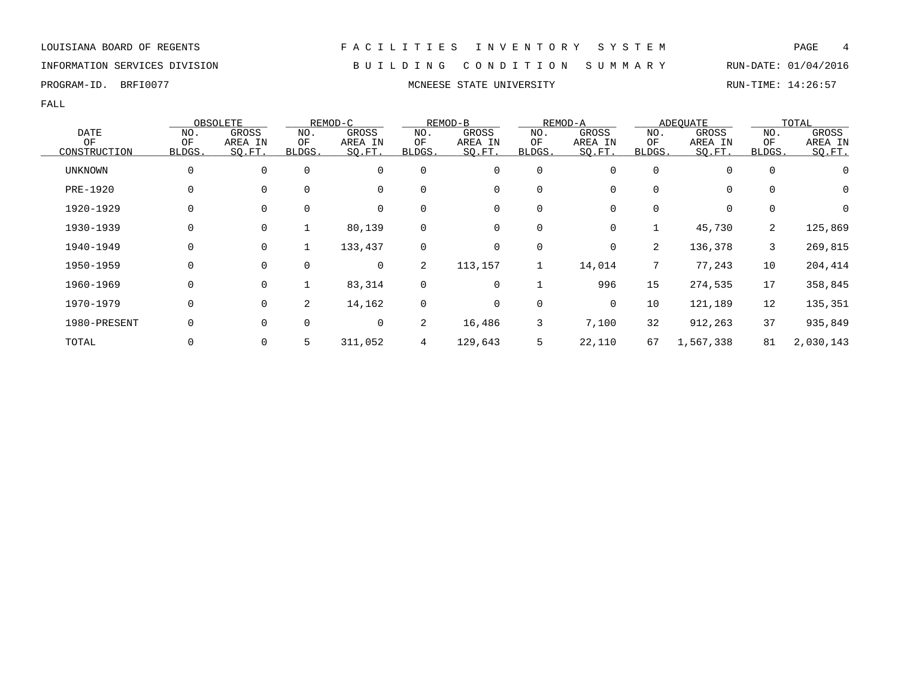LOUISIANA BOARD OF REGENTS — FACILITIES INVENTORY SYSTEM

INFORMATION SERVICES DIVISION — BUILDING CONDITION SUMMARY — RUN-DATE: 01/04/2016

PROGRAM-ID. BRFI0077 — MCNEESE STATE UNIVERSITY — RUN-TIME: 14:26:57

FALL

| DATE OF CONSTRUCTION | OBSOLETE NO. OF BLDGS. | OBSOLETE GROSS AREA IN SQ.FT. | REMOD-C NO. OF BLDGS. | REMOD-C GROSS AREA IN SQ.FT. | REMOD-B NO. OF BLDGS. | REMOD-B GROSS AREA IN SQ.FT. | REMOD-A NO. OF BLDGS. | REMOD-A GROSS AREA IN SQ.FT. | ADEQUATE NO. OF BLDGS. | ADEQUATE GROSS AREA IN SQ.FT. | TOTAL NO. OF BLDGS. | TOTAL GROSS AREA IN SQ.FT. |
|---|---|---|---|---|---|---|---|---|---|---|---|---|
| UNKNOWN | 0 | 0 | 0 | 0 | 0 | 0 | 0 | 0 | 0 | 0 | 0 | 0 |
| PRE-1920 | 0 | 0 | 0 | 0 | 0 | 0 | 0 | 0 | 0 | 0 | 0 | 0 |
| 1920-1929 | 0 | 0 | 0 | 0 | 0 | 0 | 0 | 0 | 0 | 0 | 0 | 0 |
| 1930-1939 | 0 | 0 | 1 | 80,139 | 0 | 0 | 0 | 0 | 1 | 45,730 | 2 | 125,869 |
| 1940-1949 | 0 | 0 | 1 | 133,437 | 0 | 0 | 0 | 0 | 2 | 136,378 | 3 | 269,815 |
| 1950-1959 | 0 | 0 | 0 | 0 | 2 | 113,157 | 1 | 14,014 | 7 | 77,243 | 10 | 204,414 |
| 1960-1969 | 0 | 0 | 1 | 83,314 | 0 | 0 | 1 | 996 | 15 | 274,535 | 17 | 358,845 |
| 1970-1979 | 0 | 0 | 2 | 14,162 | 0 | 0 | 0 | 0 | 10 | 121,189 | 12 | 135,351 |
| 1980-PRESENT | 0 | 0 | 0 | 0 | 2 | 16,486 | 3 | 7,100 | 32 | 912,263 | 37 | 935,849 |
| TOTAL | 0 | 0 | 5 | 311,052 | 4 | 129,643 | 5 | 22,110 | 67 | 1,567,338 | 81 | 2,030,143 |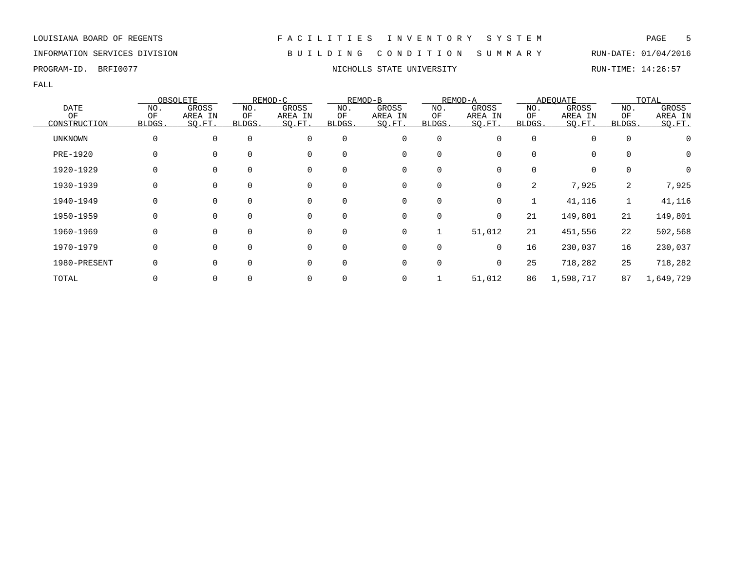LOUISIANA BOARD OF REGENTS — FACILITIES INVENTORY SYSTEM

INFORMATION SERVICES DIVISION — BUILDING CONDITION SUMMARY — RUN-DATE: 01/04/2016

PROGRAM-ID. BRFI0077 — NICHOLLS STATE UNIVERSITY — RUN-TIME: 14:26:57

FALL

| DATE OF CONSTRUCTION | OBSOLETE | | REMOD-C | | REMOD-B | | REMOD-A | | ADEQUATE | | TOTAL | |
|---|---|---|---|---|---|---|---|---|---|---|---|---|
| | NO. OF BLDGS. | GROSS AREA IN SQ.FT. | NO. OF BLDGS. | GROSS AREA IN SQ.FT. | NO. OF BLDGS. | GROSS AREA IN SQ.FT. | NO. OF BLDGS. | GROSS AREA IN SQ.FT. | NO. OF BLDGS. | GROSS AREA IN SQ.FT. | NO. OF BLDGS. | GROSS AREA IN SQ.FT. |
| UNKNOWN | 0 | 0 | 0 | 0 | 0 | 0 | 0 | 0 | 0 | 0 | 0 | 0 |
| PRE-1920 | 0 | 0 | 0 | 0 | 0 | 0 | 0 | 0 | 0 | 0 | 0 | 0 |
| 1920-1929 | 0 | 0 | 0 | 0 | 0 | 0 | 0 | 0 | 0 | 0 | 0 | 0 |
| 1930-1939 | 0 | 0 | 0 | 0 | 0 | 0 | 0 | 0 | 2 | 7,925 | 2 | 7,925 |
| 1940-1949 | 0 | 0 | 0 | 0 | 0 | 0 | 0 | 0 | 1 | 41,116 | 1 | 41,116 |
| 1950-1959 | 0 | 0 | 0 | 0 | 0 | 0 | 0 | 0 | 21 | 149,801 | 21 | 149,801 |
| 1960-1969 | 0 | 0 | 0 | 0 | 0 | 0 | 1 | 51,012 | 21 | 451,556 | 22 | 502,568 |
| 1970-1979 | 0 | 0 | 0 | 0 | 0 | 0 | 0 | 0 | 16 | 230,037 | 16 | 230,037 |
| 1980-PRESENT | 0 | 0 | 0 | 0 | 0 | 0 | 0 | 0 | 25 | 718,282 | 25 | 718,282 |
| TOTAL | 0 | 0 | 0 | 0 | 0 | 0 | 1 | 51,012 | 86 | 1,598,717 | 87 | 1,649,729 |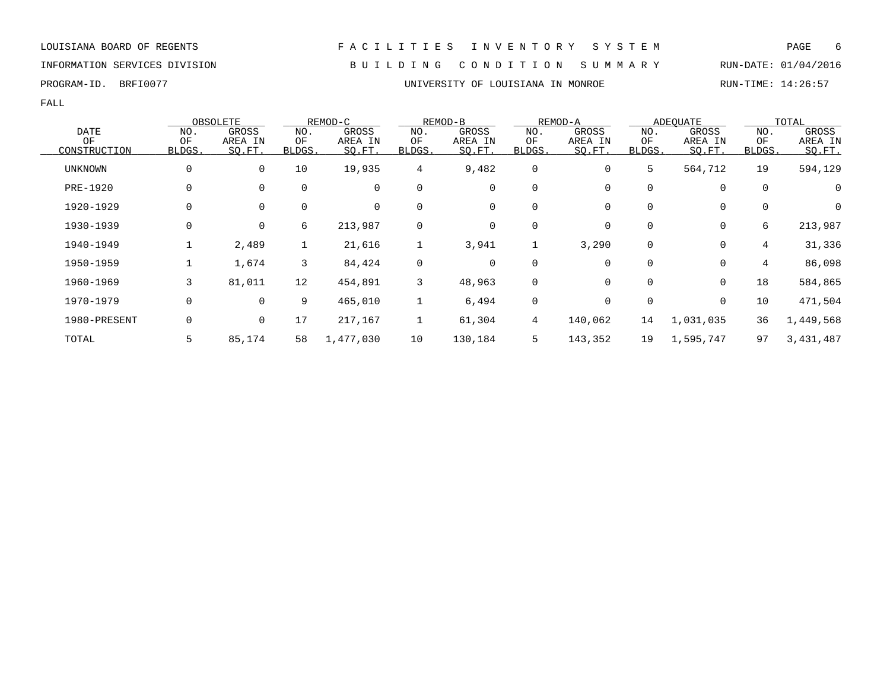LOUISIANA BOARD OF REGENTS — FACILITIES INVENTORY SYSTEM

INFORMATION SERVICES DIVISION — BUILDING CONDITION SUMMARY — RUN-DATE: 01/04/2016

PROGRAM-ID. BRFI0077 — UNIVERSITY OF LOUISIANA IN MONROE — RUN-TIME: 14:26:57

FALL

| DATE OF CONSTRUCTION | OBSOLETE | | REMOD-C | | REMOD-B | | REMOD-A | | ADEQUATE | | TOTAL | |
|---|---|---|---|---|---|---|---|---|---|---|---|---|
| | NO. OF BLDGS. | GROSS AREA IN SQ.FT. | NO. OF BLDGS. | GROSS AREA IN SQ.FT. | NO. OF BLDGS. | GROSS AREA IN SQ.FT. | NO. OF BLDGS. | GROSS AREA IN SQ.FT. | NO. OF BLDGS. | GROSS AREA IN SQ.FT. | NO. OF BLDGS. | GROSS AREA IN SQ.FT. |
| UNKNOWN | 0 | 0 | 10 | 19,935 | 4 | 9,482 | 0 | 0 | 5 | 564,712 | 19 | 594,129 |
| PRE-1920 | 0 | 0 | 0 | 0 | 0 | 0 | 0 | 0 | 0 | 0 | 0 | 0 |
| 1920-1929 | 0 | 0 | 0 | 0 | 0 | 0 | 0 | 0 | 0 | 0 | 0 | 0 |
| 1930-1939 | 0 | 0 | 6 | 213,987 | 0 | 0 | 0 | 0 | 0 | 0 | 6 | 213,987 |
| 1940-1949 | 1 | 2,489 | 1 | 21,616 | 1 | 3,941 | 1 | 3,290 | 0 | 0 | 4 | 31,336 |
| 1950-1959 | 1 | 1,674 | 3 | 84,424 | 0 | 0 | 0 | 0 | 0 | 0 | 4 | 86,098 |
| 1960-1969 | 3 | 81,011 | 12 | 454,891 | 3 | 48,963 | 0 | 0 | 0 | 0 | 18 | 584,865 |
| 1970-1979 | 0 | 0 | 9 | 465,010 | 1 | 6,494 | 0 | 0 | 0 | 0 | 10 | 471,504 |
| 1980-PRESENT | 0 | 0 | 17 | 217,167 | 1 | 61,304 | 4 | 140,062 | 14 | 1,031,035 | 36 | 1,449,568 |
| TOTAL | 5 | 85,174 | 58 | 1,477,030 | 10 | 130,184 | 5 | 143,352 | 19 | 1,595,747 | 97 | 3,431,487 |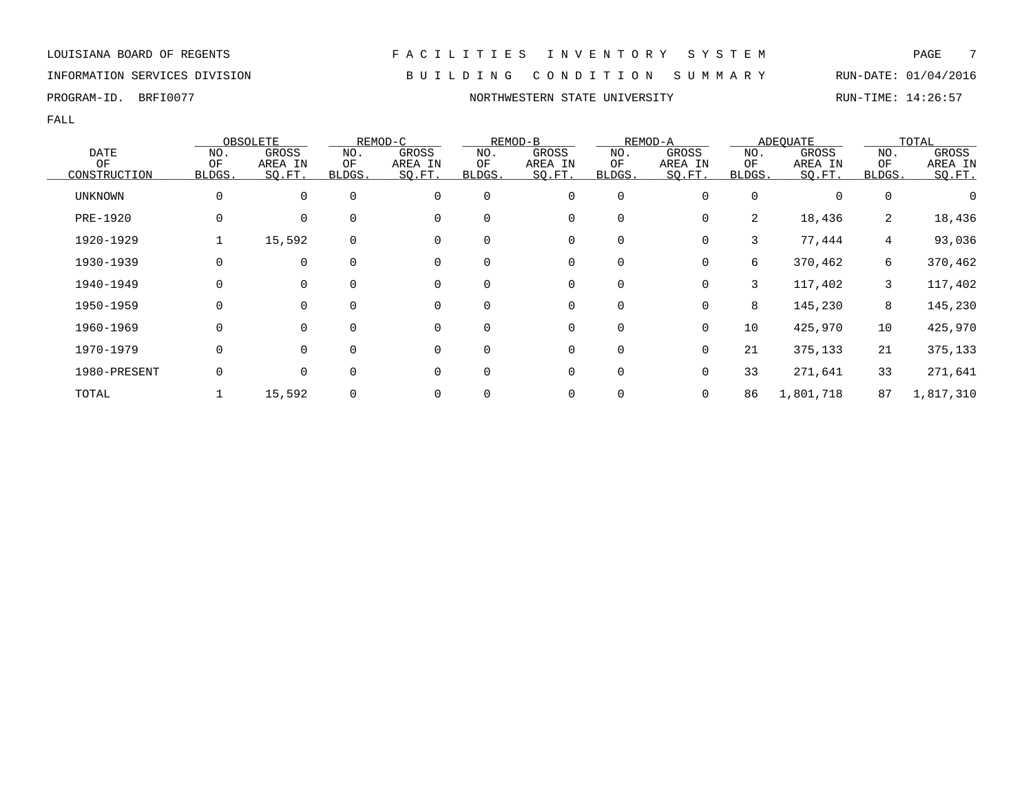LOUISIANA BOARD OF REGENTS — F A C I L I T I E S   I N V E N T O R Y   S Y S T E M

INFORMATION SERVICES DIVISION — B U I L D I N G   C O N D I T I O N   S U M M A R Y — RUN-DATE: 01/04/2016

PROGRAM-ID. BRFI0077 — NORTHWESTERN STATE UNIVERSITY — RUN-TIME: 14:26:57

FALL

| DATE OF CONSTRUCTION | OBSOLETE | | REMOD-C | | REMOD-B | | REMOD-A | | ADEQUATE | | TOTAL | |
|---|---|---|---|---|---|---|---|---|---|---|---|---|
| | NO. OF BLDGS. | GROSS AREA IN SQ.FT. | NO. OF BLDGS. | GROSS AREA IN SQ.FT. | NO. OF BLDGS. | GROSS AREA IN SQ.FT. | NO. OF BLDGS. | GROSS AREA IN SQ.FT. | NO. OF BLDGS. | GROSS AREA IN SQ.FT. | NO. OF BLDGS. | GROSS AREA IN SQ.FT. |
| UNKNOWN | 0 | 0 | 0 | 0 | 0 | 0 | 0 | 0 | 0 | 0 | 0 | 0 |
| PRE-1920 | 0 | 0 | 0 | 0 | 0 | 0 | 0 | 0 | 2 | 18,436 | 2 | 18,436 |
| 1920-1929 | 1 | 15,592 | 0 | 0 | 0 | 0 | 0 | 0 | 3 | 77,444 | 4 | 93,036 |
| 1930-1939 | 0 | 0 | 0 | 0 | 0 | 0 | 0 | 0 | 6 | 370,462 | 6 | 370,462 |
| 1940-1949 | 0 | 0 | 0 | 0 | 0 | 0 | 0 | 0 | 3 | 117,402 | 3 | 117,402 |
| 1950-1959 | 0 | 0 | 0 | 0 | 0 | 0 | 0 | 0 | 8 | 145,230 | 8 | 145,230 |
| 1960-1969 | 0 | 0 | 0 | 0 | 0 | 0 | 0 | 0 | 10 | 425,970 | 10 | 425,970 |
| 1970-1979 | 0 | 0 | 0 | 0 | 0 | 0 | 0 | 0 | 21 | 375,133 | 21 | 375,133 |
| 1980-PRESENT | 0 | 0 | 0 | 0 | 0 | 0 | 0 | 0 | 33 | 271,641 | 33 | 271,641 |
| TOTAL | 1 | 15,592 | 0 | 0 | 0 | 0 | 0 | 0 | 86 | 1,801,718 | 87 | 1,817,310 |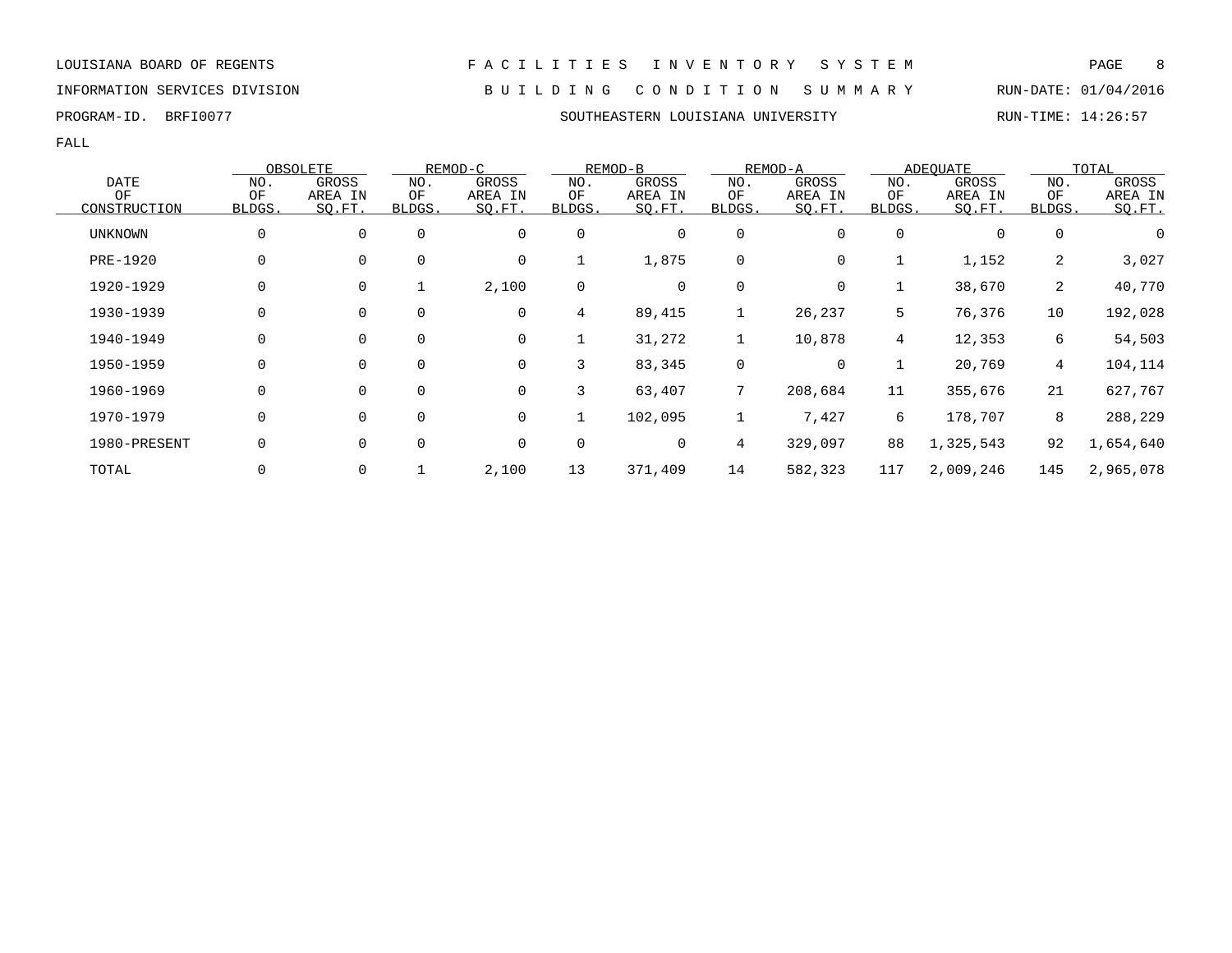LOUISIANA BOARD OF REGENTS — FACILITIES INVENTORY SYSTEM

INFORMATION SERVICES DIVISION — BUILDING CONDITION SUMMARY — RUN-DATE: 01/04/2016

PROGRAM-ID. BRFI0077 — SOUTHEASTERN LOUISIANA UNIVERSITY — RUN-TIME: 14:26:57

FALL

| DATE OF CONSTRUCTION | OBSOLETE | | REMOD-C | | REMOD-B | | REMOD-A | | ADEQUATE | | TOTAL | |
|---|---|---|---|---|---|---|---|---|---|---|---|---|
| | NO. OF BLDGS. | GROSS AREA IN SQ.FT. | NO. OF BLDGS. | GROSS AREA IN SQ.FT. | NO. OF BLDGS. | GROSS AREA IN SQ.FT. | NO. OF BLDGS. | GROSS AREA IN SQ.FT. | NO. OF BLDGS. | GROSS AREA IN SQ.FT. | NO. OF BLDGS. | GROSS AREA IN SQ.FT. |
| UNKNOWN | 0 | 0 | 0 | 0 | 0 | 0 | 0 | 0 | 0 | 0 | 0 | 0 |
| PRE-1920 | 0 | 0 | 0 | 0 | 1 | 1,875 | 0 | 0 | 1 | 1,152 | 2 | 3,027 |
| 1920-1929 | 0 | 0 | 1 | 2,100 | 0 | 0 | 0 | 0 | 1 | 38,670 | 2 | 40,770 |
| 1930-1939 | 0 | 0 | 0 | 0 | 4 | 89,415 | 1 | 26,237 | 5 | 76,376 | 10 | 192,028 |
| 1940-1949 | 0 | 0 | 0 | 0 | 1 | 31,272 | 1 | 10,878 | 4 | 12,353 | 6 | 54,503 |
| 1950-1959 | 0 | 0 | 0 | 0 | 3 | 83,345 | 0 | 0 | 1 | 20,769 | 4 | 104,114 |
| 1960-1969 | 0 | 0 | 0 | 0 | 3 | 63,407 | 7 | 208,684 | 11 | 355,676 | 21 | 627,767 |
| 1970-1979 | 0 | 0 | 0 | 0 | 1 | 102,095 | 1 | 7,427 | 6 | 178,707 | 8 | 288,229 |
| 1980-PRESENT | 0 | 0 | 0 | 0 | 0 | 0 | 4 | 329,097 | 88 | 1,325,543 | 92 | 1,654,640 |
| TOTAL | 0 | 0 | 1 | 2,100 | 13 | 371,409 | 14 | 582,323 | 117 | 2,009,246 | 145 | 2,965,078 |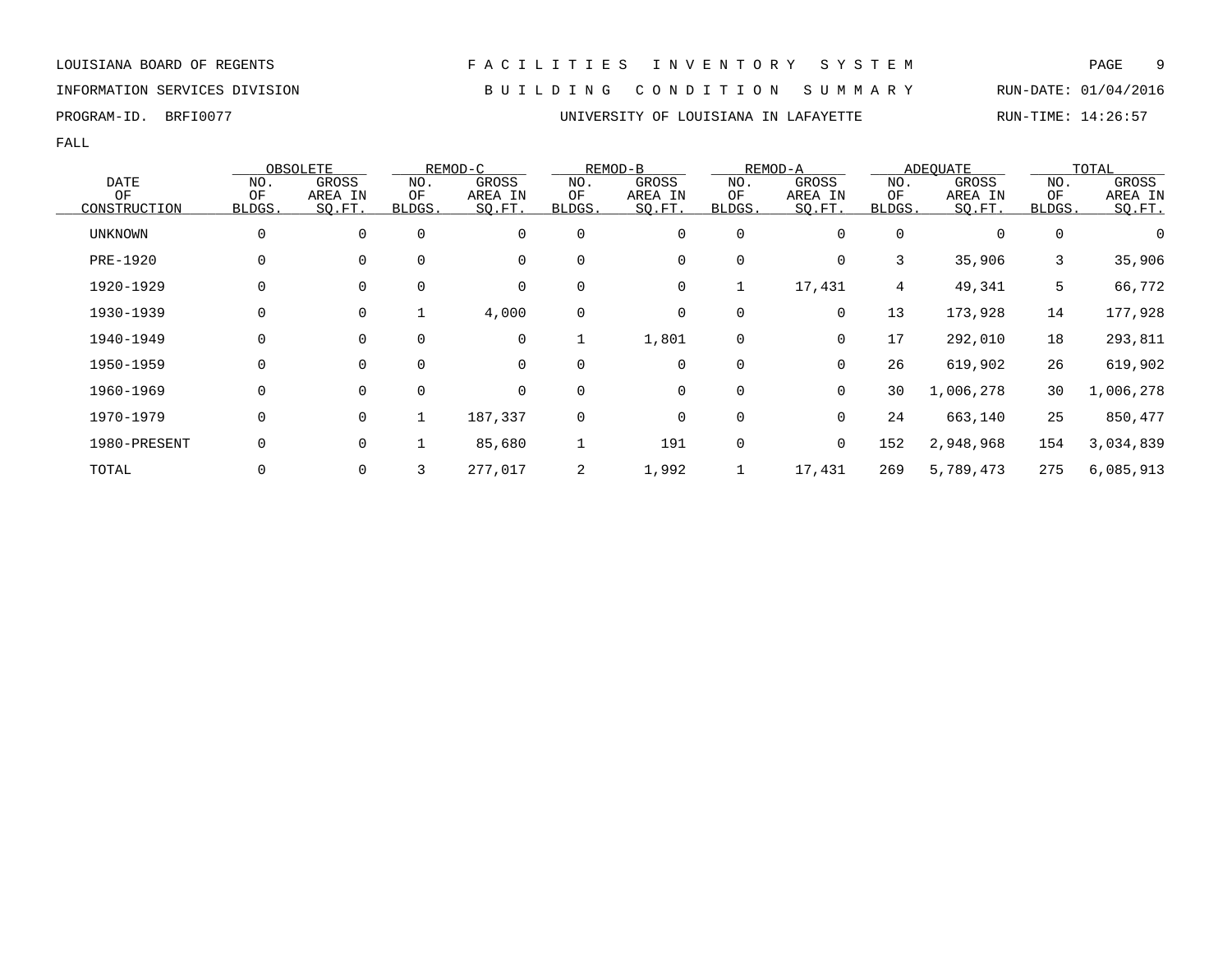LOUISIANA BOARD OF REGENTS — FACILITIES INVENTORY SYSTEM

INFORMATION SERVICES DIVISION — BUILDING CONDITION SUMMARY — RUN-DATE: 01/04/2016

PROGRAM-ID. BRFI0077 — UNIVERSITY OF LOUISIANA IN LAFAYETTE — RUN-TIME: 14:26:57

FALL

| DATE OF CONSTRUCTION | OBSOLETE | | REMOD-C | | REMOD-B | | REMOD-A | | ADEQUATE | | TOTAL | |
|---|---|---|---|---|---|---|---|---|---|---|---|---|
| | NO. OF BLDGS. | GROSS AREA IN SQ.FT. | NO. OF BLDGS. | GROSS AREA IN SQ.FT. | NO. OF BLDGS. | GROSS AREA IN SQ.FT. | NO. OF BLDGS. | GROSS AREA IN SQ.FT. | NO. OF BLDGS. | GROSS AREA IN SQ.FT. | NO. OF BLDGS. | GROSS AREA IN SQ.FT. |
| UNKNOWN | 0 | 0 | 0 | 0 | 0 | 0 | 0 | 0 | 0 | 0 | 0 | 0 |
| PRE-1920 | 0 | 0 | 0 | 0 | 0 | 0 | 0 | 0 | 3 | 35,906 | 3 | 35,906 |
| 1920-1929 | 0 | 0 | 0 | 0 | 0 | 0 | 1 | 17,431 | 4 | 49,341 | 5 | 66,772 |
| 1930-1939 | 0 | 0 | 1 | 4,000 | 0 | 0 | 0 | 0 | 13 | 173,928 | 14 | 177,928 |
| 1940-1949 | 0 | 0 | 0 | 0 | 1 | 1,801 | 0 | 0 | 17 | 292,010 | 18 | 293,811 |
| 1950-1959 | 0 | 0 | 0 | 0 | 0 | 0 | 0 | 0 | 26 | 619,902 | 26 | 619,902 |
| 1960-1969 | 0 | 0 | 0 | 0 | 0 | 0 | 0 | 0 | 30 | 1,006,278 | 30 | 1,006,278 |
| 1970-1979 | 0 | 0 | 1 | 187,337 | 0 | 0 | 0 | 0 | 24 | 663,140 | 25 | 850,477 |
| 1980-PRESENT | 0 | 0 | 1 | 85,680 | 1 | 191 | 0 | 0 | 152 | 2,948,968 | 154 | 3,034,839 |
| TOTAL | 0 | 0 | 3 | 277,017 | 2 | 1,992 | 1 | 17,431 | 269 | 5,789,473 | 275 | 6,085,913 |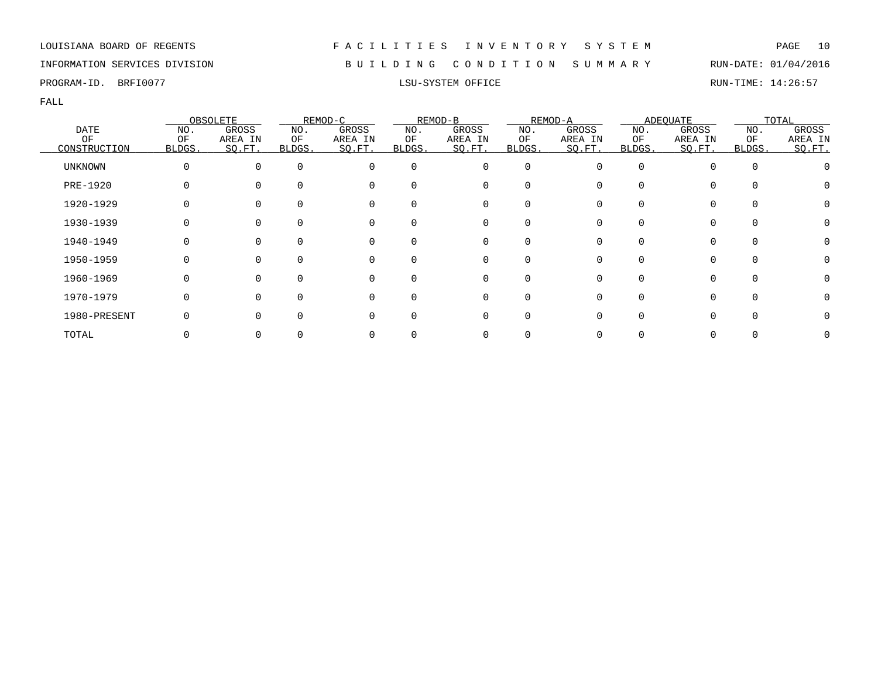LOUISIANA BOARD OF REGENTS — F A C I L I T I E S   I N V E N T O R Y   S Y S T E M

INFORMATION SERVICES DIVISION — B U I L D I N G   C O N D I T I O N   S U M M A R Y — RUN-DATE: 01/04/2016

PROGRAM-ID. BRFI0077 — LSU-SYSTEM OFFICE — RUN-TIME: 14:26:57

FALL

| DATE OF CONSTRUCTION | OBSOLETE | | REMOD-C | | REMOD-B | | REMOD-A | | ADEQUATE | | TOTAL | |
|---|---|---|---|---|---|---|---|---|---|---|---|---|
| | NO. OF BLDGS. | GROSS AREA IN SQ.FT. | NO. OF BLDGS. | GROSS AREA IN SQ.FT. | NO. OF BLDGS. | GROSS AREA IN SQ.FT. | NO. OF BLDGS. | GROSS AREA IN SQ.FT. | NO. OF BLDGS. | GROSS AREA IN SQ.FT. | NO. OF BLDGS. | GROSS AREA IN SQ.FT. |
| UNKNOWN | 0 | 0 | 0 | 0 | 0 | 0 | 0 | 0 | 0 | 0 | 0 | 0 |
| PRE-1920 | 0 | 0 | 0 | 0 | 0 | 0 | 0 | 0 | 0 | 0 | 0 | 0 |
| 1920-1929 | 0 | 0 | 0 | 0 | 0 | 0 | 0 | 0 | 0 | 0 | 0 | 0 |
| 1930-1939 | 0 | 0 | 0 | 0 | 0 | 0 | 0 | 0 | 0 | 0 | 0 | 0 |
| 1940-1949 | 0 | 0 | 0 | 0 | 0 | 0 | 0 | 0 | 0 | 0 | 0 | 0 |
| 1950-1959 | 0 | 0 | 0 | 0 | 0 | 0 | 0 | 0 | 0 | 0 | 0 | 0 |
| 1960-1969 | 0 | 0 | 0 | 0 | 0 | 0 | 0 | 0 | 0 | 0 | 0 | 0 |
| 1970-1979 | 0 | 0 | 0 | 0 | 0 | 0 | 0 | 0 | 0 | 0 | 0 | 0 |
| 1980-PRESENT | 0 | 0 | 0 | 0 | 0 | 0 | 0 | 0 | 0 | 0 | 0 | 0 |
| TOTAL | 0 | 0 | 0 | 0 | 0 | 0 | 0 | 0 | 0 | 0 | 0 | 0 |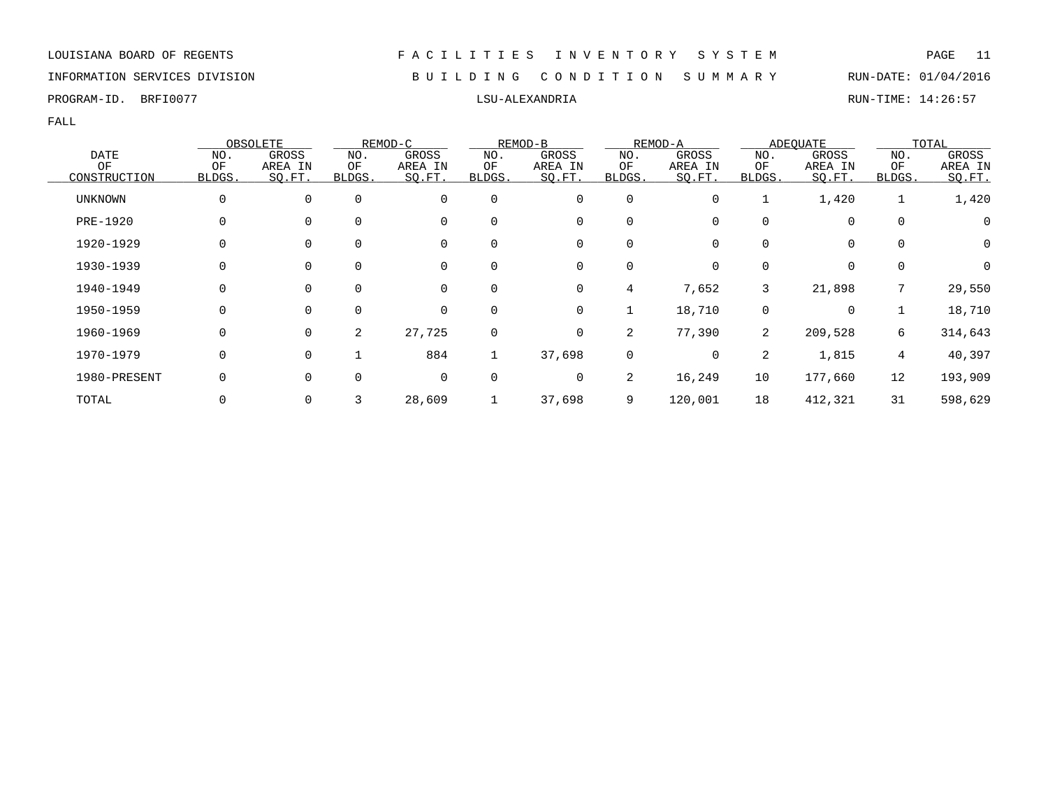LOUISIANA BOARD OF REGENTS — FACILITIES INVENTORY SYSTEM

INFORMATION SERVICES DIVISION — BUILDING CONDITION SUMMARY — RUN-DATE: 01/04/2016

PROGRAM-ID. BRFI0077 — LSU-ALEXANDRIA — RUN-TIME: 14:26:57

FALL

| DATE OF CONSTRUCTION | OBSOLETE | | REMOD-C | | REMOD-B | | REMOD-A | | ADEQUATE | | TOTAL | |
|---|---|---|---|---|---|---|---|---|---|---|---|---|
| | NO. OF BLDGS. | GROSS AREA IN SQ.FT. | NO. OF BLDGS. | GROSS AREA IN SQ.FT. | NO. OF BLDGS. | GROSS AREA IN SQ.FT. | NO. OF BLDGS. | GROSS AREA IN SQ.FT. | NO. OF BLDGS. | GROSS AREA IN SQ.FT. | NO. OF BLDGS. | GROSS AREA IN SQ.FT. |
| UNKNOWN | 0 | 0 | 0 | 0 | 0 | 0 | 0 | 0 | 1 | 1,420 | 1 | 1,420 |
| PRE-1920 | 0 | 0 | 0 | 0 | 0 | 0 | 0 | 0 | 0 | 0 | 0 | 0 |
| 1920-1929 | 0 | 0 | 0 | 0 | 0 | 0 | 0 | 0 | 0 | 0 | 0 | 0 |
| 1930-1939 | 0 | 0 | 0 | 0 | 0 | 0 | 0 | 0 | 0 | 0 | 0 | 0 |
| 1940-1949 | 0 | 0 | 0 | 0 | 0 | 0 | 4 | 7,652 | 3 | 21,898 | 7 | 29,550 |
| 1950-1959 | 0 | 0 | 0 | 0 | 0 | 0 | 1 | 18,710 | 0 | 0 | 1 | 18,710 |
| 1960-1969 | 0 | 0 | 2 | 27,725 | 0 | 0 | 2 | 77,390 | 2 | 209,528 | 6 | 314,643 |
| 1970-1979 | 0 | 0 | 1 | 884 | 1 | 37,698 | 0 | 0 | 2 | 1,815 | 4 | 40,397 |
| 1980-PRESENT | 0 | 0 | 0 | 0 | 0 | 0 | 2 | 16,249 | 10 | 177,660 | 12 | 193,909 |
| TOTAL | 0 | 0 | 3 | 28,609 | 1 | 37,698 | 9 | 120,001 | 18 | 412,321 | 31 | 598,629 |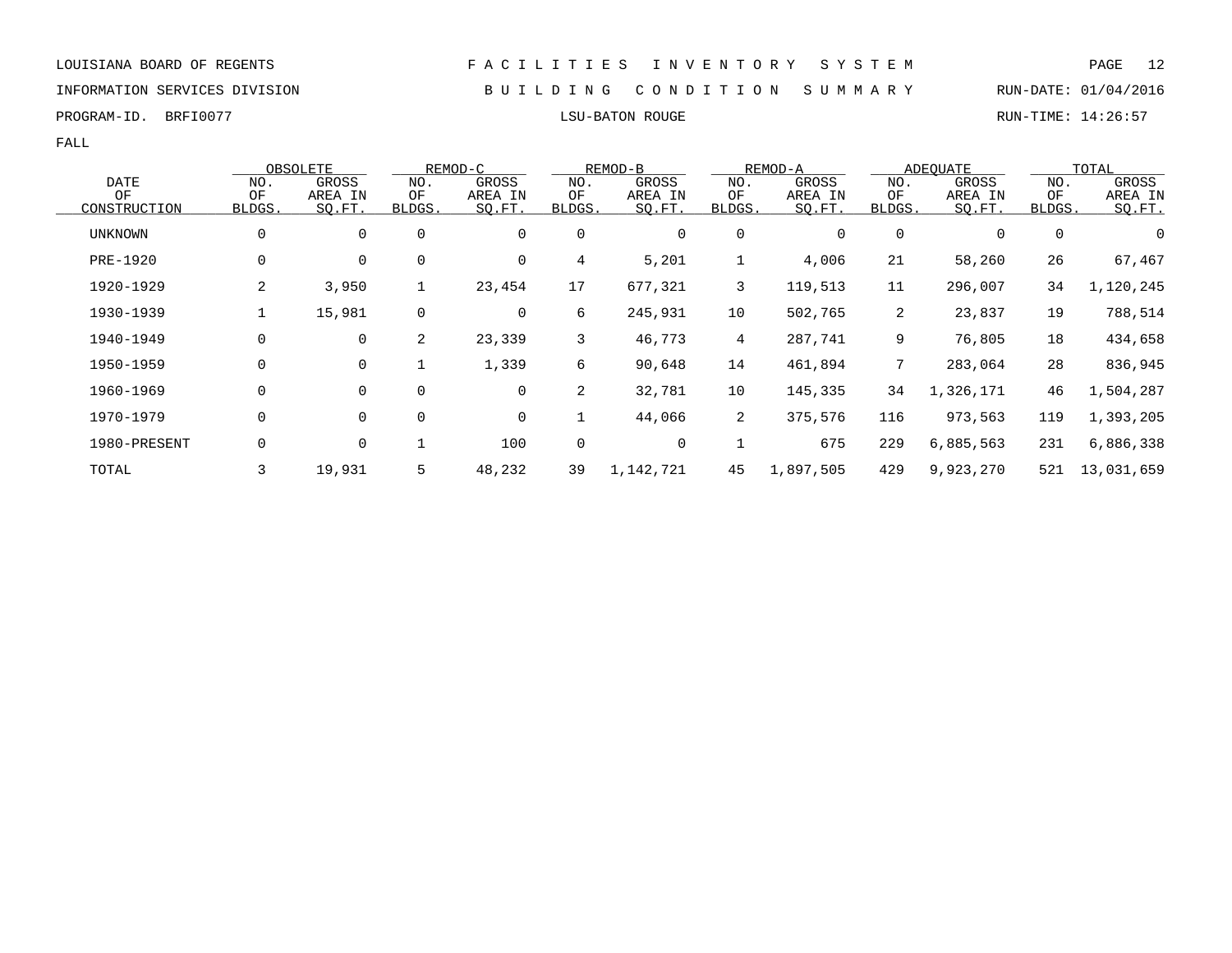LOUISIANA BOARD OF REGENTS — FACILITIES INVENTORY SYSTEM

INFORMATION SERVICES DIVISION — BUILDING CONDITION SUMMARY — RUN-DATE: 01/04/2016

PROGRAM-ID. BRFI0077 — LSU-BATON ROUGE — RUN-TIME: 14:26:57

FALL

| DATE OF CONSTRUCTION | OBSOLETE | | REMOD-C | | REMOD-B | | REMOD-A | | ADEQUATE | | TOTAL | |
|---|---|---|---|---|---|---|---|---|---|---|---|---|
| | NO. OF BLDGS. | GROSS AREA IN SQ.FT. | NO. OF BLDGS. | GROSS AREA IN SQ.FT. | NO. OF BLDGS. | GROSS AREA IN SQ.FT. | NO. OF BLDGS. | GROSS AREA IN SQ.FT. | NO. OF BLDGS. | GROSS AREA IN SQ.FT. | NO. OF BLDGS. | GROSS AREA IN SQ.FT. |
| UNKNOWN | 0 | 0 | 0 | 0 | 0 | 0 | 0 | 0 | 0 | 0 | 0 | 0 |
| PRE-1920 | 0 | 0 | 0 | 0 | 4 | 5,201 | 1 | 4,006 | 21 | 58,260 | 26 | 67,467 |
| 1920-1929 | 2 | 3,950 | 1 | 23,454 | 17 | 677,321 | 3 | 119,513 | 11 | 296,007 | 34 | 1,120,245 |
| 1930-1939 | 1 | 15,981 | 0 | 0 | 6 | 245,931 | 10 | 502,765 | 2 | 23,837 | 19 | 788,514 |
| 1940-1949 | 0 | 0 | 2 | 23,339 | 3 | 46,773 | 4 | 287,741 | 9 | 76,805 | 18 | 434,658 |
| 1950-1959 | 0 | 0 | 1 | 1,339 | 6 | 90,648 | 14 | 461,894 | 7 | 283,064 | 28 | 836,945 |
| 1960-1969 | 0 | 0 | 0 | 0 | 2 | 32,781 | 10 | 145,335 | 34 | 1,326,171 | 46 | 1,504,287 |
| 1970-1979 | 0 | 0 | 0 | 0 | 1 | 44,066 | 2 | 375,576 | 116 | 973,563 | 119 | 1,393,205 |
| 1980-PRESENT | 0 | 0 | 1 | 100 | 0 | 0 | 1 | 675 | 229 | 6,885,563 | 231 | 6,886,338 |
| TOTAL | 3 | 19,931 | 5 | 48,232 | 39 | 1,142,721 | 45 | 1,897,505 | 429 | 9,923,270 | 521 | 13,031,659 |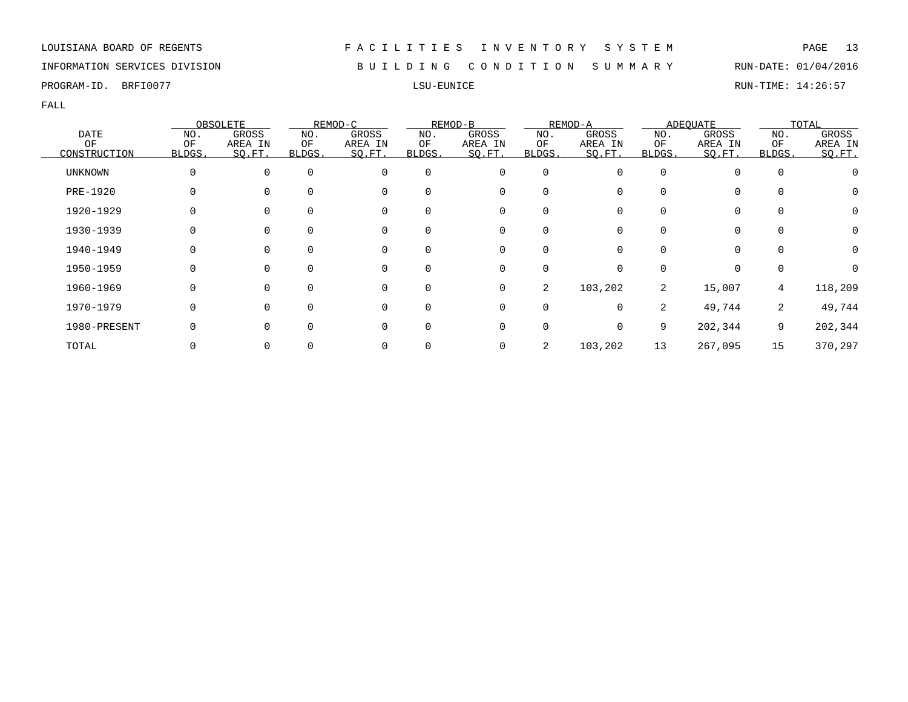LOUISIANA BOARD OF REGENTS — FACILITIES INVENTORY SYSTEM

INFORMATION SERVICES DIVISION — BUILDING CONDITION SUMMARY — RUN-DATE: 01/04/2016

PROGRAM-ID. BRFI0077 — LSU-EUNICE — RUN-TIME: 14:26:57

FALL

| DATE OF CONSTRUCTION | OBSOLETE | | REMOD-C | | REMOD-B | | REMOD-A | | ADEQUATE | | TOTAL | |
|---|---|---|---|---|---|---|---|---|---|---|---|---|
| | NO. OF BLDGS. | GROSS AREA IN SQ.FT. | NO. OF BLDGS. | GROSS AREA IN SQ.FT. | NO. OF BLDGS. | GROSS AREA IN SQ.FT. | NO. OF BLDGS. | GROSS AREA IN SQ.FT. | NO. OF BLDGS. | GROSS AREA IN SQ.FT. | NO. OF BLDGS. | GROSS AREA IN SQ.FT. |
| UNKNOWN | 0 | 0 | 0 | 0 | 0 | 0 | 0 | 0 | 0 | 0 | 0 | 0 |
| PRE-1920 | 0 | 0 | 0 | 0 | 0 | 0 | 0 | 0 | 0 | 0 | 0 | 0 |
| 1920-1929 | 0 | 0 | 0 | 0 | 0 | 0 | 0 | 0 | 0 | 0 | 0 | 0 |
| 1930-1939 | 0 | 0 | 0 | 0 | 0 | 0 | 0 | 0 | 0 | 0 | 0 | 0 |
| 1940-1949 | 0 | 0 | 0 | 0 | 0 | 0 | 0 | 0 | 0 | 0 | 0 | 0 |
| 1950-1959 | 0 | 0 | 0 | 0 | 0 | 0 | 0 | 0 | 0 | 0 | 0 | 0 |
| 1960-1969 | 0 | 0 | 0 | 0 | 0 | 0 | 2 | 103,202 | 2 | 15,007 | 4 | 118,209 |
| 1970-1979 | 0 | 0 | 0 | 0 | 0 | 0 | 0 | 0 | 2 | 49,744 | 2 | 49,744 |
| 1980-PRESENT | 0 | 0 | 0 | 0 | 0 | 0 | 0 | 0 | 9 | 202,344 | 9 | 202,344 |
| TOTAL | 0 | 0 | 0 | 0 | 0 | 0 | 2 | 103,202 | 13 | 267,095 | 15 | 370,297 |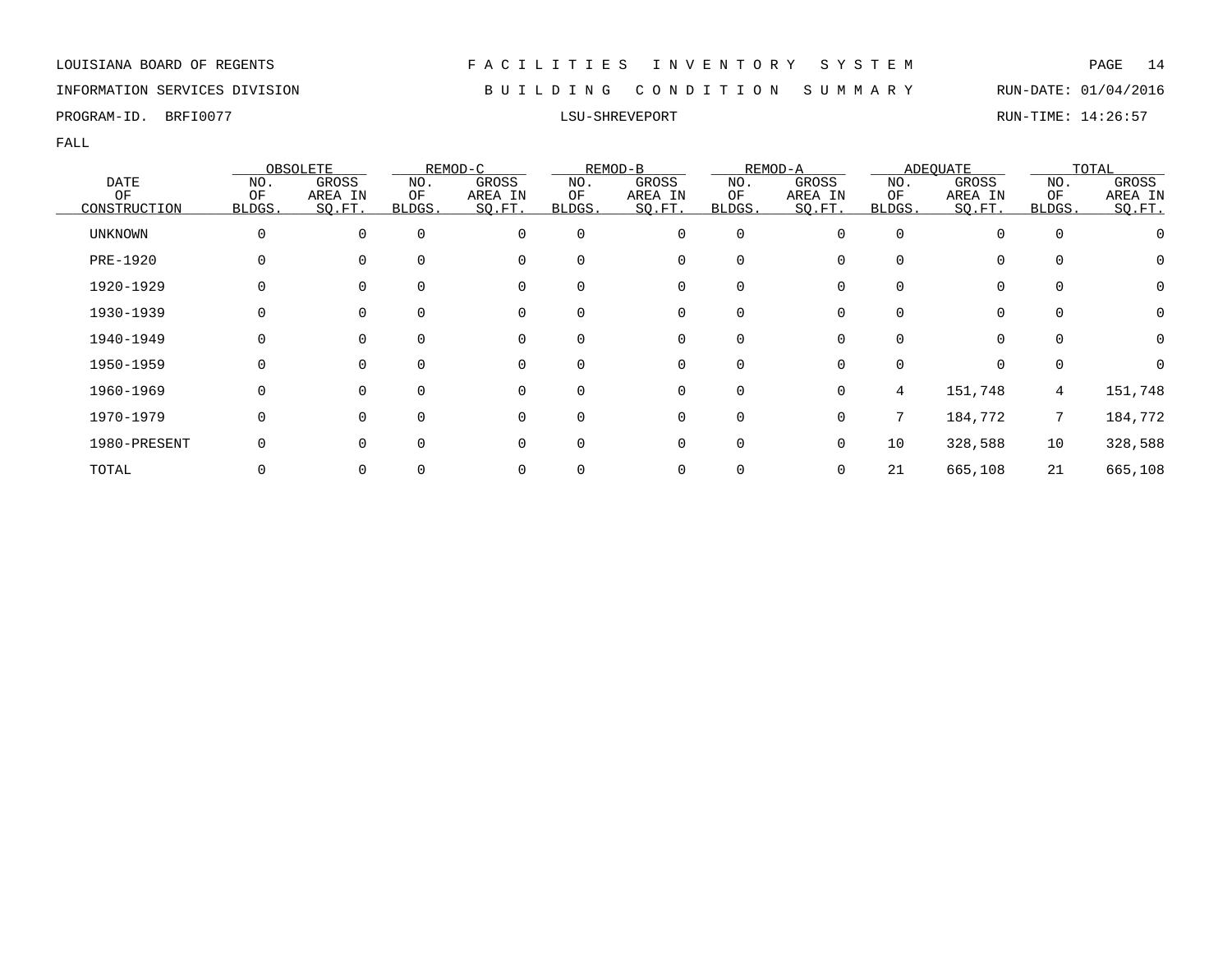LOUISIANA BOARD OF REGENTS — FACILITIES INVENTORY SYSTEM

INFORMATION SERVICES DIVISION — BUILDING CONDITION SUMMARY — RUN-DATE: 01/04/2016

PROGRAM-ID. BRFI0077 — LSU-SHREVEPORT — RUN-TIME: 14:26:57

FALL

| DATE OF CONSTRUCTION | OBSOLETE | | REMOD-C | | REMOD-B | | REMOD-A | | ADEQUATE | | TOTAL | |
|---|---|---|---|---|---|---|---|---|---|---|---|---|
| | NO. OF BLDGS. | GROSS AREA IN SQ.FT. | NO. OF BLDGS. | GROSS AREA IN SQ.FT. | NO. OF BLDGS. | GROSS AREA IN SQ.FT. | NO. OF BLDGS. | GROSS AREA IN SQ.FT. | NO. OF BLDGS. | GROSS AREA IN SQ.FT. | NO. OF BLDGS. | GROSS AREA IN SQ.FT. |
| UNKNOWN | 0 | 0 | 0 | 0 | 0 | 0 | 0 | 0 | 0 | 0 | 0 | 0 |
| PRE-1920 | 0 | 0 | 0 | 0 | 0 | 0 | 0 | 0 | 0 | 0 | 0 | 0 |
| 1920-1929 | 0 | 0 | 0 | 0 | 0 | 0 | 0 | 0 | 0 | 0 | 0 | 0 |
| 1930-1939 | 0 | 0 | 0 | 0 | 0 | 0 | 0 | 0 | 0 | 0 | 0 | 0 |
| 1940-1949 | 0 | 0 | 0 | 0 | 0 | 0 | 0 | 0 | 0 | 0 | 0 | 0 |
| 1950-1959 | 0 | 0 | 0 | 0 | 0 | 0 | 0 | 0 | 0 | 0 | 0 | 0 |
| 1960-1969 | 0 | 0 | 0 | 0 | 0 | 0 | 0 | 0 | 4 | 151,748 | 4 | 151,748 |
| 1970-1979 | 0 | 0 | 0 | 0 | 0 | 0 | 0 | 0 | 7 | 184,772 | 7 | 184,772 |
| 1980-PRESENT | 0 | 0 | 0 | 0 | 0 | 0 | 0 | 0 | 10 | 328,588 | 10 | 328,588 |
| TOTAL | 0 | 0 | 0 | 0 | 0 | 0 | 0 | 0 | 21 | 665,108 | 21 | 665,108 |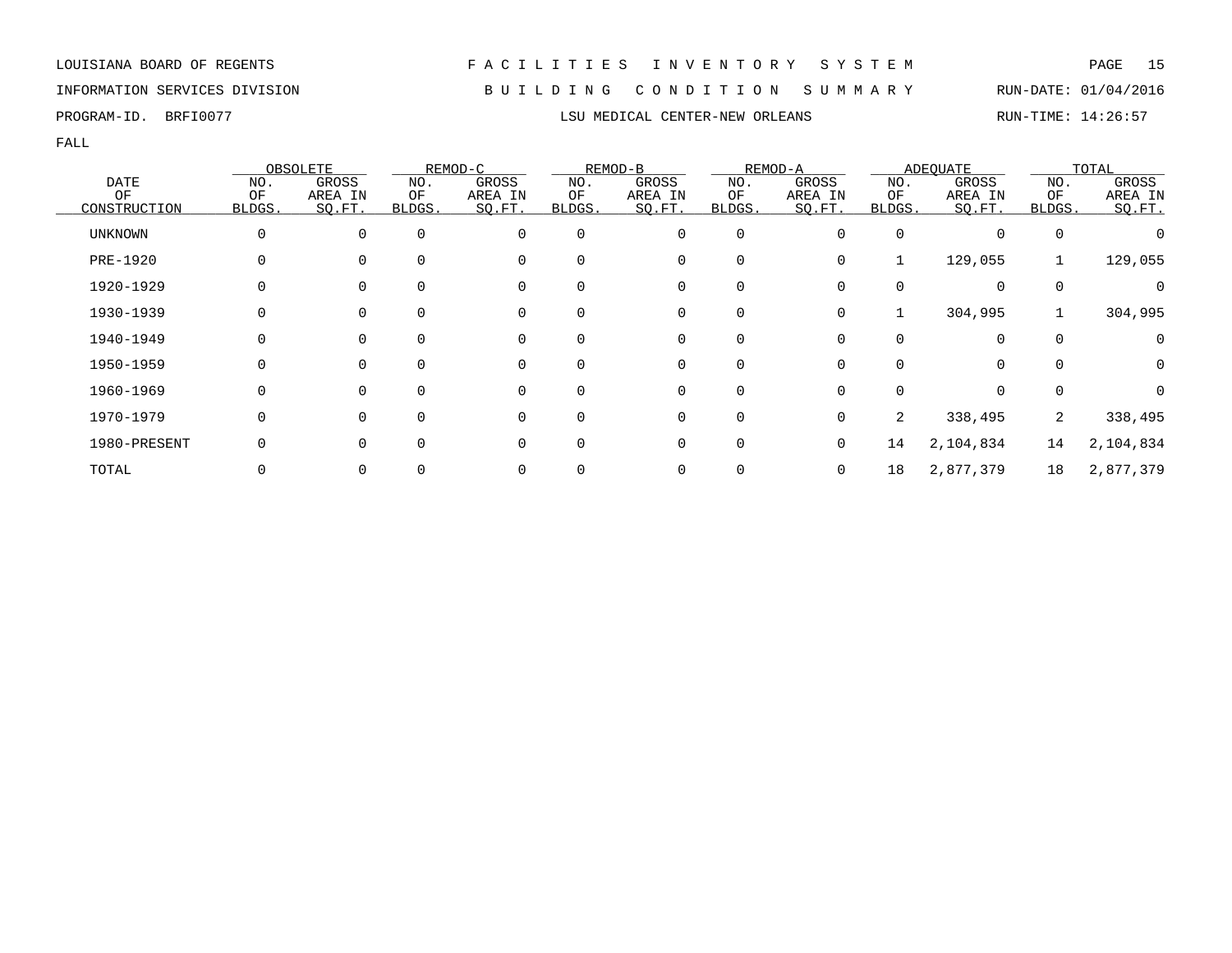LOUISIANA BOARD OF REGENTS — FACILITIES INVENTORY SYSTEM

INFORMATION SERVICES DIVISION — BUILDING CONDITION SUMMARY — RUN-DATE: 01/04/2016

PROGRAM-ID. BRFI0077 — LSU MEDICAL CENTER-NEW ORLEANS — RUN-TIME: 14:26:57

FALL

| DATE OF CONSTRUCTION | OBSOLETE | | REMOD-C | | REMOD-B | | REMOD-A | | ADEQUATE | | TOTAL | |
|---|---|---|---|---|---|---|---|---|---|---|---|---|
| | NO. OF BLDGS. | GROSS AREA IN SQ.FT. | NO. OF BLDGS. | GROSS AREA IN SQ.FT. | NO. OF BLDGS. | GROSS AREA IN SQ.FT. | NO. OF BLDGS. | GROSS AREA IN SQ.FT. | NO. OF BLDGS. | GROSS AREA IN SQ.FT. | NO. OF BLDGS. | GROSS AREA IN SQ.FT. |
| UNKNOWN | 0 | 0 | 0 | 0 | 0 | 0 | 0 | 0 | 0 | 0 | 0 | 0 |
| PRE-1920 | 0 | 0 | 0 | 0 | 0 | 0 | 0 | 0 | 1 | 129,055 | 1 | 129,055 |
| 1920-1929 | 0 | 0 | 0 | 0 | 0 | 0 | 0 | 0 | 0 | 0 | 0 | 0 |
| 1930-1939 | 0 | 0 | 0 | 0 | 0 | 0 | 0 | 0 | 1 | 304,995 | 1 | 304,995 |
| 1940-1949 | 0 | 0 | 0 | 0 | 0 | 0 | 0 | 0 | 0 | 0 | 0 | 0 |
| 1950-1959 | 0 | 0 | 0 | 0 | 0 | 0 | 0 | 0 | 0 | 0 | 0 | 0 |
| 1960-1969 | 0 | 0 | 0 | 0 | 0 | 0 | 0 | 0 | 0 | 0 | 0 | 0 |
| 1970-1979 | 0 | 0 | 0 | 0 | 0 | 0 | 0 | 0 | 2 | 338,495 | 2 | 338,495 |
| 1980-PRESENT | 0 | 0 | 0 | 0 | 0 | 0 | 0 | 0 | 14 | 2,104,834 | 14 | 2,104,834 |
| TOTAL | 0 | 0 | 0 | 0 | 0 | 0 | 0 | 0 | 18 | 2,877,379 | 18 | 2,877,379 |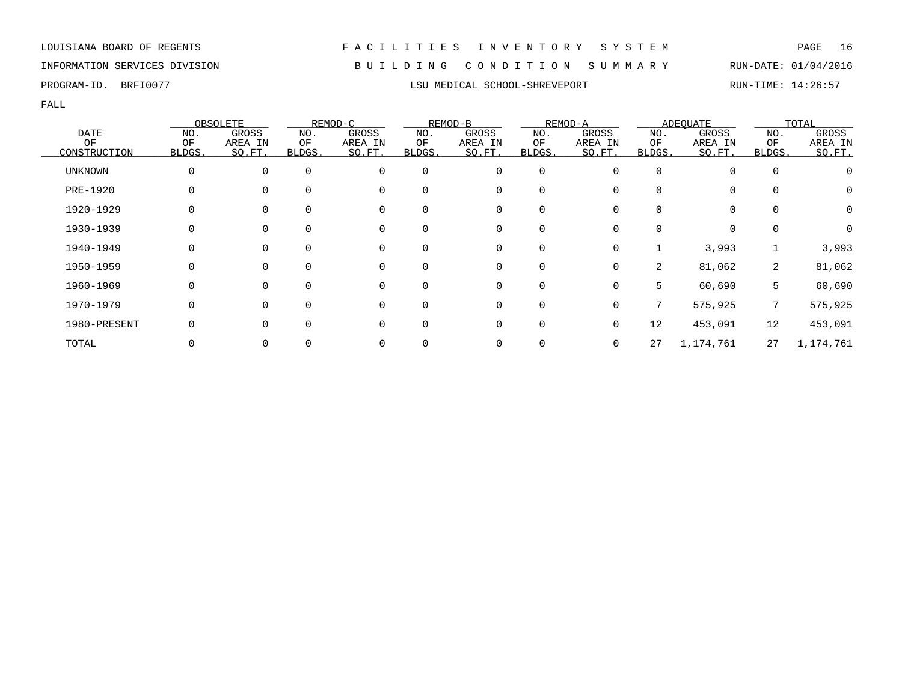LOUISIANA BOARD OF REGENTS — FACILITIES INVENTORY SYSTEM

INFORMATION SERVICES DIVISION — BUILDING CONDITION SUMMARY — RUN-DATE: 01/04/2016

PROGRAM-ID. BRFI0077 — LSU MEDICAL SCHOOL-SHREVEPORT — RUN-TIME: 14:26:57

FALL

| DATE OF CONSTRUCTION | OBSOLETE | | REMOD-C | | REMOD-B | | REMOD-A | | ADEQUATE | | TOTAL | |
|---|---|---|---|---|---|---|---|---|---|---|---|---|
| | NO. OF BLDGS. | GROSS AREA IN SQ.FT. | NO. OF BLDGS. | GROSS AREA IN SQ.FT. | NO. OF BLDGS. | GROSS AREA IN SQ.FT. | NO. OF BLDGS. | GROSS AREA IN SQ.FT. | NO. OF BLDGS. | GROSS AREA IN SQ.FT. | NO. OF BLDGS. | GROSS AREA IN SQ.FT. |
| UNKNOWN | 0 | 0 | 0 | 0 | 0 | 0 | 0 | 0 | 0 | 0 | 0 | 0 |
| PRE-1920 | 0 | 0 | 0 | 0 | 0 | 0 | 0 | 0 | 0 | 0 | 0 | 0 |
| 1920-1929 | 0 | 0 | 0 | 0 | 0 | 0 | 0 | 0 | 0 | 0 | 0 | 0 |
| 1930-1939 | 0 | 0 | 0 | 0 | 0 | 0 | 0 | 0 | 0 | 0 | 0 | 0 |
| 1940-1949 | 0 | 0 | 0 | 0 | 0 | 0 | 0 | 0 | 1 | 3,993 | 1 | 3,993 |
| 1950-1959 | 0 | 0 | 0 | 0 | 0 | 0 | 0 | 0 | 2 | 81,062 | 2 | 81,062 |
| 1960-1969 | 0 | 0 | 0 | 0 | 0 | 0 | 0 | 0 | 5 | 60,690 | 5 | 60,690 |
| 1970-1979 | 0 | 0 | 0 | 0 | 0 | 0 | 0 | 0 | 7 | 575,925 | 7 | 575,925 |
| 1980-PRESENT | 0 | 0 | 0 | 0 | 0 | 0 | 0 | 0 | 12 | 453,091 | 12 | 453,091 |
| TOTAL | 0 | 0 | 0 | 0 | 0 | 0 | 0 | 0 | 27 | 1,174,761 | 27 | 1,174,761 |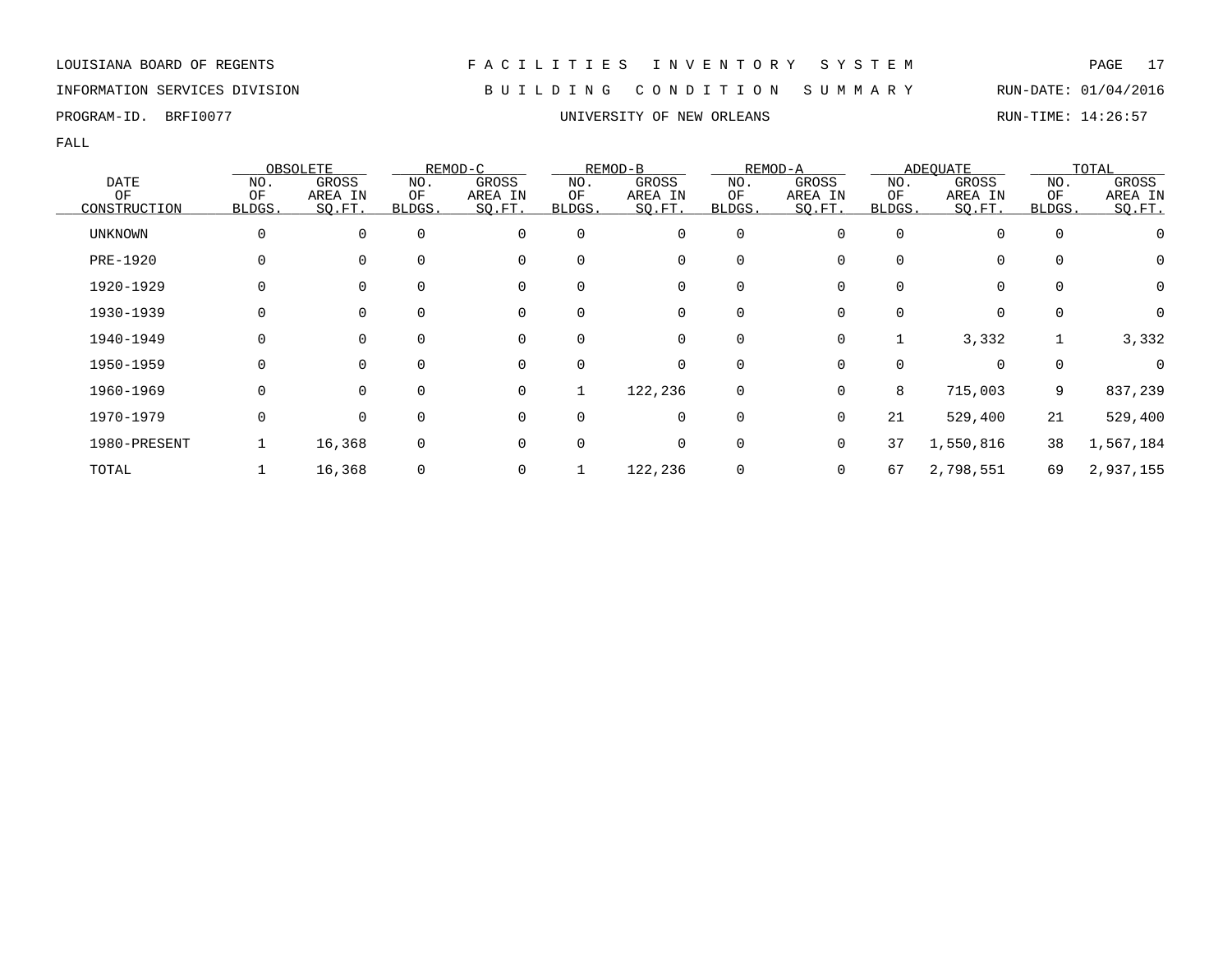LOUISIANA BOARD OF REGENTS — F A C I L I T I E S I N V E N T O R Y S Y S T E M

INFORMATION SERVICES DIVISION — B U I L D I N G C O N D I T I O N S U M M A R Y — RUN-DATE: 01/04/2016

PROGRAM-ID. BRFI0077 — UNIVERSITY OF NEW ORLEANS — RUN-TIME: 14:26:57

FALL

| DATE OF CONSTRUCTION | OBSOLETE | | REMOD-C | | REMOD-B | | REMOD-A | | ADEQUATE | | TOTAL | |
|---|---|---|---|---|---|---|---|---|---|---|---|---|
| | NO. OF BLDGS. | GROSS AREA IN SQ.FT. | NO. OF BLDGS. | GROSS AREA IN SQ.FT. | NO. OF BLDGS. | GROSS AREA IN SQ.FT. | NO. OF BLDGS. | GROSS AREA IN SQ.FT. | NO. OF BLDGS. | GROSS AREA IN SQ.FT. | NO. OF BLDGS. | GROSS AREA IN SQ.FT. |
| UNKNOWN | 0 | 0 | 0 | 0 | 0 | 0 | 0 | 0 | 0 | 0 | 0 | 0 |
| PRE-1920 | 0 | 0 | 0 | 0 | 0 | 0 | 0 | 0 | 0 | 0 | 0 | 0 |
| 1920-1929 | 0 | 0 | 0 | 0 | 0 | 0 | 0 | 0 | 0 | 0 | 0 | 0 |
| 1930-1939 | 0 | 0 | 0 | 0 | 0 | 0 | 0 | 0 | 0 | 0 | 0 | 0 |
| 1940-1949 | 0 | 0 | 0 | 0 | 0 | 0 | 0 | 0 | 1 | 3,332 | 1 | 3,332 |
| 1950-1959 | 0 | 0 | 0 | 0 | 0 | 0 | 0 | 0 | 0 | 0 | 0 | 0 |
| 1960-1969 | 0 | 0 | 0 | 0 | 1 | 122,236 | 0 | 0 | 8 | 715,003 | 9 | 837,239 |
| 1970-1979 | 0 | 0 | 0 | 0 | 0 | 0 | 0 | 0 | 21 | 529,400 | 21 | 529,400 |
| 1980-PRESENT | 1 | 16,368 | 0 | 0 | 0 | 0 | 0 | 0 | 37 | 1,550,816 | 38 | 1,567,184 |
| TOTAL | 1 | 16,368 | 0 | 0 | 1 | 122,236 | 0 | 0 | 67 | 2,798,551 | 69 | 2,937,155 |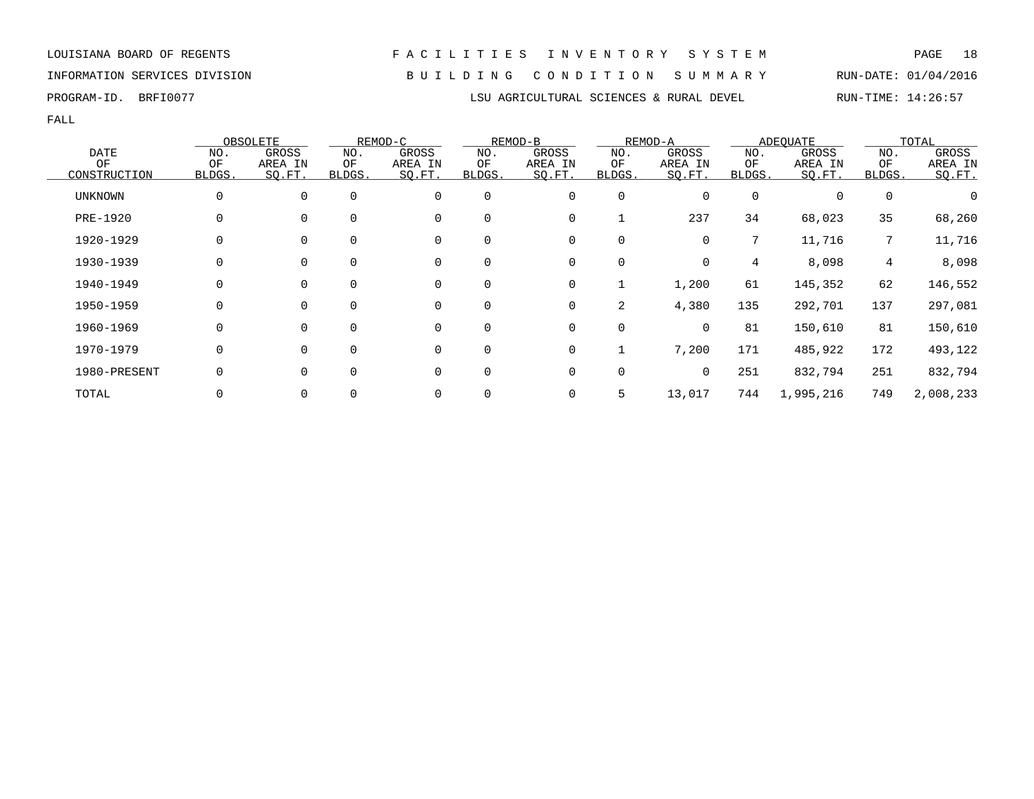LOUISIANA BOARD OF REGENTS — FACILITIES INVENTORY SYSTEM

INFORMATION SERVICES DIVISION — BUILDING CONDITION SUMMARY — RUN-DATE: 01/04/2016

PROGRAM-ID. BRFI0077 — LSU AGRICULTURAL SCIENCES & RURAL DEVEL — RUN-TIME: 14:26:57

FALL

| DATE OF CONSTRUCTION | OBSOLETE | | REMOD-C | | REMOD-B | | REMOD-A | | ADEQUATE | | TOTAL | |
|---|---|---|---|---|---|---|---|---|---|---|---|---|
| | NO. OF BLDGS. | GROSS AREA IN SQ.FT. | NO. OF BLDGS. | GROSS AREA IN SQ.FT. | NO. OF BLDGS. | GROSS AREA IN SQ.FT. | NO. OF BLDGS. | GROSS AREA IN SQ.FT. | NO. OF BLDGS. | GROSS AREA IN SQ.FT. | NO. OF BLDGS. | GROSS AREA IN SQ.FT. |
| UNKNOWN | 0 | 0 | 0 | 0 | 0 | 0 | 0 | 0 | 0 | 0 | 0 | 0 |
| PRE-1920 | 0 | 0 | 0 | 0 | 0 | 0 | 1 | 237 | 34 | 68,023 | 35 | 68,260 |
| 1920-1929 | 0 | 0 | 0 | 0 | 0 | 0 | 0 | 0 | 7 | 11,716 | 7 | 11,716 |
| 1930-1939 | 0 | 0 | 0 | 0 | 0 | 0 | 0 | 0 | 4 | 8,098 | 4 | 8,098 |
| 1940-1949 | 0 | 0 | 0 | 0 | 0 | 0 | 1 | 1,200 | 61 | 145,352 | 62 | 146,552 |
| 1950-1959 | 0 | 0 | 0 | 0 | 0 | 0 | 2 | 4,380 | 135 | 292,701 | 137 | 297,081 |
| 1960-1969 | 0 | 0 | 0 | 0 | 0 | 0 | 0 | 0 | 81 | 150,610 | 81 | 150,610 |
| 1970-1979 | 0 | 0 | 0 | 0 | 0 | 0 | 1 | 7,200 | 171 | 485,922 | 172 | 493,122 |
| 1980-PRESENT | 0 | 0 | 0 | 0 | 0 | 0 | 0 | 0 | 251 | 832,794 | 251 | 832,794 |
| TOTAL | 0 | 0 | 0 | 0 | 0 | 0 | 5 | 13,017 | 744 | 1,995,216 | 749 | 2,008,233 |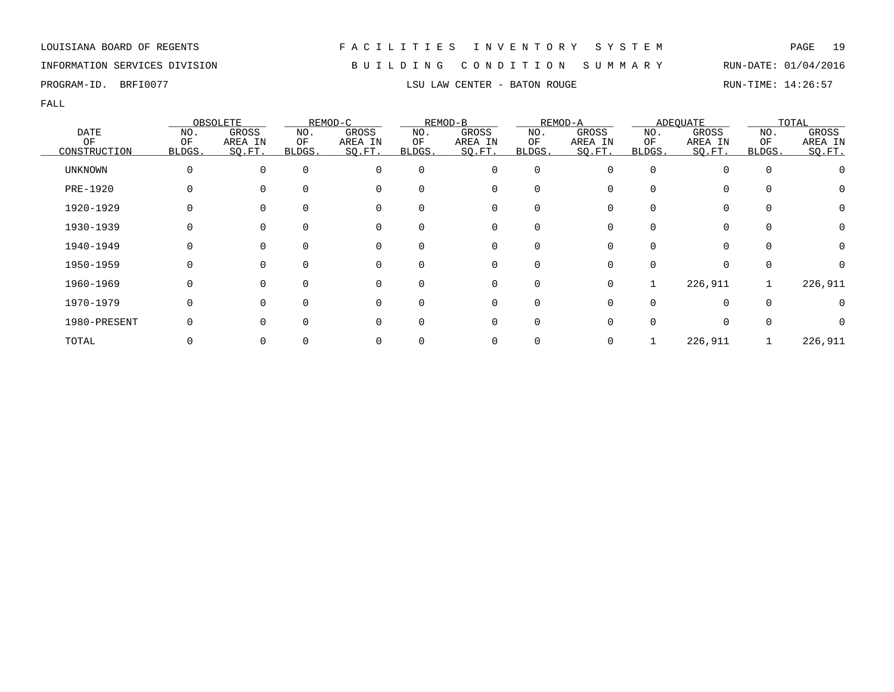LOUISIANA BOARD OF REGENTS — FACILITIES INVENTORY SYSTEM

INFORMATION SERVICES DIVISION — BUILDING CONDITION SUMMARY — RUN-DATE: 01/04/2016

PROGRAM-ID. BRFI0077 — LSU LAW CENTER - BATON ROUGE — RUN-TIME: 14:26:57

FALL

| DATE OF CONSTRUCTION | OBSOLETE | | REMOD-C | | REMOD-B | | REMOD-A | | ADEQUATE | | TOTAL | |
|---|---|---|---|---|---|---|---|---|---|---|---|---|
| | NO. OF BLDGS. | GROSS AREA IN SQ.FT. | NO. OF BLDGS. | GROSS AREA IN SQ.FT. | NO. OF BLDGS. | GROSS AREA IN SQ.FT. | NO. OF BLDGS. | GROSS AREA IN SQ.FT. | NO. OF BLDGS. | GROSS AREA IN SQ.FT. | NO. OF BLDGS. | GROSS AREA IN SQ.FT. |
| UNKNOWN | 0 | 0 | 0 | 0 | 0 | 0 | 0 | 0 | 0 | 0 | 0 | 0 |
| PRE-1920 | 0 | 0 | 0 | 0 | 0 | 0 | 0 | 0 | 0 | 0 | 0 | 0 |
| 1920-1929 | 0 | 0 | 0 | 0 | 0 | 0 | 0 | 0 | 0 | 0 | 0 | 0 |
| 1930-1939 | 0 | 0 | 0 | 0 | 0 | 0 | 0 | 0 | 0 | 0 | 0 | 0 |
| 1940-1949 | 0 | 0 | 0 | 0 | 0 | 0 | 0 | 0 | 0 | 0 | 0 | 0 |
| 1950-1959 | 0 | 0 | 0 | 0 | 0 | 0 | 0 | 0 | 0 | 0 | 0 | 0 |
| 1960-1969 | 0 | 0 | 0 | 0 | 0 | 0 | 0 | 0 | 1 | 226,911 | 1 | 226,911 |
| 1970-1979 | 0 | 0 | 0 | 0 | 0 | 0 | 0 | 0 | 0 | 0 | 0 | 0 |
| 1980-PRESENT | 0 | 0 | 0 | 0 | 0 | 0 | 0 | 0 | 0 | 0 | 0 | 0 |
| TOTAL | 0 | 0 | 0 | 0 | 0 | 0 | 0 | 0 | 1 | 226,911 | 1 | 226,911 |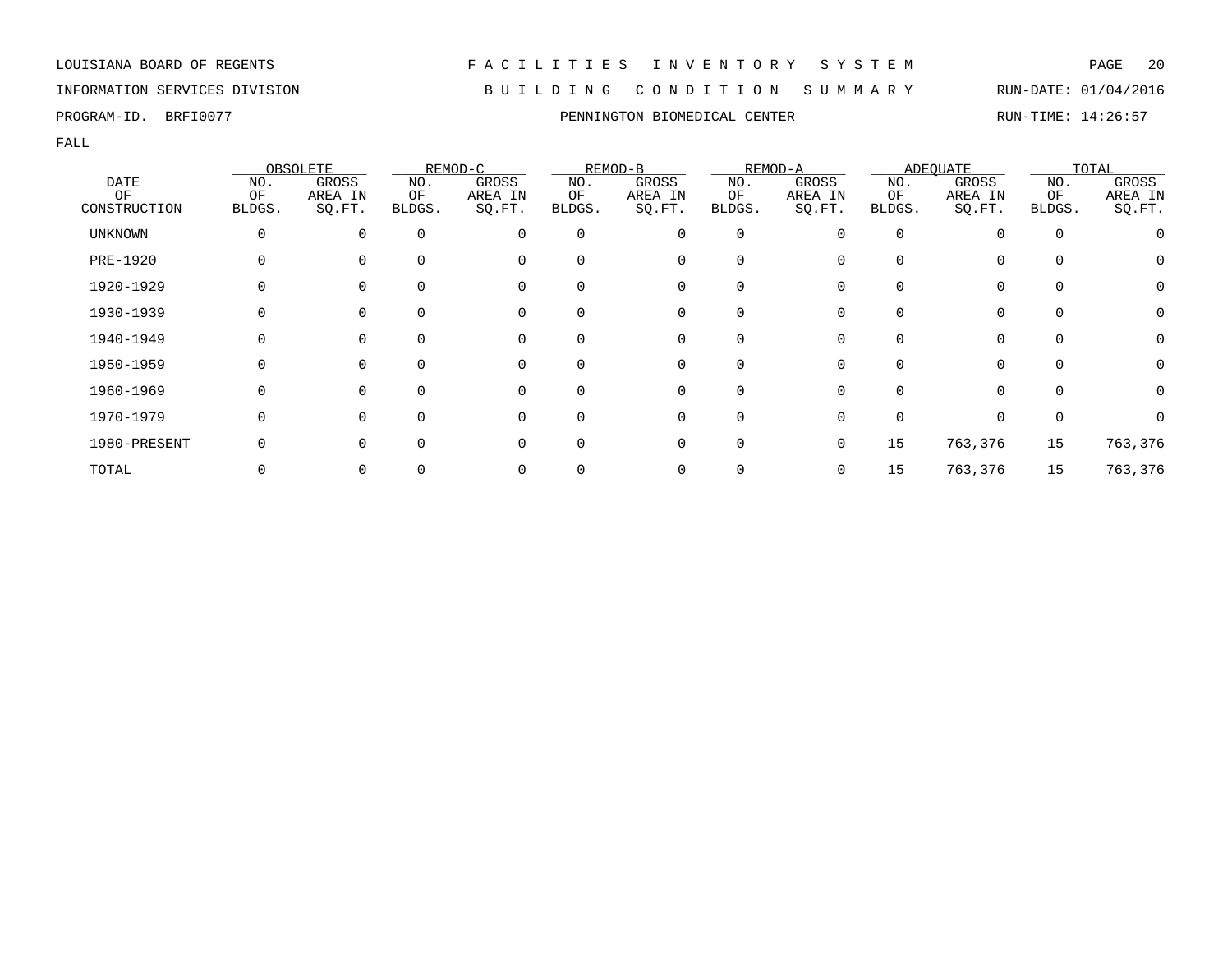LOUISIANA BOARD OF REGENTS — F A C I L I T I E S   I N V E N T O R Y   S Y S T E M

INFORMATION SERVICES DIVISION — B U I L D I N G   C O N D I T I O N   S U M M A R Y — RUN-DATE: 01/04/2016

PROGRAM-ID. BRFI0077 — PENNINGTON BIOMEDICAL CENTER — RUN-TIME: 14:26:57

FALL

| DATE OF CONSTRUCTION | OBSOLETE NO. OF BLDGS. | OBSOLETE GROSS AREA IN SQ.FT. | REMOD-C NO. OF BLDGS. | REMOD-C GROSS AREA IN SQ.FT. | REMOD-B NO. OF BLDGS. | REMOD-B GROSS AREA IN SQ.FT. | REMOD-A NO. OF BLDGS. | REMOD-A GROSS AREA IN SQ.FT. | ADEQUATE NO. OF BLDGS. | ADEQUATE GROSS AREA IN SQ.FT. | TOTAL NO. OF BLDGS. | TOTAL GROSS AREA IN SQ.FT. |
|---|---|---|---|---|---|---|---|---|---|---|---|---|
| UNKNOWN | 0 | 0 | 0 | 0 | 0 | 0 | 0 | 0 | 0 | 0 | 0 | 0 |
| PRE-1920 | 0 | 0 | 0 | 0 | 0 | 0 | 0 | 0 | 0 | 0 | 0 | 0 |
| 1920-1929 | 0 | 0 | 0 | 0 | 0 | 0 | 0 | 0 | 0 | 0 | 0 | 0 |
| 1930-1939 | 0 | 0 | 0 | 0 | 0 | 0 | 0 | 0 | 0 | 0 | 0 | 0 |
| 1940-1949 | 0 | 0 | 0 | 0 | 0 | 0 | 0 | 0 | 0 | 0 | 0 | 0 |
| 1950-1959 | 0 | 0 | 0 | 0 | 0 | 0 | 0 | 0 | 0 | 0 | 0 | 0 |
| 1960-1969 | 0 | 0 | 0 | 0 | 0 | 0 | 0 | 0 | 0 | 0 | 0 | 0 |
| 1970-1979 | 0 | 0 | 0 | 0 | 0 | 0 | 0 | 0 | 0 | 0 | 0 | 0 |
| 1980-PRESENT | 0 | 0 | 0 | 0 | 0 | 0 | 0 | 0 | 15 | 763,376 | 15 | 763,376 |
| TOTAL | 0 | 0 | 0 | 0 | 0 | 0 | 0 | 0 | 15 | 763,376 | 15 | 763,376 |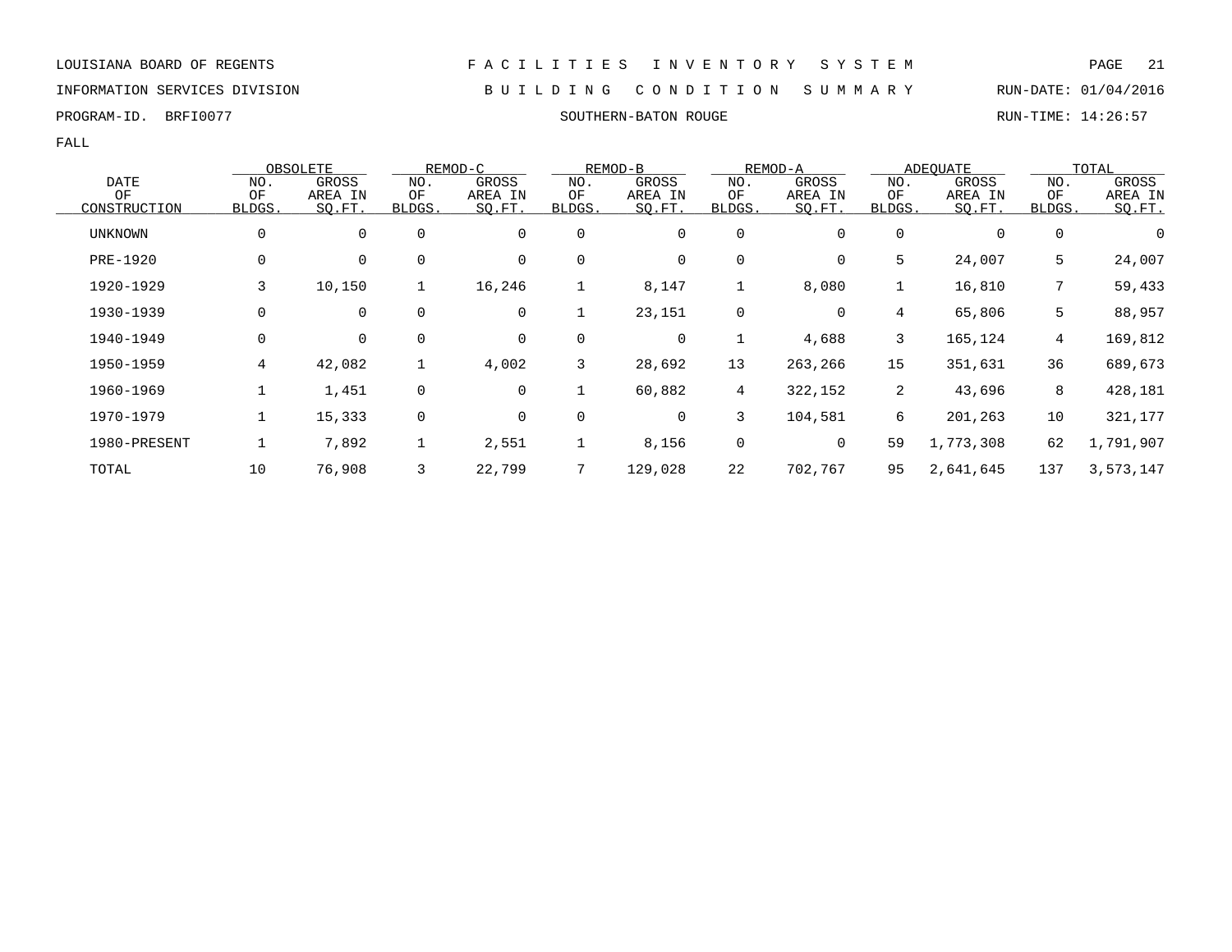LOUISIANA BOARD OF REGENTS — FACILITIES INVENTORY SYSTEM

INFORMATION SERVICES DIVISION — BUILDING CONDITION SUMMARY — RUN-DATE: 01/04/2016

PROGRAM-ID. BRFI0077 — SOUTHERN-BATON ROUGE — RUN-TIME: 14:26:57

FALL

| DATE OF CONSTRUCTION | OBSOLETE | | REMOD-C | | REMOD-B | | REMOD-A | | ADEQUATE | | TOTAL | |
|---|---|---|---|---|---|---|---|---|---|---|---|---|
| | NO. OF BLDGS. | GROSS AREA IN SQ.FT. | NO. OF BLDGS. | GROSS AREA IN SQ.FT. | NO. OF BLDGS. | GROSS AREA IN SQ.FT. | NO. OF BLDGS. | GROSS AREA IN SQ.FT. | NO. OF BLDGS. | GROSS AREA IN SQ.FT. | NO. OF BLDGS. | GROSS AREA IN SQ.FT. |
| UNKNOWN | 0 | 0 | 0 | 0 | 0 | 0 | 0 | 0 | 0 | 0 | 0 | 0 |
| PRE-1920 | 0 | 0 | 0 | 0 | 0 | 0 | 0 | 0 | 5 | 24,007 | 5 | 24,007 |
| 1920-1929 | 3 | 10,150 | 1 | 16,246 | 1 | 8,147 | 1 | 8,080 | 1 | 16,810 | 7 | 59,433 |
| 1930-1939 | 0 | 0 | 0 | 0 | 1 | 23,151 | 0 | 0 | 4 | 65,806 | 5 | 88,957 |
| 1940-1949 | 0 | 0 | 0 | 0 | 0 | 0 | 1 | 4,688 | 3 | 165,124 | 4 | 169,812 |
| 1950-1959 | 4 | 42,082 | 1 | 4,002 | 3 | 28,692 | 13 | 263,266 | 15 | 351,631 | 36 | 689,673 |
| 1960-1969 | 1 | 1,451 | 0 | 0 | 1 | 60,882 | 4 | 322,152 | 2 | 43,696 | 8 | 428,181 |
| 1970-1979 | 1 | 15,333 | 0 | 0 | 0 | 0 | 3 | 104,581 | 6 | 201,263 | 10 | 321,177 |
| 1980-PRESENT | 1 | 7,892 | 1 | 2,551 | 1 | 8,156 | 0 | 0 | 59 | 1,773,308 | 62 | 1,791,907 |
| TOTAL | 10 | 76,908 | 3 | 22,799 | 7 | 129,028 | 22 | 702,767 | 95 | 2,641,645 | 137 | 3,573,147 |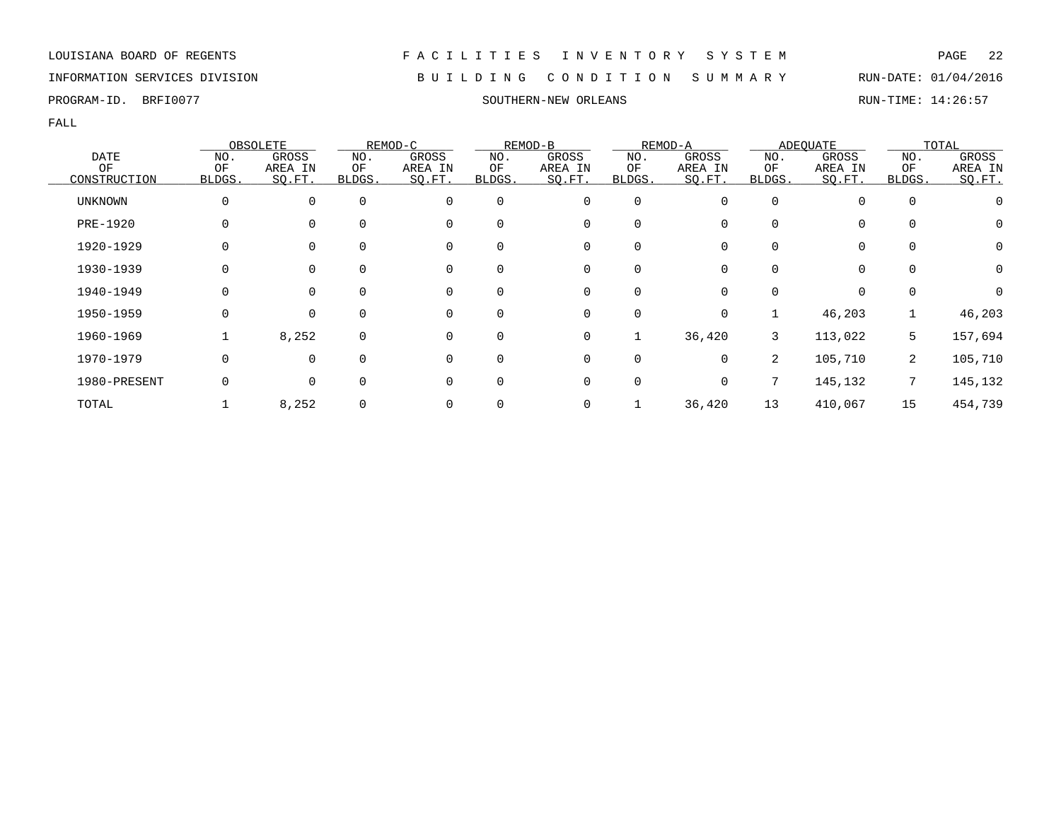LOUISIANA BOARD OF REGENTS — F A C I L I T I E S   I N V E N T O R Y   S Y S T E M

INFORMATION SERVICES DIVISION — B U I L D I N G   C O N D I T I O N   S U M M A R Y — RUN-DATE: 01/04/2016

PROGRAM-ID. BRFI0077 — SOUTHERN-NEW ORLEANS — RUN-TIME: 14:26:57

FALL

| DATE OF CONSTRUCTION | OBSOLETE | | REMOD-C | | REMOD-B | | REMOD-A | | ADEQUATE | | TOTAL | |
|---|---|---|---|---|---|---|---|---|---|---|---|---|
| | NO. OF BLDGS. | GROSS AREA IN SQ.FT. | NO. OF BLDGS. | GROSS AREA IN SQ.FT. | NO. OF BLDGS. | GROSS AREA IN SQ.FT. | NO. OF BLDGS. | GROSS AREA IN SQ.FT. | NO. OF BLDGS. | GROSS AREA IN SQ.FT. | NO. OF BLDGS. | GROSS AREA IN SQ.FT. |
| UNKNOWN | 0 | 0 | 0 | 0 | 0 | 0 | 0 | 0 | 0 | 0 | 0 | 0 |
| PRE-1920 | 0 | 0 | 0 | 0 | 0 | 0 | 0 | 0 | 0 | 0 | 0 | 0 |
| 1920-1929 | 0 | 0 | 0 | 0 | 0 | 0 | 0 | 0 | 0 | 0 | 0 | 0 |
| 1930-1939 | 0 | 0 | 0 | 0 | 0 | 0 | 0 | 0 | 0 | 0 | 0 | 0 |
| 1940-1949 | 0 | 0 | 0 | 0 | 0 | 0 | 0 | 0 | 0 | 0 | 0 | 0 |
| 1950-1959 | 0 | 0 | 0 | 0 | 0 | 0 | 0 | 0 | 1 | 46,203 | 1 | 46,203 |
| 1960-1969 | 1 | 8,252 | 0 | 0 | 0 | 0 | 1 | 36,420 | 3 | 113,022 | 5 | 157,694 |
| 1970-1979 | 0 | 0 | 0 | 0 | 0 | 0 | 0 | 0 | 2 | 105,710 | 2 | 105,710 |
| 1980-PRESENT | 0 | 0 | 0 | 0 | 0 | 0 | 0 | 0 | 7 | 145,132 | 7 | 145,132 |
| TOTAL | 1 | 8,252 | 0 | 0 | 0 | 0 | 1 | 36,420 | 13 | 410,067 | 15 | 454,739 |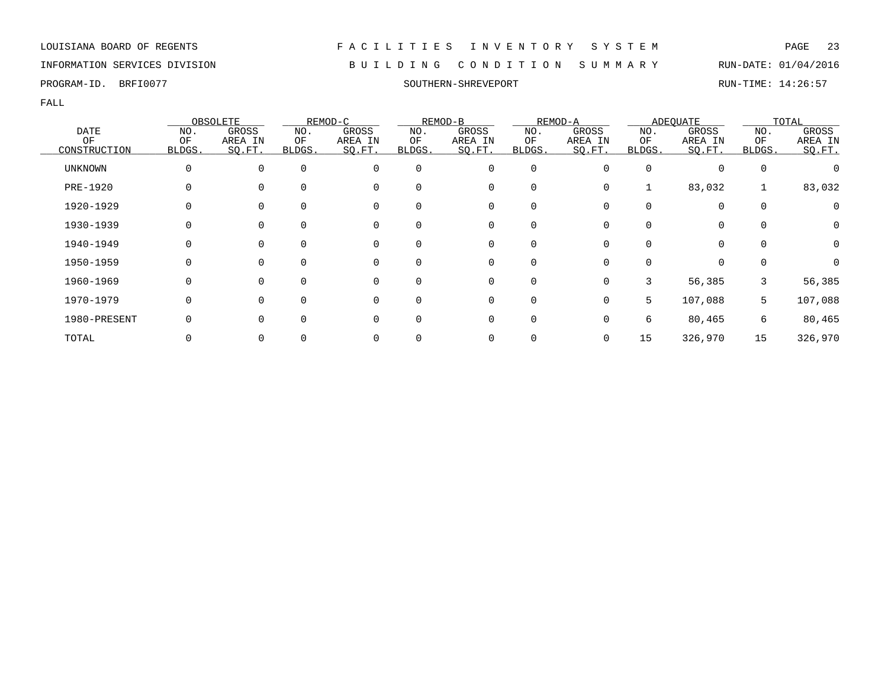LOUISIANA BOARD OF REGENTS — F A C I L I T I E S   I N V E N T O R Y   S Y S T E M

INFORMATION SERVICES DIVISION — B U I L D I N G   C O N D I T I O N   S U M M A R Y — RUN-DATE: 01/04/2016

PROGRAM-ID. BRFI0077 — SOUTHERN-SHREVEPORT — RUN-TIME: 14:26:57

FALL

| DATE OF CONSTRUCTION | OBSOLETE | | REMOD-C | | REMOD-B | | REMOD-A | | ADEQUATE | | TOTAL | |
|---|---|---|---|---|---|---|---|---|---|---|---|---|
| | NO. OF BLDGS. | GROSS AREA IN SQ.FT. | NO. OF BLDGS. | GROSS AREA IN SQ.FT. | NO. OF BLDGS. | GROSS AREA IN SQ.FT. | NO. OF BLDGS. | GROSS AREA IN SQ.FT. | NO. OF BLDGS. | GROSS AREA IN SQ.FT. | NO. OF BLDGS. | GROSS AREA IN SQ.FT. |
| UNKNOWN | 0 | 0 | 0 | 0 | 0 | 0 | 0 | 0 | 0 | 0 | 0 | 0 |
| PRE-1920 | 0 | 0 | 0 | 0 | 0 | 0 | 0 | 0 | 1 | 83,032 | 1 | 83,032 |
| 1920-1929 | 0 | 0 | 0 | 0 | 0 | 0 | 0 | 0 | 0 | 0 | 0 | 0 |
| 1930-1939 | 0 | 0 | 0 | 0 | 0 | 0 | 0 | 0 | 0 | 0 | 0 | 0 |
| 1940-1949 | 0 | 0 | 0 | 0 | 0 | 0 | 0 | 0 | 0 | 0 | 0 | 0 |
| 1950-1959 | 0 | 0 | 0 | 0 | 0 | 0 | 0 | 0 | 0 | 0 | 0 | 0 |
| 1960-1969 | 0 | 0 | 0 | 0 | 0 | 0 | 0 | 0 | 3 | 56,385 | 3 | 56,385 |
| 1970-1979 | 0 | 0 | 0 | 0 | 0 | 0 | 0 | 0 | 5 | 107,088 | 5 | 107,088 |
| 1980-PRESENT | 0 | 0 | 0 | 0 | 0 | 0 | 0 | 0 | 6 | 80,465 | 6 | 80,465 |
| TOTAL | 0 | 0 | 0 | 0 | 0 | 0 | 0 | 0 | 15 | 326,970 | 15 | 326,970 |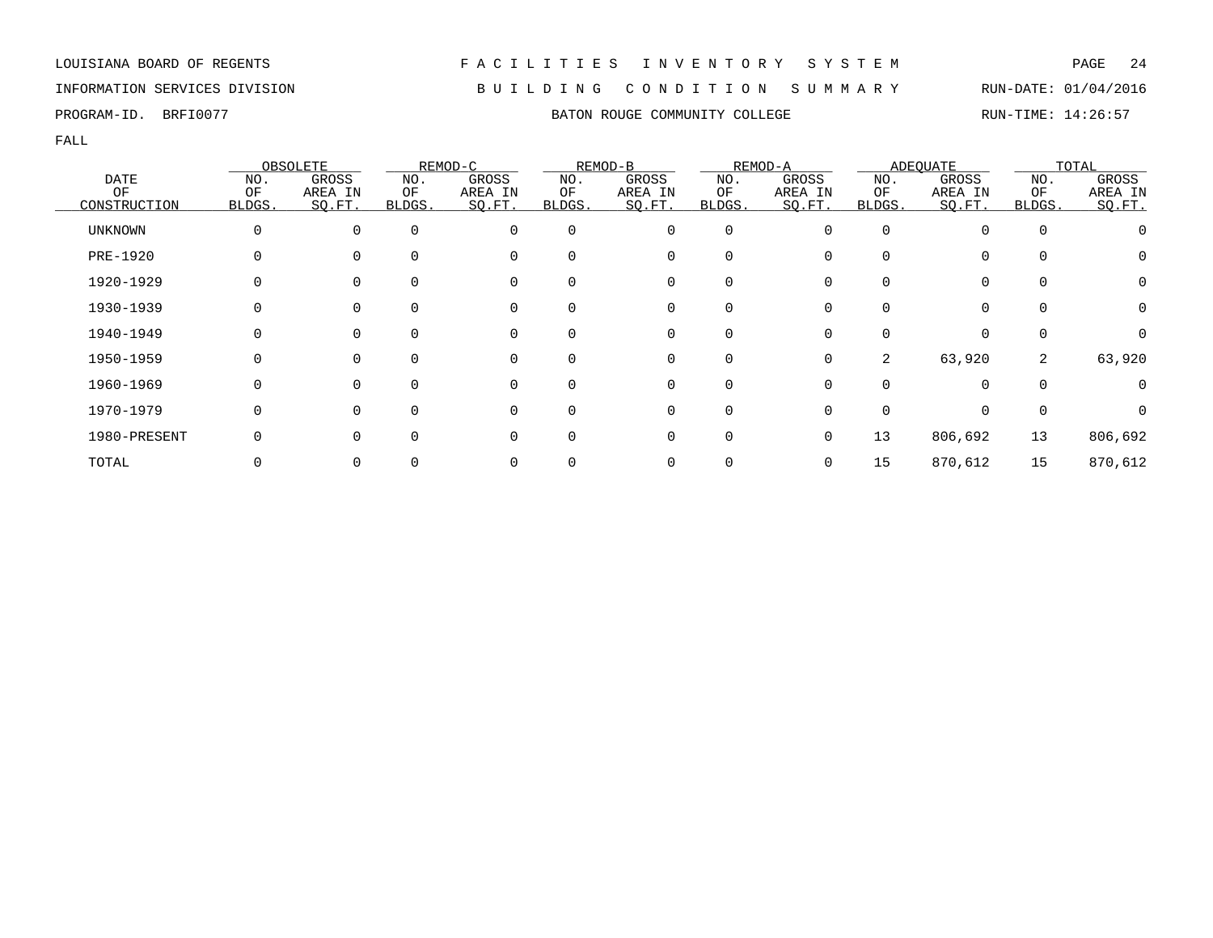LOUISIANA BOARD OF REGENTS — FACILITIES INVENTORY SYSTEM

INFORMATION SERVICES DIVISION — BUILDING CONDITION SUMMARY — RUN-DATE: 01/04/2016

PROGRAM-ID. BRFI0077 — BATON ROUGE COMMUNITY COLLEGE — RUN-TIME: 14:26:57

FALL

| DATE OF CONSTRUCTION | OBSOLETE | | REMOD-C | | REMOD-B | | REMOD-A | | ADEQUATE | | TOTAL | |
|---|---|---|---|---|---|---|---|---|---|---|---|---|
| | NO. OF BLDGS. | GROSS AREA IN SQ.FT. | NO. OF BLDGS. | GROSS AREA IN SQ.FT. | NO. OF BLDGS. | GROSS AREA IN SQ.FT. | NO. OF BLDGS. | GROSS AREA IN SQ.FT. | NO. OF BLDGS. | GROSS AREA IN SQ.FT. | NO. OF BLDGS. | GROSS AREA IN SQ.FT. |
| UNKNOWN | 0 | 0 | 0 | 0 | 0 | 0 | 0 | 0 | 0 | 0 | 0 | 0 |
| PRE-1920 | 0 | 0 | 0 | 0 | 0 | 0 | 0 | 0 | 0 | 0 | 0 | 0 |
| 1920-1929 | 0 | 0 | 0 | 0 | 0 | 0 | 0 | 0 | 0 | 0 | 0 | 0 |
| 1930-1939 | 0 | 0 | 0 | 0 | 0 | 0 | 0 | 0 | 0 | 0 | 0 | 0 |
| 1940-1949 | 0 | 0 | 0 | 0 | 0 | 0 | 0 | 0 | 0 | 0 | 0 | 0 |
| 1950-1959 | 0 | 0 | 0 | 0 | 0 | 0 | 0 | 0 | 2 | 63,920 | 2 | 63,920 |
| 1960-1969 | 0 | 0 | 0 | 0 | 0 | 0 | 0 | 0 | 0 | 0 | 0 | 0 |
| 1970-1979 | 0 | 0 | 0 | 0 | 0 | 0 | 0 | 0 | 0 | 0 | 0 | 0 |
| 1980-PRESENT | 0 | 0 | 0 | 0 | 0 | 0 | 0 | 0 | 13 | 806,692 | 13 | 806,692 |
| TOTAL | 0 | 0 | 0 | 0 | 0 | 0 | 0 | 0 | 15 | 870,612 | 15 | 870,612 |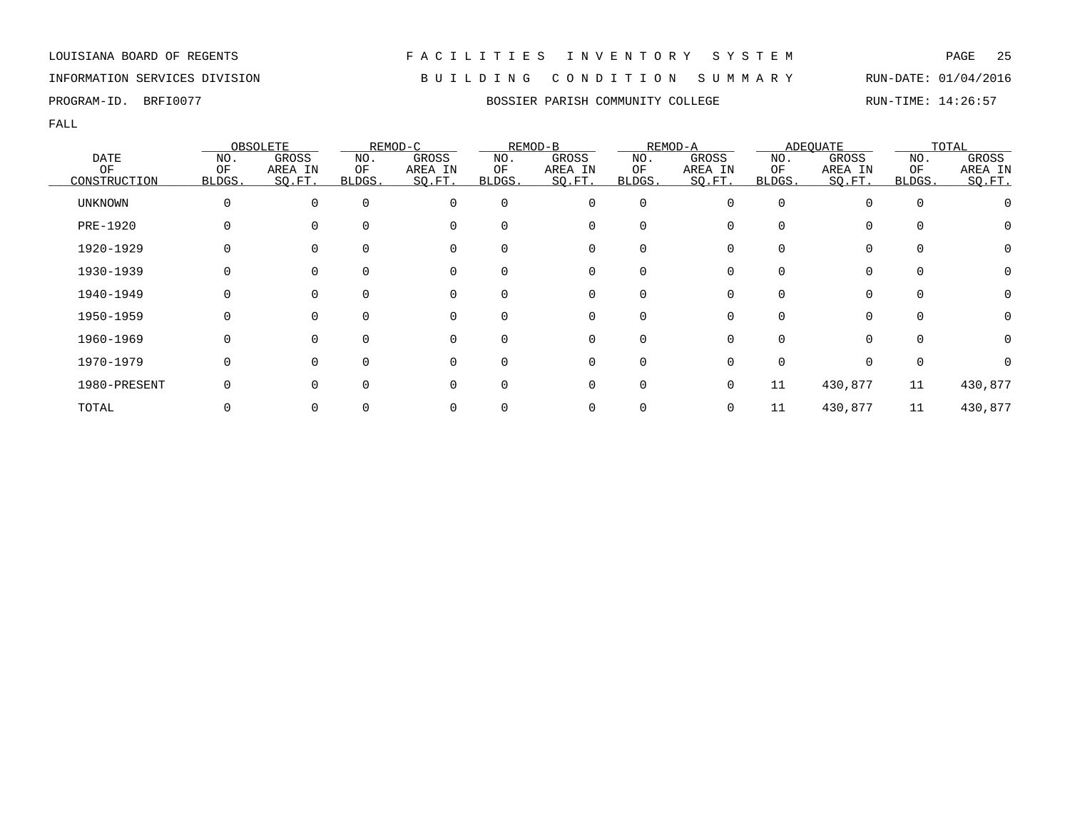LOUISIANA BOARD OF REGENTS — F A C I L I T I E S   I N V E N T O R Y   S Y S T E M

INFORMATION SERVICES DIVISION — B U I L D I N G   C O N D I T I O N   S U M M A R Y — RUN-DATE: 01/04/2016

PROGRAM-ID. BRFI0077 — BOSSIER PARISH COMMUNITY COLLEGE — RUN-TIME: 14:26:57

FALL

| DATE OF CONSTRUCTION | OBSOLETE | | REMOD-C | | REMOD-B | | REMOD-A | | ADEQUATE | | TOTAL | |
|---|---|---|---|---|---|---|---|---|---|---|---|---|
| | NO. OF BLDGS. | GROSS AREA IN SQ.FT. | NO. OF BLDGS. | GROSS AREA IN SQ.FT. | NO. OF BLDGS. | GROSS AREA IN SQ.FT. | NO. OF BLDGS. | GROSS AREA IN SQ.FT. | NO. OF BLDGS. | GROSS AREA IN SQ.FT. | NO. OF BLDGS. | GROSS AREA IN SQ.FT. |
| UNKNOWN | 0 | 0 | 0 | 0 | 0 | 0 | 0 | 0 | 0 | 0 | 0 | 0 |
| PRE-1920 | 0 | 0 | 0 | 0 | 0 | 0 | 0 | 0 | 0 | 0 | 0 | 0 |
| 1920-1929 | 0 | 0 | 0 | 0 | 0 | 0 | 0 | 0 | 0 | 0 | 0 | 0 |
| 1930-1939 | 0 | 0 | 0 | 0 | 0 | 0 | 0 | 0 | 0 | 0 | 0 | 0 |
| 1940-1949 | 0 | 0 | 0 | 0 | 0 | 0 | 0 | 0 | 0 | 0 | 0 | 0 |
| 1950-1959 | 0 | 0 | 0 | 0 | 0 | 0 | 0 | 0 | 0 | 0 | 0 | 0 |
| 1960-1969 | 0 | 0 | 0 | 0 | 0 | 0 | 0 | 0 | 0 | 0 | 0 | 0 |
| 1970-1979 | 0 | 0 | 0 | 0 | 0 | 0 | 0 | 0 | 0 | 0 | 0 | 0 |
| 1980-PRESENT | 0 | 0 | 0 | 0 | 0 | 0 | 0 | 0 | 11 | 430,877 | 11 | 430,877 |
| TOTAL | 0 | 0 | 0 | 0 | 0 | 0 | 0 | 0 | 11 | 430,877 | 11 | 430,877 |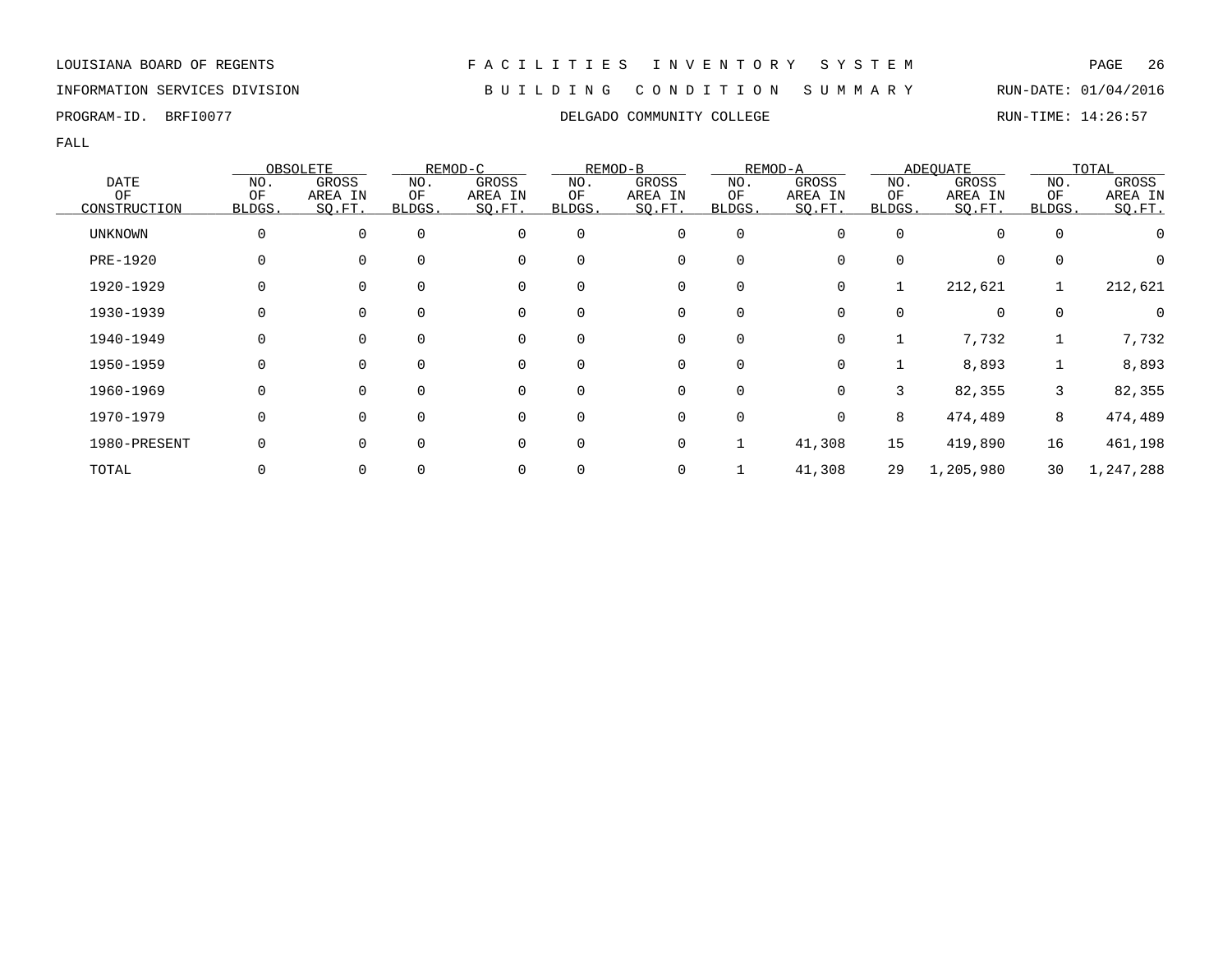LOUISIANA BOARD OF REGENTS — F A C I L I T I E S   I N V E N T O R Y   S Y S T E M

INFORMATION SERVICES DIVISION — B U I L D I N G   C O N D I T I O N   S U M M A R Y — RUN-DATE: 01/04/2016

PROGRAM-ID. BRFI0077 — DELGADO COMMUNITY COLLEGE — RUN-TIME: 14:26:57

FALL

| DATE OF CONSTRUCTION | OBSOLETE | | REMOD-C | | REMOD-B | | REMOD-A | | ADEQUATE | | TOTAL | |
|---|---|---|---|---|---|---|---|---|---|---|---|---|
| | NO. OF BLDGS. | GROSS AREA IN SQ.FT. | NO. OF BLDGS. | GROSS AREA IN SQ.FT. | NO. OF BLDGS. | GROSS AREA IN SQ.FT. | NO. OF BLDGS. | GROSS AREA IN SQ.FT. | NO. OF BLDGS. | GROSS AREA IN SQ.FT. | NO. OF BLDGS. | GROSS AREA IN SQ.FT. |
| UNKNOWN | 0 | 0 | 0 | 0 | 0 | 0 | 0 | 0 | 0 | 0 | 0 | 0 |
| PRE-1920 | 0 | 0 | 0 | 0 | 0 | 0 | 0 | 0 | 0 | 0 | 0 | 0 |
| 1920-1929 | 0 | 0 | 0 | 0 | 0 | 0 | 0 | 0 | 1 | 212,621 | 1 | 212,621 |
| 1930-1939 | 0 | 0 | 0 | 0 | 0 | 0 | 0 | 0 | 0 | 0 | 0 | 0 |
| 1940-1949 | 0 | 0 | 0 | 0 | 0 | 0 | 0 | 0 | 1 | 7,732 | 1 | 7,732 |
| 1950-1959 | 0 | 0 | 0 | 0 | 0 | 0 | 0 | 0 | 1 | 8,893 | 1 | 8,893 |
| 1960-1969 | 0 | 0 | 0 | 0 | 0 | 0 | 0 | 0 | 3 | 82,355 | 3 | 82,355 |
| 1970-1979 | 0 | 0 | 0 | 0 | 0 | 0 | 0 | 0 | 8 | 474,489 | 8 | 474,489 |
| 1980-PRESENT | 0 | 0 | 0 | 0 | 0 | 0 | 1 | 41,308 | 15 | 419,890 | 16 | 461,198 |
| TOTAL | 0 | 0 | 0 | 0 | 0 | 0 | 1 | 41,308 | 29 | 1,205,980 | 30 | 1,247,288 |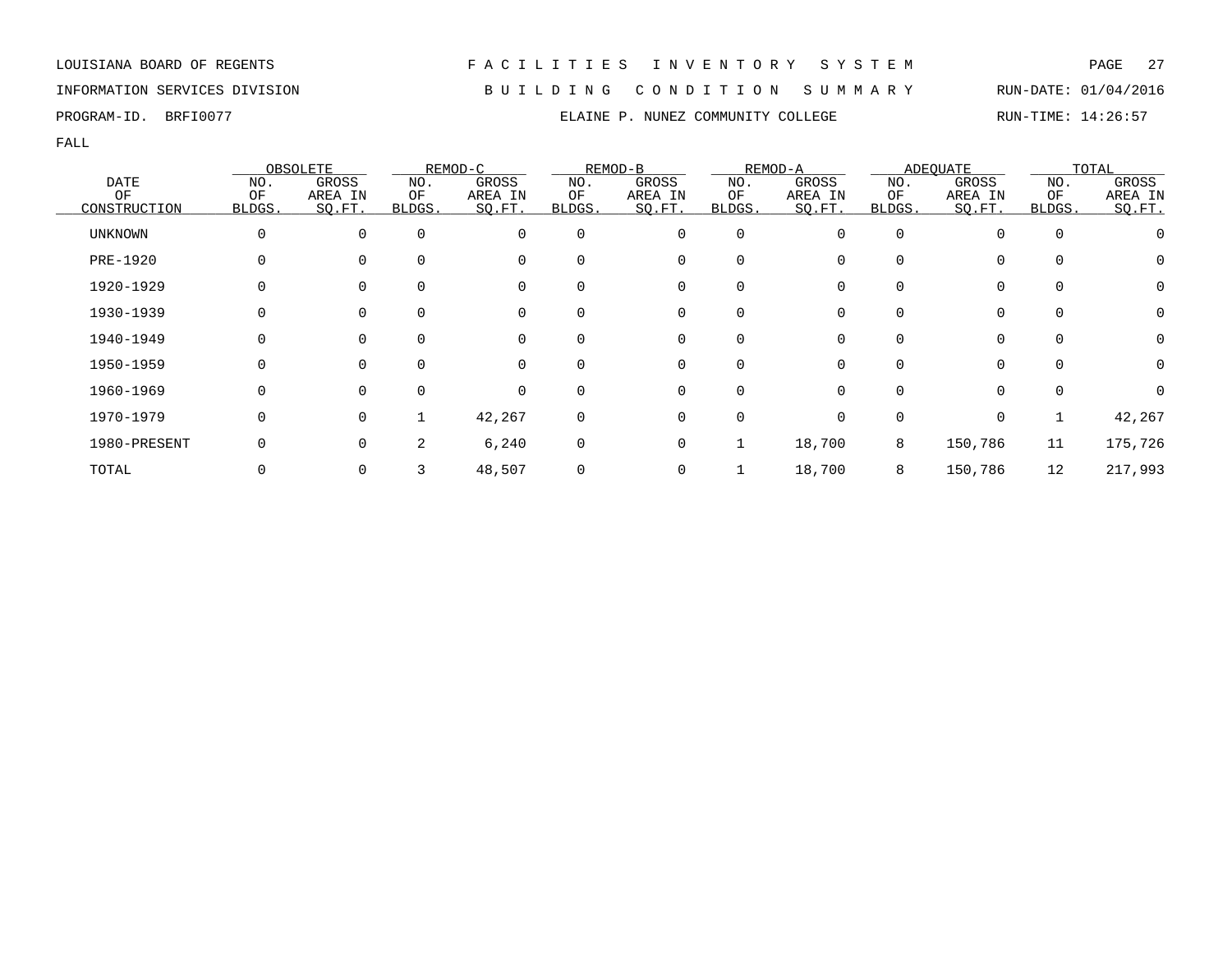LOUISIANA BOARD OF REGENTS — FACILITIES INVENTORY SYSTEM

INFORMATION SERVICES DIVISION — BUILDING CONDITION SUMMARY — RUN-DATE: 01/04/2016

PROGRAM-ID. BRFI0077 — ELAINE P. NUNEZ COMMUNITY COLLEGE — RUN-TIME: 14:26:57

FALL

| DATE OF CONSTRUCTION | OBSOLETE | | REMOD-C | | REMOD-B | | REMOD-A | | ADEQUATE | | TOTAL | |
|---|---|---|---|---|---|---|---|---|---|---|---|---|
| | NO. OF BLDGS. | GROSS AREA IN SQ.FT. | NO. OF BLDGS. | GROSS AREA IN SQ.FT. | NO. OF BLDGS. | GROSS AREA IN SQ.FT. | NO. OF BLDGS. | GROSS AREA IN SQ.FT. | NO. OF BLDGS. | GROSS AREA IN SQ.FT. | NO. OF BLDGS. | GROSS AREA IN SQ.FT. |
| UNKNOWN | 0 | 0 | 0 | 0 | 0 | 0 | 0 | 0 | 0 | 0 | 0 | 0 |
| PRE-1920 | 0 | 0 | 0 | 0 | 0 | 0 | 0 | 0 | 0 | 0 | 0 | 0 |
| 1920-1929 | 0 | 0 | 0 | 0 | 0 | 0 | 0 | 0 | 0 | 0 | 0 | 0 |
| 1930-1939 | 0 | 0 | 0 | 0 | 0 | 0 | 0 | 0 | 0 | 0 | 0 | 0 |
| 1940-1949 | 0 | 0 | 0 | 0 | 0 | 0 | 0 | 0 | 0 | 0 | 0 | 0 |
| 1950-1959 | 0 | 0 | 0 | 0 | 0 | 0 | 0 | 0 | 0 | 0 | 0 | 0 |
| 1960-1969 | 0 | 0 | 0 | 0 | 0 | 0 | 0 | 0 | 0 | 0 | 0 | 0 |
| 1970-1979 | 0 | 0 | 1 | 42,267 | 0 | 0 | 0 | 0 | 0 | 0 | 1 | 42,267 |
| 1980-PRESENT | 0 | 0 | 2 | 6,240 | 0 | 0 | 1 | 18,700 | 8 | 150,786 | 11 | 175,726 |
| TOTAL | 0 | 0 | 3 | 48,507 | 0 | 0 | 1 | 18,700 | 8 | 150,786 | 12 | 217,993 |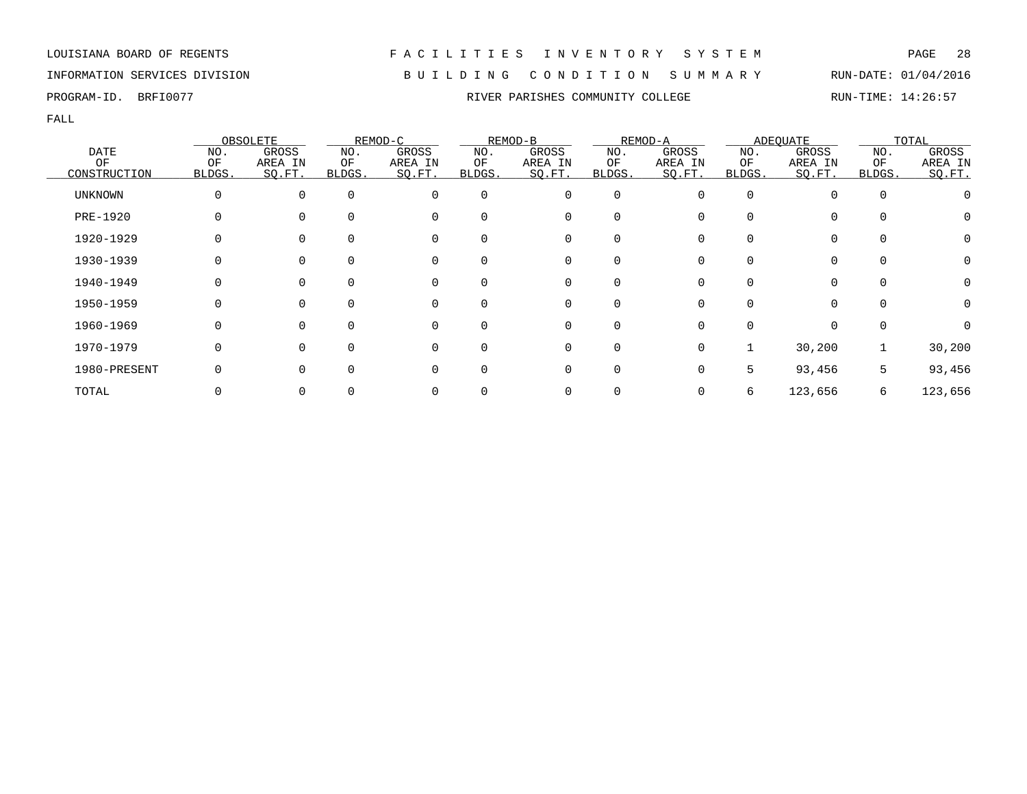LOUISIANA BOARD OF REGENTS — F A C I L I T I E S   I N V E N T O R Y   S Y S T E M

INFORMATION SERVICES DIVISION — B U I L D I N G   C O N D I T I O N   S U M M A R Y — RUN-DATE: 01/04/2016

PROGRAM-ID. BRFI0077 — RIVER PARISHES COMMUNITY COLLEGE — RUN-TIME: 14:26:57

FALL

| DATE OF CONSTRUCTION | OBSOLETE | | REMOD-C | | REMOD-B | | REMOD-A | | ADEQUATE | | TOTAL | |
|---|---|---|---|---|---|---|---|---|---|---|---|---|
| | NO. OF BLDGS. | GROSS AREA IN SQ.FT. | NO. OF BLDGS. | GROSS AREA IN SQ.FT. | NO. OF BLDGS. | GROSS AREA IN SQ.FT. | NO. OF BLDGS. | GROSS AREA IN SQ.FT. | NO. OF BLDGS. | GROSS AREA IN SQ.FT. | NO. OF BLDGS. | GROSS AREA IN SQ.FT. |
| UNKNOWN | 0 | 0 | 0 | 0 | 0 | 0 | 0 | 0 | 0 | 0 | 0 | 0 |
| PRE-1920 | 0 | 0 | 0 | 0 | 0 | 0 | 0 | 0 | 0 | 0 | 0 | 0 |
| 1920-1929 | 0 | 0 | 0 | 0 | 0 | 0 | 0 | 0 | 0 | 0 | 0 | 0 |
| 1930-1939 | 0 | 0 | 0 | 0 | 0 | 0 | 0 | 0 | 0 | 0 | 0 | 0 |
| 1940-1949 | 0 | 0 | 0 | 0 | 0 | 0 | 0 | 0 | 0 | 0 | 0 | 0 |
| 1950-1959 | 0 | 0 | 0 | 0 | 0 | 0 | 0 | 0 | 0 | 0 | 0 | 0 |
| 1960-1969 | 0 | 0 | 0 | 0 | 0 | 0 | 0 | 0 | 0 | 0 | 0 | 0 |
| 1970-1979 | 0 | 0 | 0 | 0 | 0 | 0 | 0 | 0 | 1 | 30,200 | 1 | 30,200 |
| 1980-PRESENT | 0 | 0 | 0 | 0 | 0 | 0 | 0 | 0 | 5 | 93,456 | 5 | 93,456 |
| TOTAL | 0 | 0 | 0 | 0 | 0 | 0 | 0 | 0 | 6 | 123,656 | 6 | 123,656 |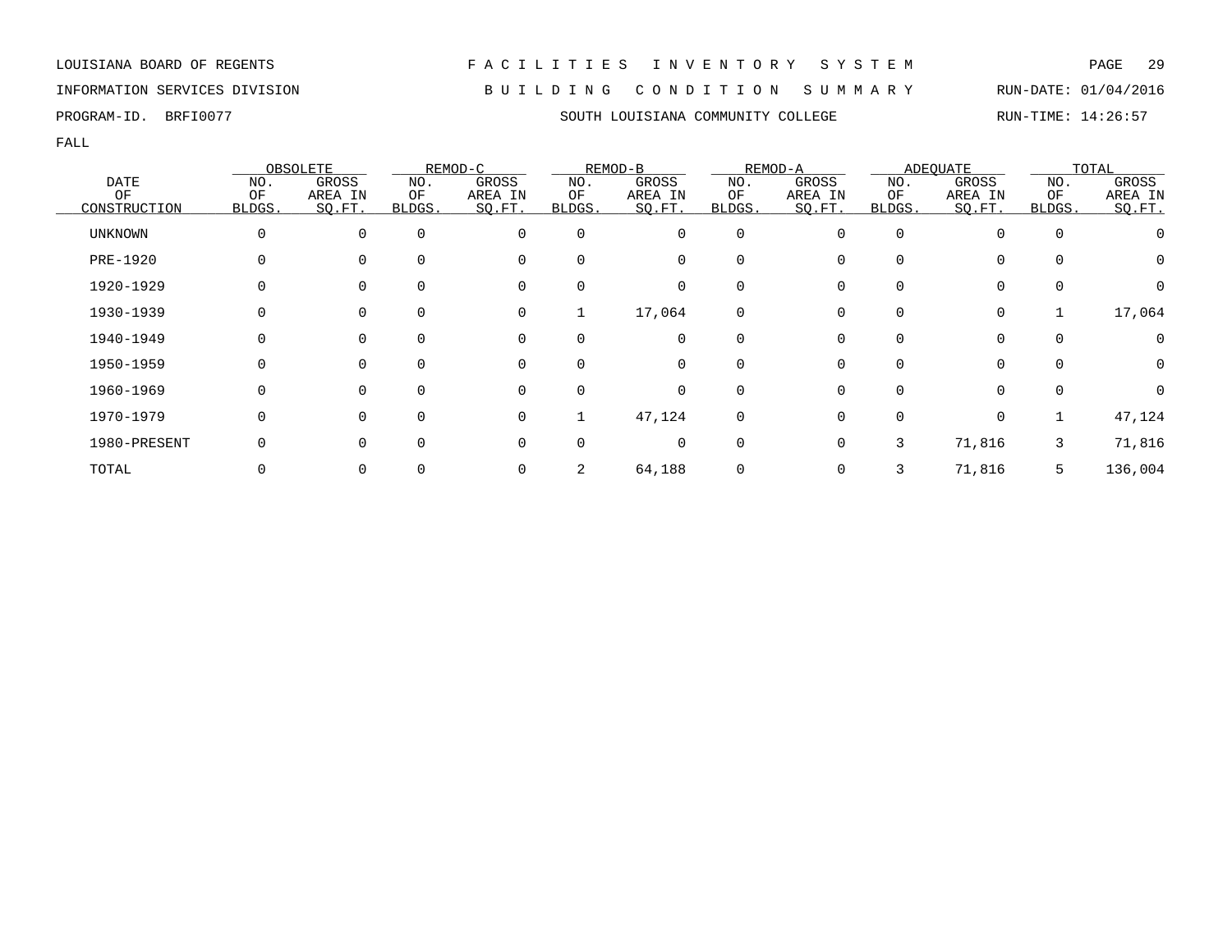LOUISIANA BOARD OF REGENTS — FACILITIES INVENTORY SYSTEM

INFORMATION SERVICES DIVISION — BUILDING CONDITION SUMMARY — RUN-DATE: 01/04/2016

PROGRAM-ID. BRFI0077 — SOUTH LOUISIANA COMMUNITY COLLEGE — RUN-TIME: 14:26:57

FALL

| DATE OF CONSTRUCTION | OBSOLETE | | REMOD-C | | REMOD-B | | REMOD-A | | ADEQUATE | | TOTAL | |
|---|---|---|---|---|---|---|---|---|---|---|---|---|
| | NO. OF BLDGS. | GROSS AREA IN SQ.FT. | NO. OF BLDGS. | GROSS AREA IN SQ.FT. | NO. OF BLDGS. | GROSS AREA IN SQ.FT. | NO. OF BLDGS. | GROSS AREA IN SQ.FT. | NO. OF BLDGS. | GROSS AREA IN SQ.FT. | NO. OF BLDGS. | GROSS AREA IN SQ.FT. |
| UNKNOWN | 0 | 0 | 0 | 0 | 0 | 0 | 0 | 0 | 0 | 0 | 0 | 0 |
| PRE-1920 | 0 | 0 | 0 | 0 | 0 | 0 | 0 | 0 | 0 | 0 | 0 | 0 |
| 1920-1929 | 0 | 0 | 0 | 0 | 0 | 0 | 0 | 0 | 0 | 0 | 0 | 0 |
| 1930-1939 | 0 | 0 | 0 | 0 | 1 | 17,064 | 0 | 0 | 0 | 0 | 1 | 17,064 |
| 1940-1949 | 0 | 0 | 0 | 0 | 0 | 0 | 0 | 0 | 0 | 0 | 0 | 0 |
| 1950-1959 | 0 | 0 | 0 | 0 | 0 | 0 | 0 | 0 | 0 | 0 | 0 | 0 |
| 1960-1969 | 0 | 0 | 0 | 0 | 0 | 0 | 0 | 0 | 0 | 0 | 0 | 0 |
| 1970-1979 | 0 | 0 | 0 | 0 | 1 | 47,124 | 0 | 0 | 0 | 0 | 1 | 47,124 |
| 1980-PRESENT | 0 | 0 | 0 | 0 | 0 | 0 | 0 | 0 | 3 | 71,816 | 3 | 71,816 |
| TOTAL | 0 | 0 | 0 | 0 | 2 | 64,188 | 0 | 0 | 3 | 71,816 | 5 | 136,004 |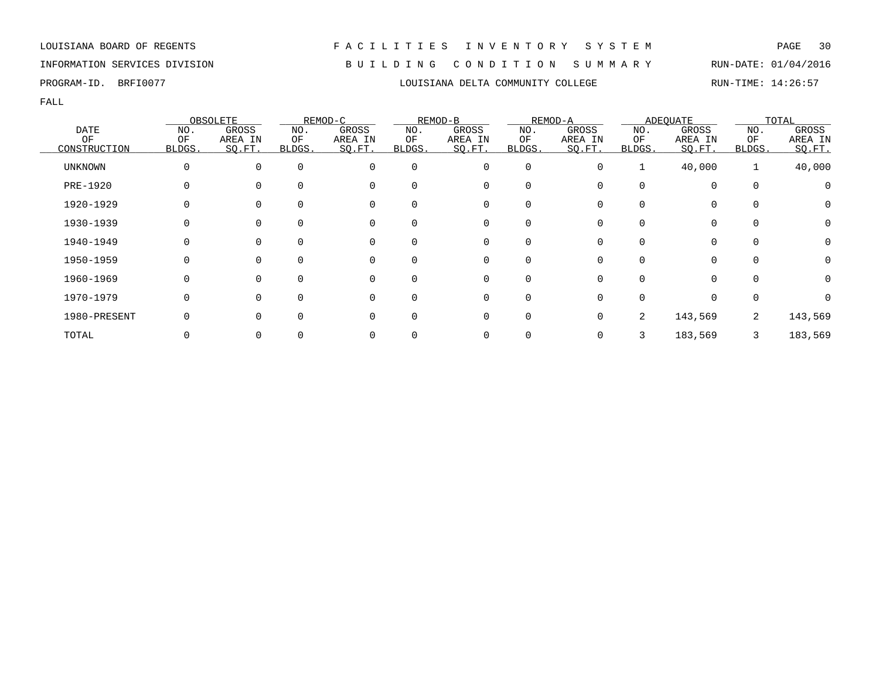LOUISIANA BOARD OF REGENTS — FACILITIES INVENTORY SYSTEM

INFORMATION SERVICES DIVISION — BUILDING CONDITION SUMMARY — RUN-DATE: 01/04/2016

PROGRAM-ID. BRFI0077 — LOUISIANA DELTA COMMUNITY COLLEGE — RUN-TIME: 14:26:57

FALL

| DATE OF CONSTRUCTION | OBSOLETE | | REMOD-C | | REMOD-B | | REMOD-A | | ADEQUATE | | TOTAL | |
|---|---|---|---|---|---|---|---|---|---|---|---|---|
| | NO. OF BLDGS. | GROSS AREA IN SQ.FT. | NO. OF BLDGS. | GROSS AREA IN SQ.FT. | NO. OF BLDGS. | GROSS AREA IN SQ.FT. | NO. OF BLDGS. | GROSS AREA IN SQ.FT. | NO. OF BLDGS. | GROSS AREA IN SQ.FT. | NO. OF BLDGS. | GROSS AREA IN SQ.FT. |
| UNKNOWN | 0 | 0 | 0 | 0 | 0 | 0 | 0 | 0 | 1 | 40,000 | 1 | 40,000 |
| PRE-1920 | 0 | 0 | 0 | 0 | 0 | 0 | 0 | 0 | 0 | 0 | 0 | 0 |
| 1920-1929 | 0 | 0 | 0 | 0 | 0 | 0 | 0 | 0 | 0 | 0 | 0 | 0 |
| 1930-1939 | 0 | 0 | 0 | 0 | 0 | 0 | 0 | 0 | 0 | 0 | 0 | 0 |
| 1940-1949 | 0 | 0 | 0 | 0 | 0 | 0 | 0 | 0 | 0 | 0 | 0 | 0 |
| 1950-1959 | 0 | 0 | 0 | 0 | 0 | 0 | 0 | 0 | 0 | 0 | 0 | 0 |
| 1960-1969 | 0 | 0 | 0 | 0 | 0 | 0 | 0 | 0 | 0 | 0 | 0 | 0 |
| 1970-1979 | 0 | 0 | 0 | 0 | 0 | 0 | 0 | 0 | 0 | 0 | 0 | 0 |
| 1980-PRESENT | 0 | 0 | 0 | 0 | 0 | 0 | 0 | 0 | 2 | 143,569 | 2 | 143,569 |
| TOTAL | 0 | 0 | 0 | 0 | 0 | 0 | 0 | 0 | 3 | 183,569 | 3 | 183,569 |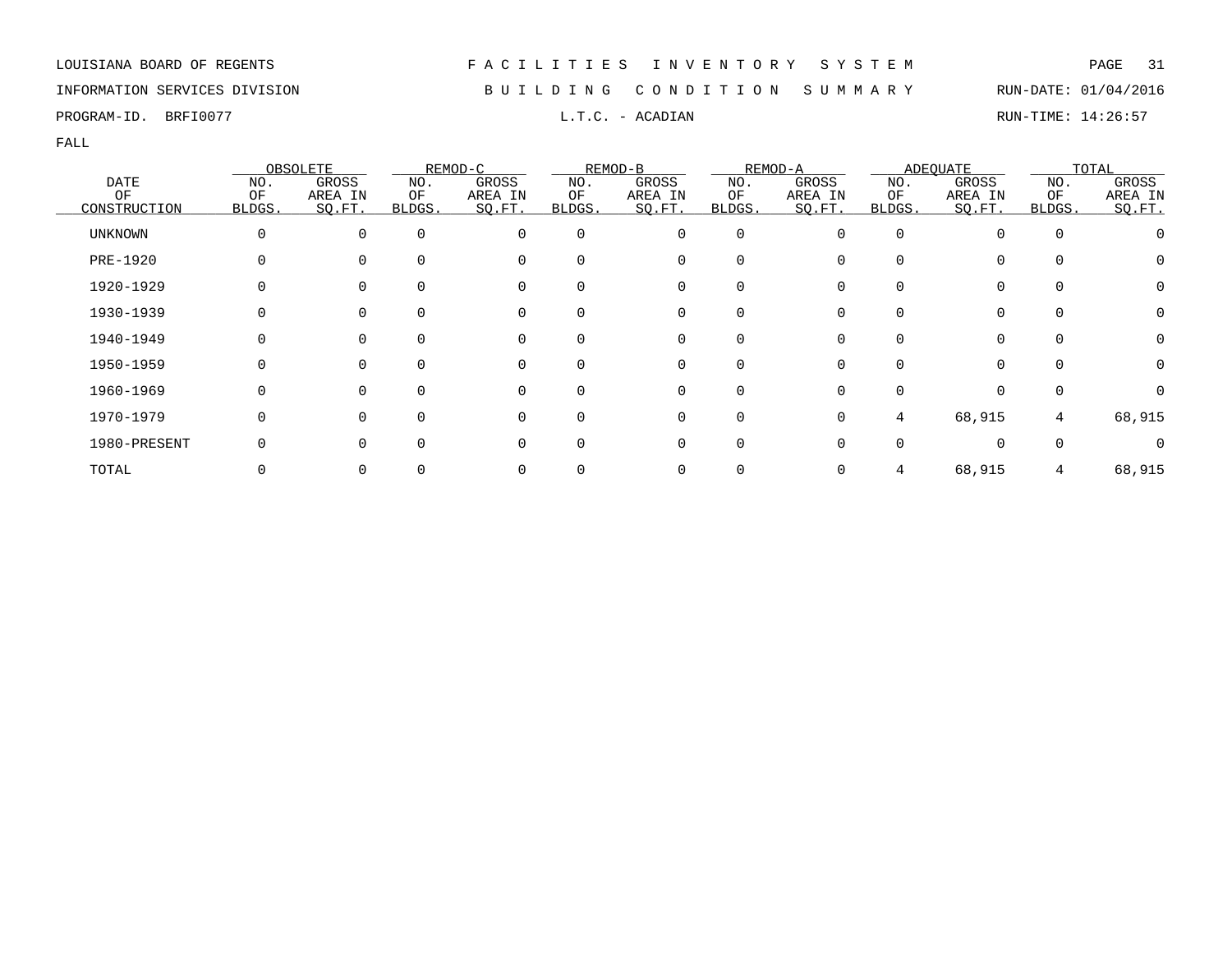LOUISIANA BOARD OF REGENTS

INFORMATION SERVICES DIVISION

PROGRAM-ID. BRFI0077

# FACILITIES INVENTORY SYSTEM

## BUILDING CONDITION SUMMARY

### L.T.C. - ACADIAN

RUN-DATE: 01/04/2016

RUN-TIME: 14:26:57

FALL

| DATE OF CONSTRUCTION | OBSOLETE | | REMOD-C | | REMOD-B | | REMOD-A | | ADEQUATE | | TOTAL | |
|---|---|---|---|---|---|---|---|---|---|---|---|---|
| | NO. OF BLDGS. | GROSS AREA IN SQ.FT. | NO. OF BLDGS. | GROSS AREA IN SQ.FT. | NO. OF BLDGS. | GROSS AREA IN SQ.FT. | NO. OF BLDGS. | GROSS AREA IN SQ.FT. | NO. OF BLDGS. | GROSS AREA IN SQ.FT. | NO. OF BLDGS. | GROSS AREA IN SQ.FT. |
| UNKNOWN | 0 | 0 | 0 | 0 | 0 | 0 | 0 | 0 | 0 | 0 | 0 | 0 |
| PRE-1920 | 0 | 0 | 0 | 0 | 0 | 0 | 0 | 0 | 0 | 0 | 0 | 0 |
| 1920-1929 | 0 | 0 | 0 | 0 | 0 | 0 | 0 | 0 | 0 | 0 | 0 | 0 |
| 1930-1939 | 0 | 0 | 0 | 0 | 0 | 0 | 0 | 0 | 0 | 0 | 0 | 0 |
| 1940-1949 | 0 | 0 | 0 | 0 | 0 | 0 | 0 | 0 | 0 | 0 | 0 | 0 |
| 1950-1959 | 0 | 0 | 0 | 0 | 0 | 0 | 0 | 0 | 0 | 0 | 0 | 0 |
| 1960-1969 | 0 | 0 | 0 | 0 | 0 | 0 | 0 | 0 | 0 | 0 | 0 | 0 |
| 1970-1979 | 0 | 0 | 0 | 0 | 0 | 0 | 0 | 0 | 4 | 68,915 | 4 | 68,915 |
| 1980-PRESENT | 0 | 0 | 0 | 0 | 0 | 0 | 0 | 0 | 0 | 0 | 0 | 0 |
| TOTAL | 0 | 0 | 0 | 0 | 0 | 0 | 0 | 0 | 4 | 68,915 | 4 | 68,915 |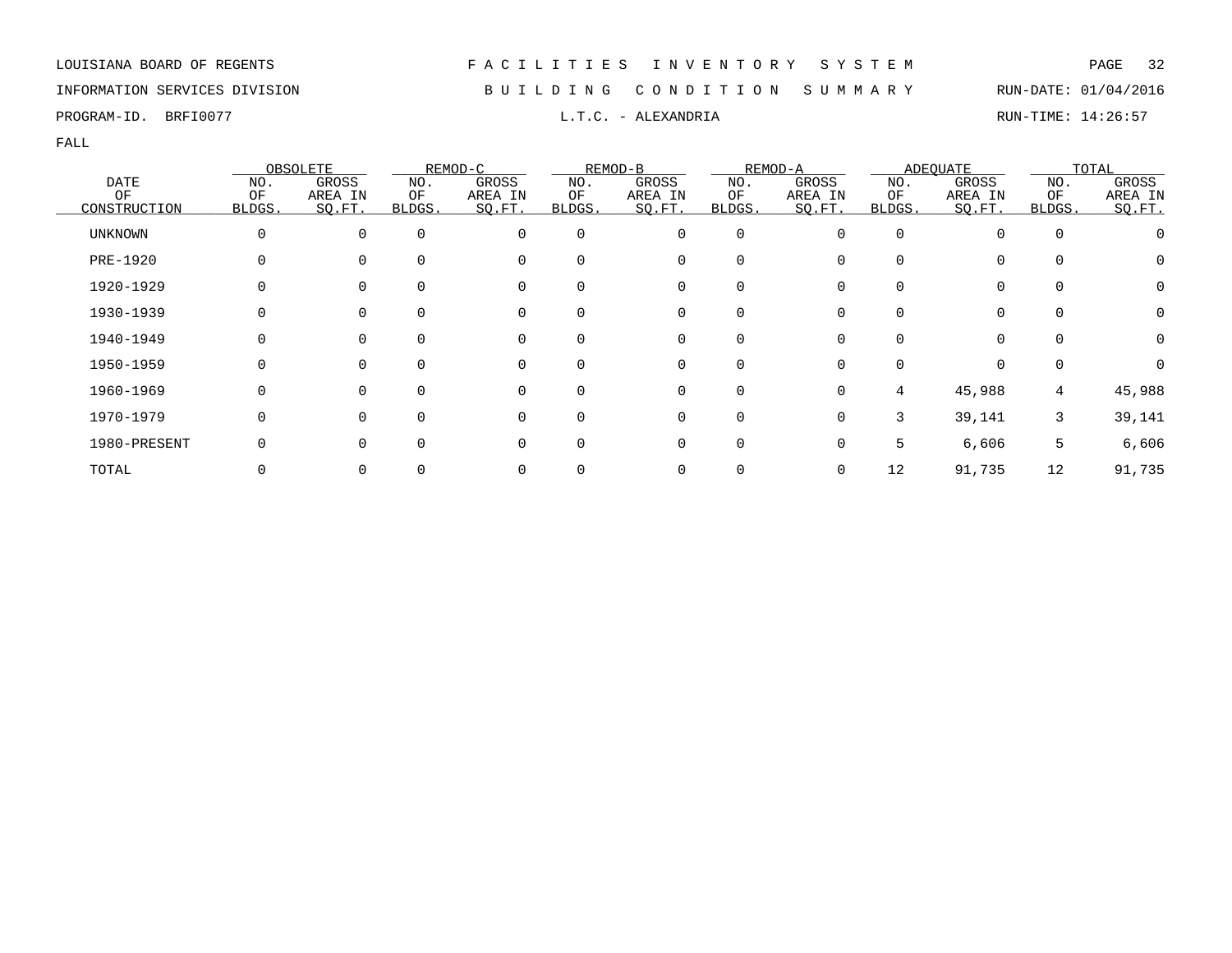LOUISIANA BOARD OF REGENTS — F A C I L I T I E S   I N V E N T O R Y   S Y S T E M

INFORMATION SERVICES DIVISION — B U I L D I N G   C O N D I T I O N   S U M M A R Y — RUN-DATE: 01/04/2016

PROGRAM-ID. BRFI0077 — L.T.C. - ALEXANDRIA — RUN-TIME: 14:26:57

FALL

| DATE OF CONSTRUCTION | OBSOLETE | | REMOD-C | | REMOD-B | | REMOD-A | | ADEQUATE | | TOTAL | |
|---|---|---|---|---|---|---|---|---|---|---|---|---|
| | NO. OF BLDGS. | GROSS AREA IN SQ.FT. | NO. OF BLDGS. | GROSS AREA IN SQ.FT. | NO. OF BLDGS. | GROSS AREA IN SQ.FT. | NO. OF BLDGS. | GROSS AREA IN SQ.FT. | NO. OF BLDGS. | GROSS AREA IN SQ.FT. | NO. OF BLDGS. | GROSS AREA IN SQ.FT. |
| UNKNOWN | 0 | 0 | 0 | 0 | 0 | 0 | 0 | 0 | 0 | 0 | 0 | 0 |
| PRE-1920 | 0 | 0 | 0 | 0 | 0 | 0 | 0 | 0 | 0 | 0 | 0 | 0 |
| 1920-1929 | 0 | 0 | 0 | 0 | 0 | 0 | 0 | 0 | 0 | 0 | 0 | 0 |
| 1930-1939 | 0 | 0 | 0 | 0 | 0 | 0 | 0 | 0 | 0 | 0 | 0 | 0 |
| 1940-1949 | 0 | 0 | 0 | 0 | 0 | 0 | 0 | 0 | 0 | 0 | 0 | 0 |
| 1950-1959 | 0 | 0 | 0 | 0 | 0 | 0 | 0 | 0 | 0 | 0 | 0 | 0 |
| 1960-1969 | 0 | 0 | 0 | 0 | 0 | 0 | 0 | 0 | 4 | 45,988 | 4 | 45,988 |
| 1970-1979 | 0 | 0 | 0 | 0 | 0 | 0 | 0 | 0 | 3 | 39,141 | 3 | 39,141 |
| 1980-PRESENT | 0 | 0 | 0 | 0 | 0 | 0 | 0 | 0 | 5 | 6,606 | 5 | 6,606 |
| TOTAL | 0 | 0 | 0 | 0 | 0 | 0 | 0 | 0 | 12 | 91,735 | 12 | 91,735 |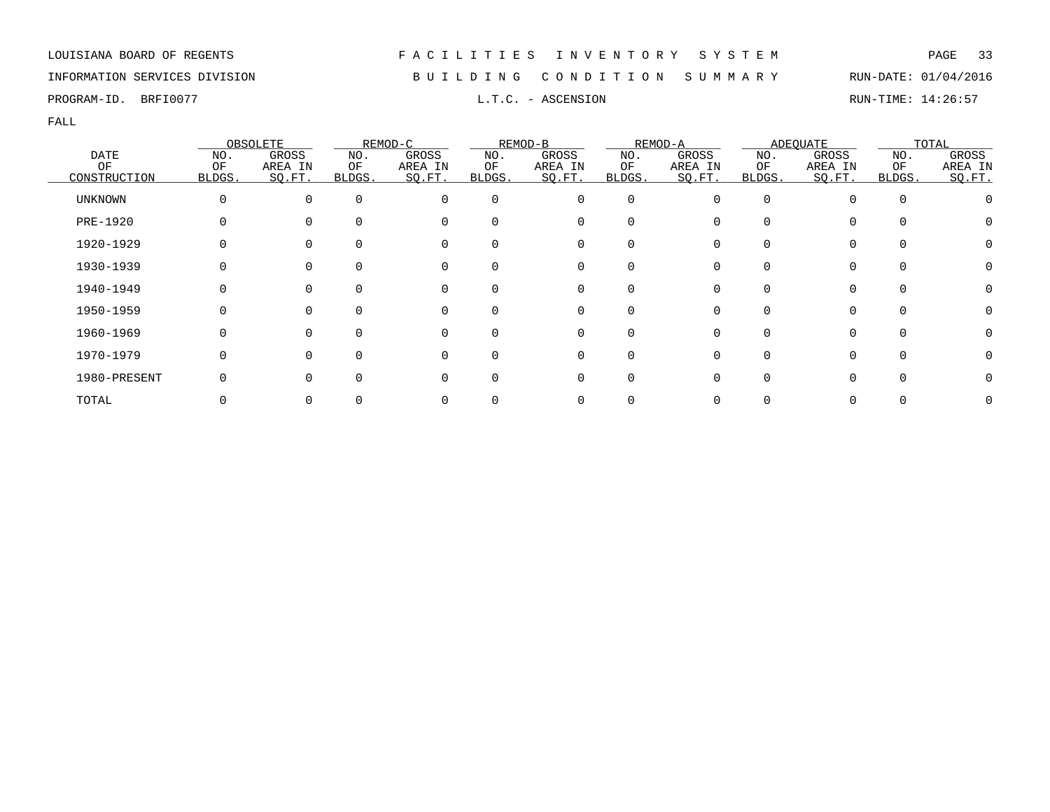LOUISIANA BOARD OF REGENTS — FACILITIES INVENTORY SYSTEM

INFORMATION SERVICES DIVISION — BUILDING CONDITION SUMMARY — RUN-DATE: 01/04/2016

PROGRAM-ID. BRFI0077 — L.T.C. - ASCENSION — RUN-TIME: 14:26:57

FALL

| DATE OF CONSTRUCTION | OBSOLETE | | REMOD-C | | REMOD-B | | REMOD-A | | ADEQUATE | | TOTAL | |
|---|---|---|---|---|---|---|---|---|---|---|---|---|
| | NO. OF BLDGS. | GROSS AREA IN SQ.FT. | NO. OF BLDGS. | GROSS AREA IN SQ.FT. | NO. OF BLDGS. | GROSS AREA IN SQ.FT. | NO. OF BLDGS. | GROSS AREA IN SQ.FT. | NO. OF BLDGS. | GROSS AREA IN SQ.FT. | NO. OF BLDGS. | GROSS AREA IN SQ.FT. |
| UNKNOWN | 0 | 0 | 0 | 0 | 0 | 0 | 0 | 0 | 0 | 0 | 0 | 0 |
| PRE-1920 | 0 | 0 | 0 | 0 | 0 | 0 | 0 | 0 | 0 | 0 | 0 | 0 |
| 1920-1929 | 0 | 0 | 0 | 0 | 0 | 0 | 0 | 0 | 0 | 0 | 0 | 0 |
| 1930-1939 | 0 | 0 | 0 | 0 | 0 | 0 | 0 | 0 | 0 | 0 | 0 | 0 |
| 1940-1949 | 0 | 0 | 0 | 0 | 0 | 0 | 0 | 0 | 0 | 0 | 0 | 0 |
| 1950-1959 | 0 | 0 | 0 | 0 | 0 | 0 | 0 | 0 | 0 | 0 | 0 | 0 |
| 1960-1969 | 0 | 0 | 0 | 0 | 0 | 0 | 0 | 0 | 0 | 0 | 0 | 0 |
| 1970-1979 | 0 | 0 | 0 | 0 | 0 | 0 | 0 | 0 | 0 | 0 | 0 | 0 |
| 1980-PRESENT | 0 | 0 | 0 | 0 | 0 | 0 | 0 | 0 | 0 | 0 | 0 | 0 |
| TOTAL | 0 | 0 | 0 | 0 | 0 | 0 | 0 | 0 | 0 | 0 | 0 | 0 |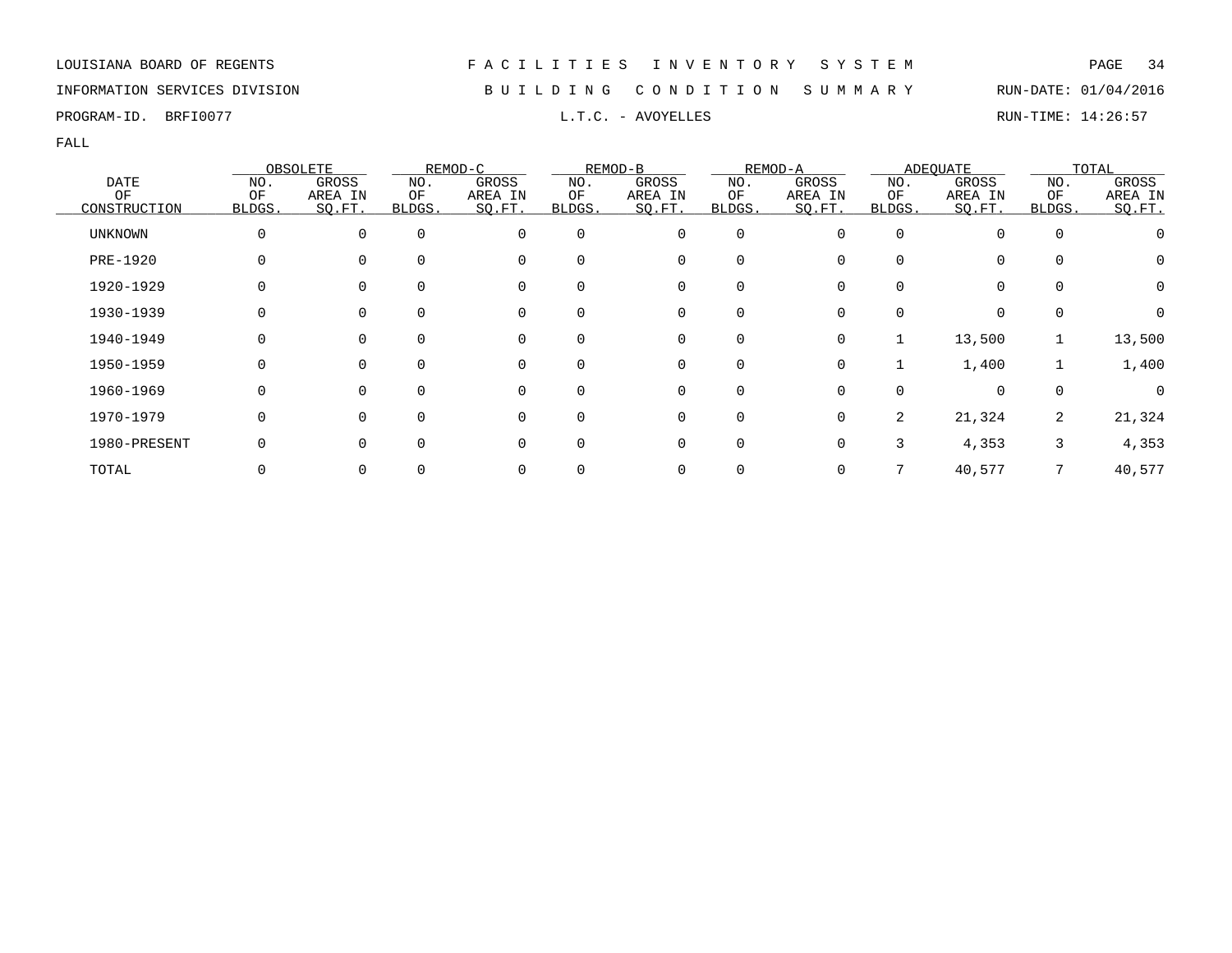LOUISIANA BOARD OF REGENTS — FACILITIES INVENTORY SYSTEM

INFORMATION SERVICES DIVISION — BUILDING CONDITION SUMMARY — RUN-DATE: 01/04/2016

PROGRAM-ID. BRFI0077 — L.T.C. - AVOYELLES — RUN-TIME: 14:26:57

FALL

| DATE OF CONSTRUCTION | OBSOLETE | | REMOD-C | | REMOD-B | | REMOD-A | | ADEQUATE | | TOTAL | |
|---|---|---|---|---|---|---|---|---|---|---|---|---|
| | NO. OF BLDGS. | GROSS AREA IN SQ.FT. | NO. OF BLDGS. | GROSS AREA IN SQ.FT. | NO. OF BLDGS. | GROSS AREA IN SQ.FT. | NO. OF BLDGS. | GROSS AREA IN SQ.FT. | NO. OF BLDGS. | GROSS AREA IN SQ.FT. | NO. OF BLDGS. | GROSS AREA IN SQ.FT. |
| UNKNOWN | 0 | 0 | 0 | 0 | 0 | 0 | 0 | 0 | 0 | 0 | 0 | 0 |
| PRE-1920 | 0 | 0 | 0 | 0 | 0 | 0 | 0 | 0 | 0 | 0 | 0 | 0 |
| 1920-1929 | 0 | 0 | 0 | 0 | 0 | 0 | 0 | 0 | 0 | 0 | 0 | 0 |
| 1930-1939 | 0 | 0 | 0 | 0 | 0 | 0 | 0 | 0 | 0 | 0 | 0 | 0 |
| 1940-1949 | 0 | 0 | 0 | 0 | 0 | 0 | 0 | 0 | 1 | 13,500 | 1 | 13,500 |
| 1950-1959 | 0 | 0 | 0 | 0 | 0 | 0 | 0 | 0 | 1 | 1,400 | 1 | 1,400 |
| 1960-1969 | 0 | 0 | 0 | 0 | 0 | 0 | 0 | 0 | 0 | 0 | 0 | 0 |
| 1970-1979 | 0 | 0 | 0 | 0 | 0 | 0 | 0 | 0 | 2 | 21,324 | 2 | 21,324 |
| 1980-PRESENT | 0 | 0 | 0 | 0 | 0 | 0 | 0 | 0 | 3 | 4,353 | 3 | 4,353 |
| TOTAL | 0 | 0 | 0 | 0 | 0 | 0 | 0 | 0 | 7 | 40,577 | 7 | 40,577 |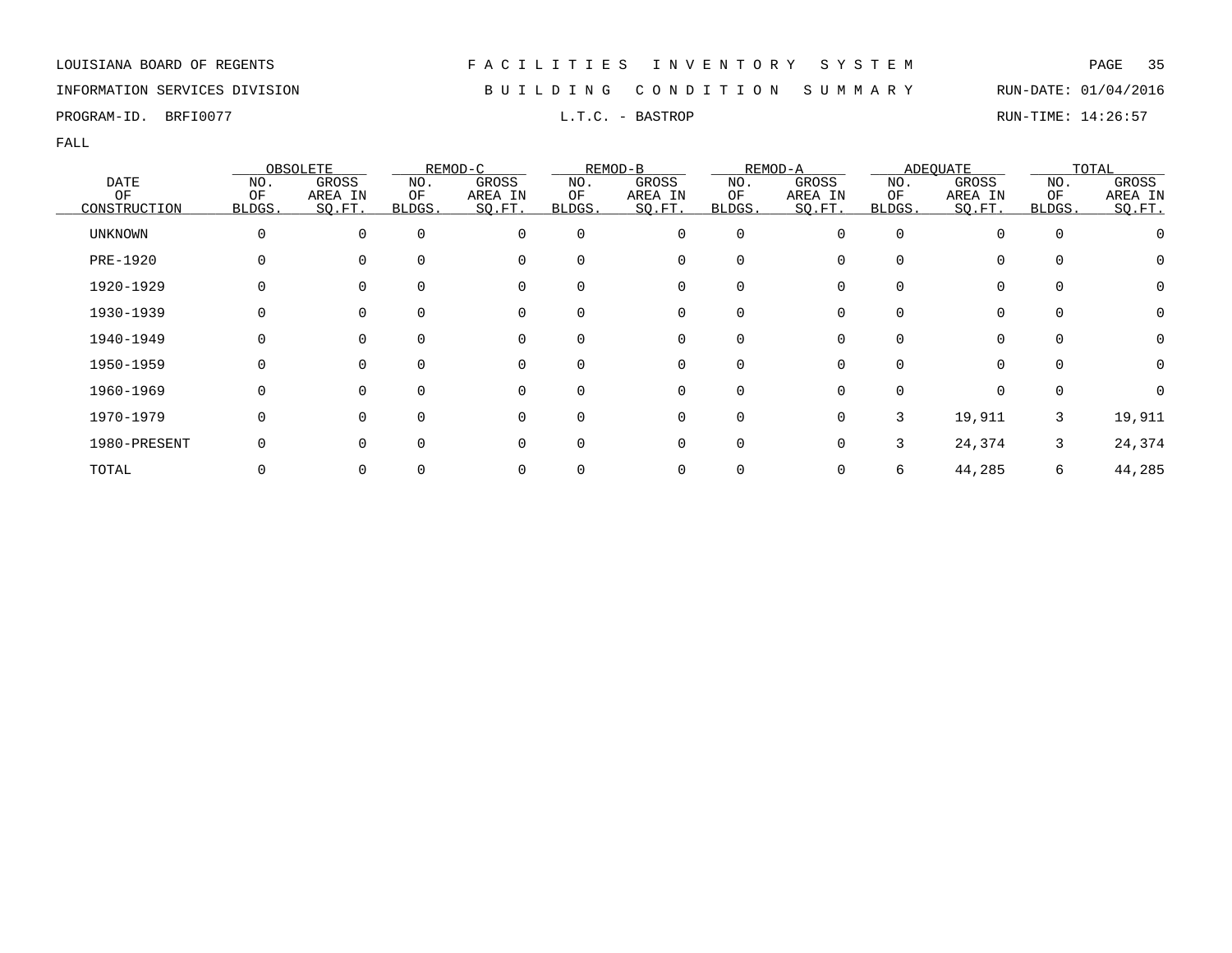LOUISIANA BOARD OF REGENTS — FACILITIES INVENTORY SYSTEM

INFORMATION SERVICES DIVISION — BUILDING CONDITION SUMMARY — RUN-DATE: 01/04/2016

PROGRAM-ID. BRFI0077 — L.T.C. - BASTROP — RUN-TIME: 14:26:57

FALL

| DATE OF CONSTRUCTION | OBSOLETE | | REMOD-C | | REMOD-B | | REMOD-A | | ADEQUATE | | TOTAL | |
|---|---|---|---|---|---|---|---|---|---|---|---|---|
| | NO. OF BLDGS. | GROSS AREA IN SQ.FT. | NO. OF BLDGS. | GROSS AREA IN SQ.FT. | NO. OF BLDGS. | GROSS AREA IN SQ.FT. | NO. OF BLDGS. | GROSS AREA IN SQ.FT. | NO. OF BLDGS. | GROSS AREA IN SQ.FT. | NO. OF BLDGS. | GROSS AREA IN SQ.FT. |
| UNKNOWN | 0 | 0 | 0 | 0 | 0 | 0 | 0 | 0 | 0 | 0 | 0 | 0 |
| PRE-1920 | 0 | 0 | 0 | 0 | 0 | 0 | 0 | 0 | 0 | 0 | 0 | 0 |
| 1920-1929 | 0 | 0 | 0 | 0 | 0 | 0 | 0 | 0 | 0 | 0 | 0 | 0 |
| 1930-1939 | 0 | 0 | 0 | 0 | 0 | 0 | 0 | 0 | 0 | 0 | 0 | 0 |
| 1940-1949 | 0 | 0 | 0 | 0 | 0 | 0 | 0 | 0 | 0 | 0 | 0 | 0 |
| 1950-1959 | 0 | 0 | 0 | 0 | 0 | 0 | 0 | 0 | 0 | 0 | 0 | 0 |
| 1960-1969 | 0 | 0 | 0 | 0 | 0 | 0 | 0 | 0 | 0 | 0 | 0 | 0 |
| 1970-1979 | 0 | 0 | 0 | 0 | 0 | 0 | 0 | 0 | 3 | 19,911 | 3 | 19,911 |
| 1980-PRESENT | 0 | 0 | 0 | 0 | 0 | 0 | 0 | 0 | 3 | 24,374 | 3 | 24,374 |
| TOTAL | 0 | 0 | 0 | 0 | 0 | 0 | 0 | 0 | 6 | 44,285 | 6 | 44,285 |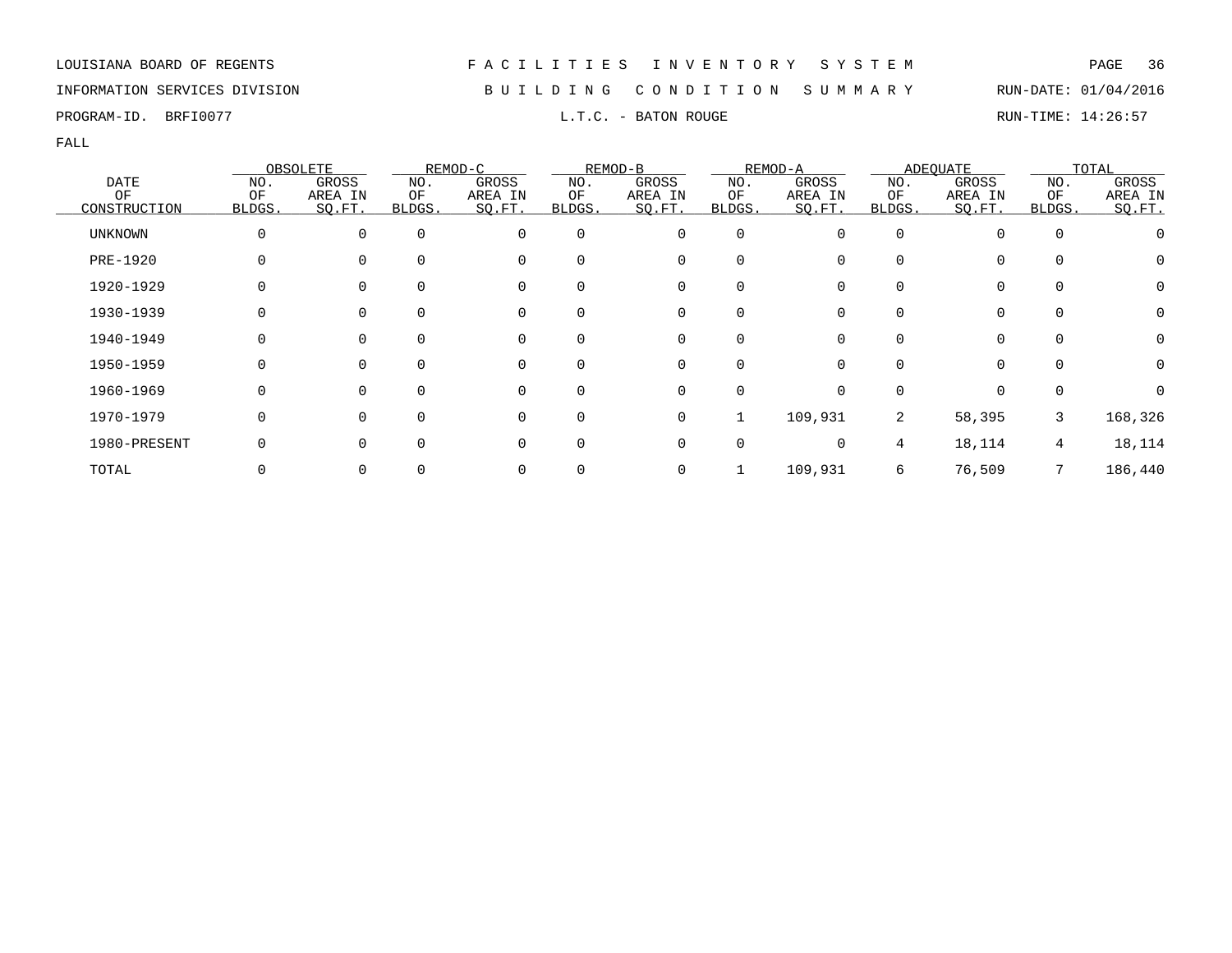LOUISIANA BOARD OF REGENTS — FACILITIES INVENTORY SYSTEM

INFORMATION SERVICES DIVISION — BUILDING CONDITION SUMMARY — RUN-DATE: 01/04/2016

PROGRAM-ID. BRFI0077 — L.T.C. - BATON ROUGE — RUN-TIME: 14:26:57

FALL

| DATE OF CONSTRUCTION | OBSOLETE | | REMOD-C | | REMOD-B | | REMOD-A | | ADEQUATE | | TOTAL | |
|---|---|---|---|---|---|---|---|---|---|---|---|---|
| | NO. OF BLDGS. | GROSS AREA IN SQ.FT. | NO. OF BLDGS. | GROSS AREA IN SQ.FT. | NO. OF BLDGS. | GROSS AREA IN SQ.FT. | NO. OF BLDGS. | GROSS AREA IN SQ.FT. | NO. OF BLDGS. | GROSS AREA IN SQ.FT. | NO. OF BLDGS. | GROSS AREA IN SQ.FT. |
| UNKNOWN | 0 | 0 | 0 | 0 | 0 | 0 | 0 | 0 | 0 | 0 | 0 | 0 |
| PRE-1920 | 0 | 0 | 0 | 0 | 0 | 0 | 0 | 0 | 0 | 0 | 0 | 0 |
| 1920-1929 | 0 | 0 | 0 | 0 | 0 | 0 | 0 | 0 | 0 | 0 | 0 | 0 |
| 1930-1939 | 0 | 0 | 0 | 0 | 0 | 0 | 0 | 0 | 0 | 0 | 0 | 0 |
| 1940-1949 | 0 | 0 | 0 | 0 | 0 | 0 | 0 | 0 | 0 | 0 | 0 | 0 |
| 1950-1959 | 0 | 0 | 0 | 0 | 0 | 0 | 0 | 0 | 0 | 0 | 0 | 0 |
| 1960-1969 | 0 | 0 | 0 | 0 | 0 | 0 | 0 | 0 | 0 | 0 | 0 | 0 |
| 1970-1979 | 0 | 0 | 0 | 0 | 0 | 0 | 1 | 109,931 | 2 | 58,395 | 3 | 168,326 |
| 1980-PRESENT | 0 | 0 | 0 | 0 | 0 | 0 | 0 | 0 | 4 | 18,114 | 4 | 18,114 |
| TOTAL | 0 | 0 | 0 | 0 | 0 | 0 | 1 | 109,931 | 6 | 76,509 | 7 | 186,440 |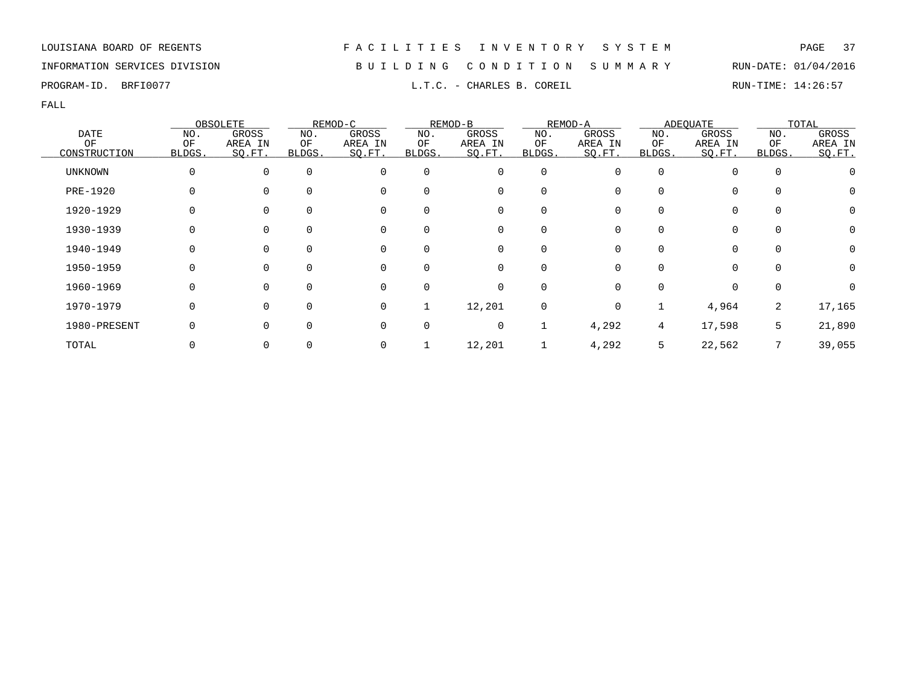LOUISIANA BOARD OF REGENTS — FACILITIES INVENTORY SYSTEM

INFORMATION SERVICES DIVISION — BUILDING CONDITION SUMMARY — RUN-DATE: 01/04/2016

PROGRAM-ID. BRFI0077 — L.T.C. - CHARLES B. COREIL — RUN-TIME: 14:26:57

FALL

| DATE OF CONSTRUCTION | OBSOLETE | | REMOD-C | | REMOD-B | | REMOD-A | | ADEQUATE | | TOTAL | |
|---|---|---|---|---|---|---|---|---|---|---|---|---|
| | NO. OF BLDGS. | GROSS AREA IN SQ.FT. | NO. OF BLDGS. | GROSS AREA IN SQ.FT. | NO. OF BLDGS. | GROSS AREA IN SQ.FT. | NO. OF BLDGS. | GROSS AREA IN SQ.FT. | NO. OF BLDGS. | GROSS AREA IN SQ.FT. | NO. OF BLDGS. | GROSS AREA IN SQ.FT. |
| UNKNOWN | 0 | 0 | 0 | 0 | 0 | 0 | 0 | 0 | 0 | 0 | 0 | 0 |
| PRE-1920 | 0 | 0 | 0 | 0 | 0 | 0 | 0 | 0 | 0 | 0 | 0 | 0 |
| 1920-1929 | 0 | 0 | 0 | 0 | 0 | 0 | 0 | 0 | 0 | 0 | 0 | 0 |
| 1930-1939 | 0 | 0 | 0 | 0 | 0 | 0 | 0 | 0 | 0 | 0 | 0 | 0 |
| 1940-1949 | 0 | 0 | 0 | 0 | 0 | 0 | 0 | 0 | 0 | 0 | 0 | 0 |
| 1950-1959 | 0 | 0 | 0 | 0 | 0 | 0 | 0 | 0 | 0 | 0 | 0 | 0 |
| 1960-1969 | 0 | 0 | 0 | 0 | 0 | 0 | 0 | 0 | 0 | 0 | 0 | 0 |
| 1970-1979 | 0 | 0 | 0 | 0 | 1 | 12,201 | 0 | 0 | 1 | 4,964 | 2 | 17,165 |
| 1980-PRESENT | 0 | 0 | 0 | 0 | 0 | 0 | 1 | 4,292 | 4 | 17,598 | 5 | 21,890 |
| TOTAL | 0 | 0 | 0 | 0 | 1 | 12,201 | 1 | 4,292 | 5 | 22,562 | 7 | 39,055 |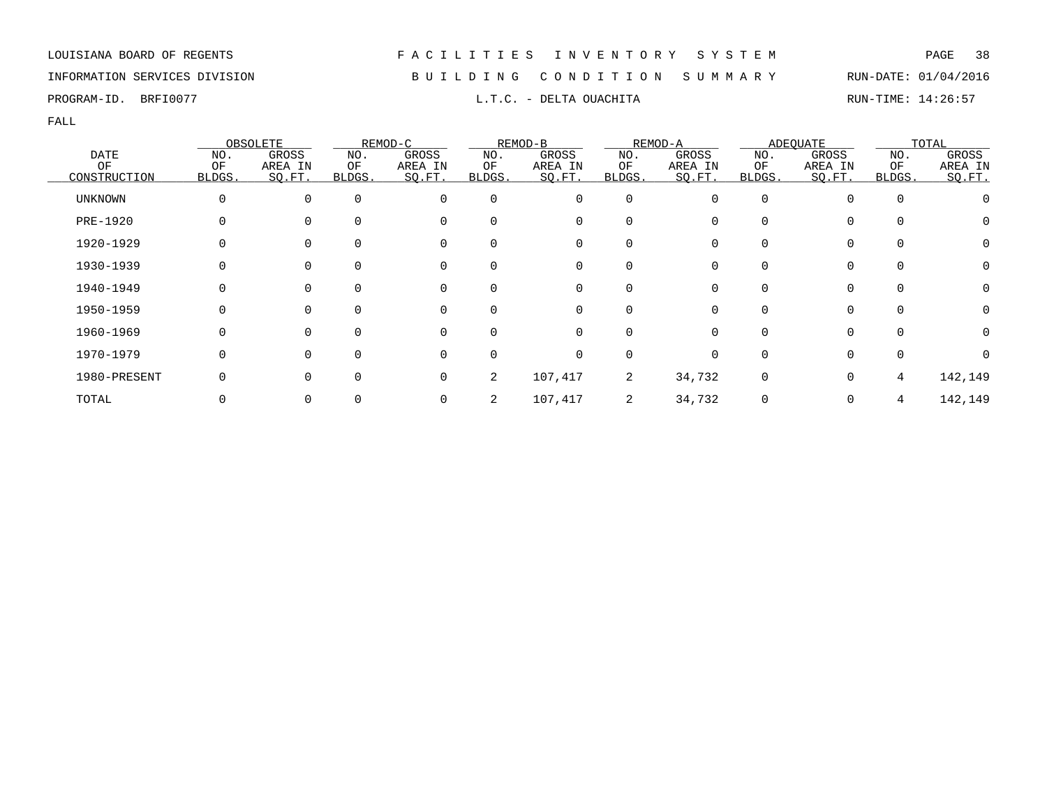LOUISIANA BOARD OF REGENTS — FACILITIES INVENTORY SYSTEM

INFORMATION SERVICES DIVISION — BUILDING CONDITION SUMMARY — RUN-DATE: 01/04/2016

PROGRAM-ID. BRFI0077 — L.T.C. - DELTA OUACHITA — RUN-TIME: 14:26:57

FALL

| DATE OF CONSTRUCTION | OBSOLETE | | REMOD-C | | REMOD-B | | REMOD-A | | ADEQUATE | | TOTAL | |
|---|---|---|---|---|---|---|---|---|---|---|---|---|
| | NO. OF BLDGS. | GROSS AREA IN SQ.FT. | NO. OF BLDGS. | GROSS AREA IN SQ.FT. | NO. OF BLDGS. | GROSS AREA IN SQ.FT. | NO. OF BLDGS. | GROSS AREA IN SQ.FT. | NO. OF BLDGS. | GROSS AREA IN SQ.FT. | NO. OF BLDGS. | GROSS AREA IN SQ.FT. |
| UNKNOWN | 0 | 0 | 0 | 0 | 0 | 0 | 0 | 0 | 0 | 0 | 0 | 0 |
| PRE-1920 | 0 | 0 | 0 | 0 | 0 | 0 | 0 | 0 | 0 | 0 | 0 | 0 |
| 1920-1929 | 0 | 0 | 0 | 0 | 0 | 0 | 0 | 0 | 0 | 0 | 0 | 0 |
| 1930-1939 | 0 | 0 | 0 | 0 | 0 | 0 | 0 | 0 | 0 | 0 | 0 | 0 |
| 1940-1949 | 0 | 0 | 0 | 0 | 0 | 0 | 0 | 0 | 0 | 0 | 0 | 0 |
| 1950-1959 | 0 | 0 | 0 | 0 | 0 | 0 | 0 | 0 | 0 | 0 | 0 | 0 |
| 1960-1969 | 0 | 0 | 0 | 0 | 0 | 0 | 0 | 0 | 0 | 0 | 0 | 0 |
| 1970-1979 | 0 | 0 | 0 | 0 | 0 | 0 | 0 | 0 | 0 | 0 | 0 | 0 |
| 1980-PRESENT | 0 | 0 | 0 | 0 | 2 | 107,417 | 2 | 34,732 | 0 | 0 | 4 | 142,149 |
| TOTAL | 0 | 0 | 0 | 0 | 2 | 107,417 | 2 | 34,732 | 0 | 0 | 4 | 142,149 |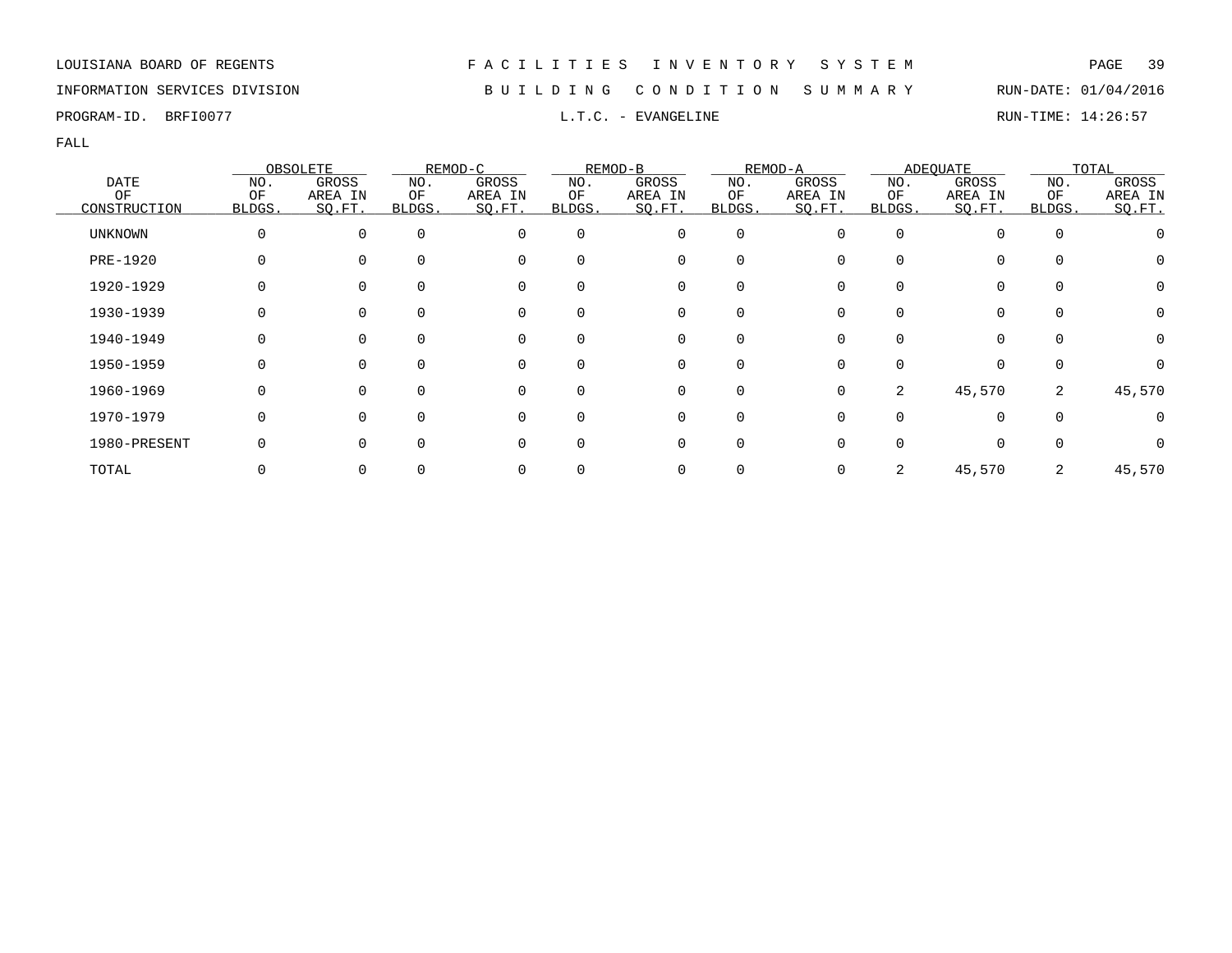LOUISIANA BOARD OF REGENTS — FACILITIES INVENTORY SYSTEM

INFORMATION SERVICES DIVISION — BUILDING CONDITION SUMMARY — RUN-DATE: 01/04/2016

PROGRAM-ID. BRFI0077 — L.T.C. - EVANGELINE — RUN-TIME: 14:26:57

FALL

| DATE OF CONSTRUCTION | OBSOLETE | | REMOD-C | | REMOD-B | | REMOD-A | | ADEQUATE | | TOTAL | |
|---|---|---|---|---|---|---|---|---|---|---|---|---|
| | NO. OF BLDGS. | GROSS AREA IN SQ.FT. | NO. OF BLDGS. | GROSS AREA IN SQ.FT. | NO. OF BLDGS. | GROSS AREA IN SQ.FT. | NO. OF BLDGS. | GROSS AREA IN SQ.FT. | NO. OF BLDGS. | GROSS AREA IN SQ.FT. | NO. OF BLDGS. | GROSS AREA IN SQ.FT. |
| UNKNOWN | 0 | 0 | 0 | 0 | 0 | 0 | 0 | 0 | 0 | 0 | 0 | 0 |
| PRE-1920 | 0 | 0 | 0 | 0 | 0 | 0 | 0 | 0 | 0 | 0 | 0 | 0 |
| 1920-1929 | 0 | 0 | 0 | 0 | 0 | 0 | 0 | 0 | 0 | 0 | 0 | 0 |
| 1930-1939 | 0 | 0 | 0 | 0 | 0 | 0 | 0 | 0 | 0 | 0 | 0 | 0 |
| 1940-1949 | 0 | 0 | 0 | 0 | 0 | 0 | 0 | 0 | 0 | 0 | 0 | 0 |
| 1950-1959 | 0 | 0 | 0 | 0 | 0 | 0 | 0 | 0 | 0 | 0 | 0 | 0 |
| 1960-1969 | 0 | 0 | 0 | 0 | 0 | 0 | 0 | 0 | 2 | 45,570 | 2 | 45,570 |
| 1970-1979 | 0 | 0 | 0 | 0 | 0 | 0 | 0 | 0 | 0 | 0 | 0 | 0 |
| 1980-PRESENT | 0 | 0 | 0 | 0 | 0 | 0 | 0 | 0 | 0 | 0 | 0 | 0 |
| TOTAL | 0 | 0 | 0 | 0 | 0 | 0 | 0 | 0 | 2 | 45,570 | 2 | 45,570 |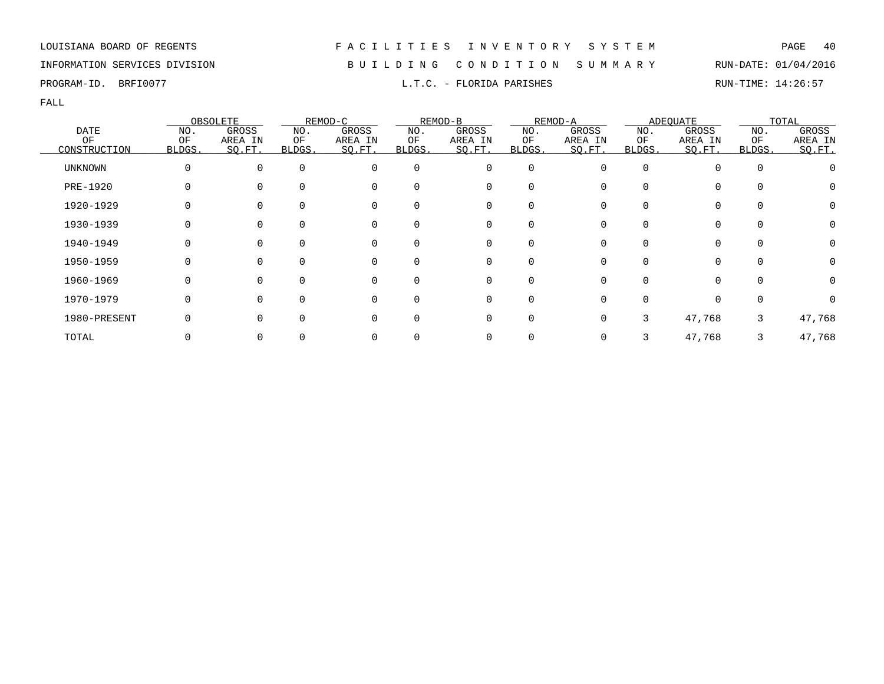LOUISIANA BOARD OF REGENTS — FACILITIES INVENTORY SYSTEM

INFORMATION SERVICES DIVISION — BUILDING CONDITION SUMMARY — RUN-DATE: 01/04/2016

PROGRAM-ID. BRFI0077 — L.T.C. - FLORIDA PARISHES — RUN-TIME: 14:26:57

FALL

| DATE OF CONSTRUCTION | OBSOLETE | | REMOD-C | | REMOD-B | | REMOD-A | | ADEQUATE | | TOTAL | |
|---|---|---|---|---|---|---|---|---|---|---|---|---|
| | NO. OF BLDGS. | GROSS AREA IN SQ.FT. | NO. OF BLDGS. | GROSS AREA IN SQ.FT. | NO. OF BLDGS. | GROSS AREA IN SQ.FT. | NO. OF BLDGS. | GROSS AREA IN SQ.FT. | NO. OF BLDGS. | GROSS AREA IN SQ.FT. | NO. OF BLDGS. | GROSS AREA IN SQ.FT. |
| UNKNOWN | 0 | 0 | 0 | 0 | 0 | 0 | 0 | 0 | 0 | 0 | 0 | 0 |
| PRE-1920 | 0 | 0 | 0 | 0 | 0 | 0 | 0 | 0 | 0 | 0 | 0 | 0 |
| 1920-1929 | 0 | 0 | 0 | 0 | 0 | 0 | 0 | 0 | 0 | 0 | 0 | 0 |
| 1930-1939 | 0 | 0 | 0 | 0 | 0 | 0 | 0 | 0 | 0 | 0 | 0 | 0 |
| 1940-1949 | 0 | 0 | 0 | 0 | 0 | 0 | 0 | 0 | 0 | 0 | 0 | 0 |
| 1950-1959 | 0 | 0 | 0 | 0 | 0 | 0 | 0 | 0 | 0 | 0 | 0 | 0 |
| 1960-1969 | 0 | 0 | 0 | 0 | 0 | 0 | 0 | 0 | 0 | 0 | 0 | 0 |
| 1970-1979 | 0 | 0 | 0 | 0 | 0 | 0 | 0 | 0 | 0 | 0 | 0 | 0 |
| 1980-PRESENT | 0 | 0 | 0 | 0 | 0 | 0 | 0 | 0 | 3 | 47,768 | 3 | 47,768 |
| TOTAL | 0 | 0 | 0 | 0 | 0 | 0 | 0 | 0 | 3 | 47,768 | 3 | 47,768 |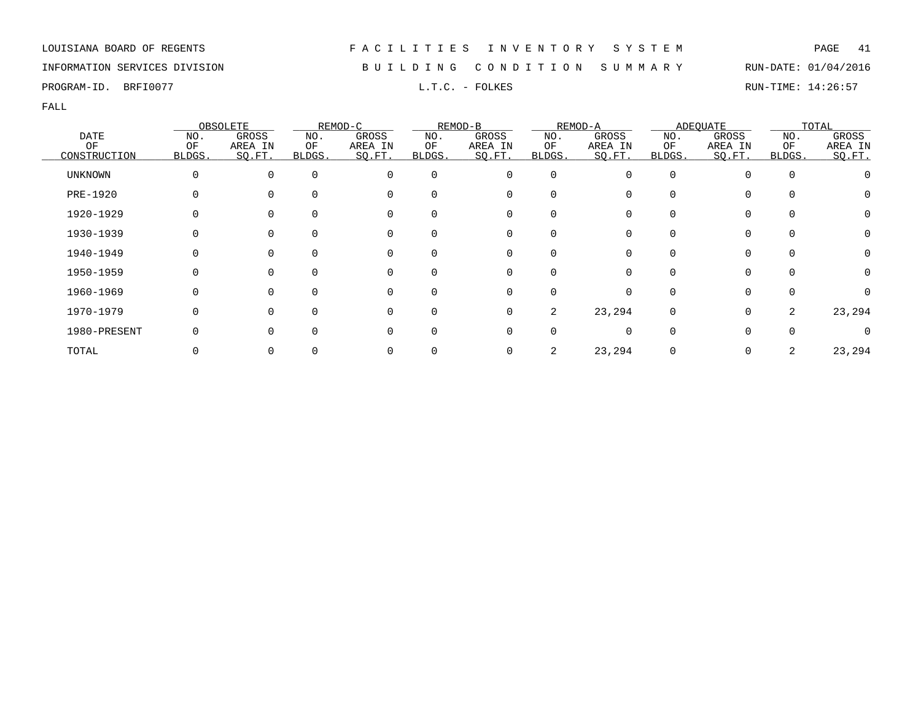LOUISIANA BOARD OF REGENTS — F A C I L I T I E S   I N V E N T O R Y   S Y S T E M

INFORMATION SERVICES DIVISION — B U I L D I N G   C O N D I T I O N   S U M M A R Y — RUN-DATE: 01/04/2016

PROGRAM-ID. BRFI0077 — L.T.C. - FOLKES — RUN-TIME: 14:26:57

FALL

| DATE OF CONSTRUCTION | OBSOLETE | | REMOD-C | | REMOD-B | | REMOD-A | | ADEQUATE | | TOTAL | |
|---|---|---|---|---|---|---|---|---|---|---|---|---|
| | NO. OF BLDGS. | GROSS AREA IN SQ.FT. | NO. OF BLDGS. | GROSS AREA IN SQ.FT. | NO. OF BLDGS. | GROSS AREA IN SQ.FT. | NO. OF BLDGS. | GROSS AREA IN SQ.FT. | NO. OF BLDGS. | GROSS AREA IN SQ.FT. | NO. OF BLDGS. | GROSS AREA IN SQ.FT. |
| UNKNOWN | 0 | 0 | 0 | 0 | 0 | 0 | 0 | 0 | 0 | 0 | 0 | 0 |
| PRE-1920 | 0 | 0 | 0 | 0 | 0 | 0 | 0 | 0 | 0 | 0 | 0 | 0 |
| 1920-1929 | 0 | 0 | 0 | 0 | 0 | 0 | 0 | 0 | 0 | 0 | 0 | 0 |
| 1930-1939 | 0 | 0 | 0 | 0 | 0 | 0 | 0 | 0 | 0 | 0 | 0 | 0 |
| 1940-1949 | 0 | 0 | 0 | 0 | 0 | 0 | 0 | 0 | 0 | 0 | 0 | 0 |
| 1950-1959 | 0 | 0 | 0 | 0 | 0 | 0 | 0 | 0 | 0 | 0 | 0 | 0 |
| 1960-1969 | 0 | 0 | 0 | 0 | 0 | 0 | 0 | 0 | 0 | 0 | 0 | 0 |
| 1970-1979 | 0 | 0 | 0 | 0 | 0 | 0 | 2 | 23,294 | 0 | 0 | 2 | 23,294 |
| 1980-PRESENT | 0 | 0 | 0 | 0 | 0 | 0 | 0 | 0 | 0 | 0 | 0 | 0 |
| TOTAL | 0 | 0 | 0 | 0 | 0 | 0 | 2 | 23,294 | 0 | 0 | 2 | 23,294 |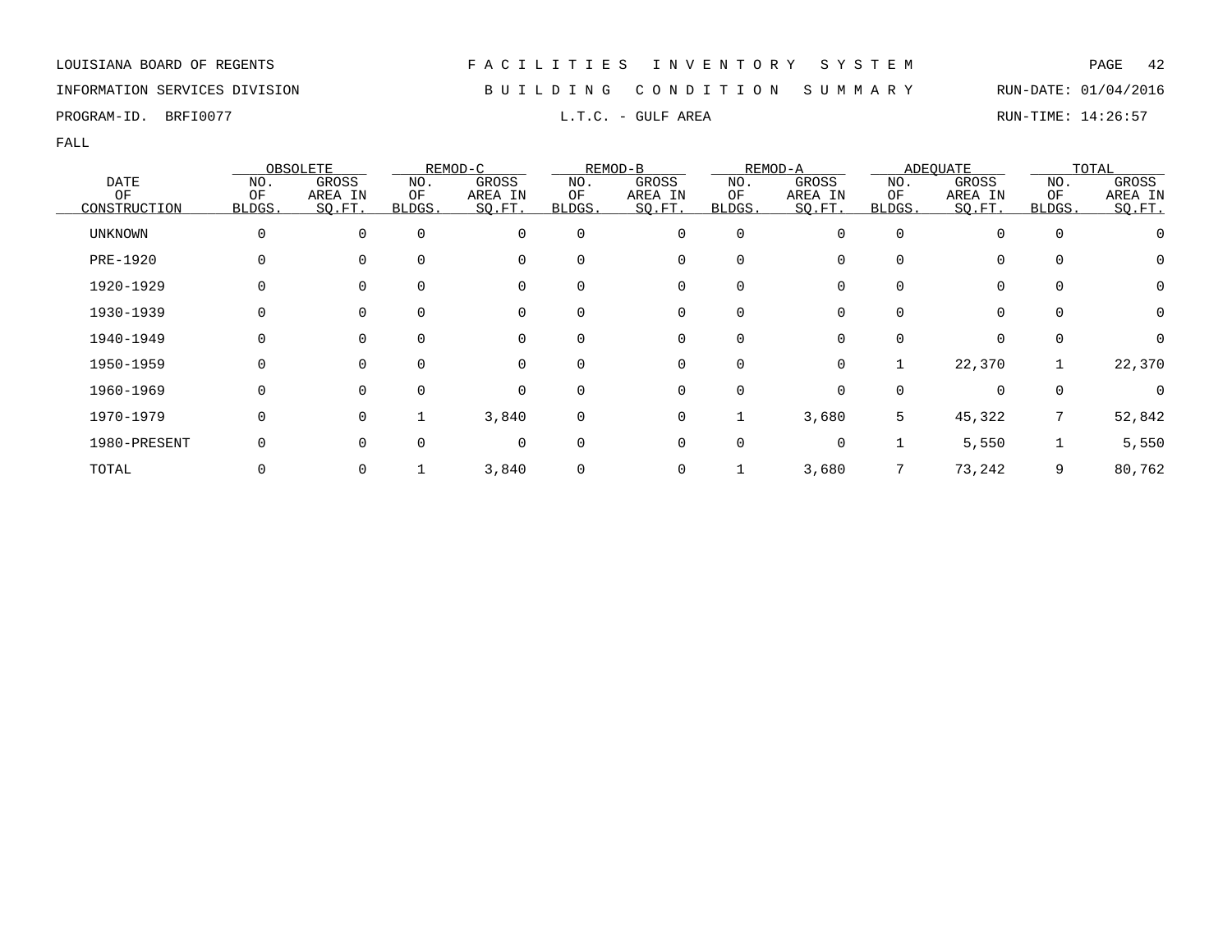LOUISIANA BOARD OF REGENTS

INFORMATION SERVICES DIVISION

PROGRAM-ID. BRFI0077

# FACILITIES INVENTORY SYSTEM

## BUILDING CONDITION SUMMARY

### L.T.C. - GULF AREA

RUN-DATE: 01/04/2016

RUN-TIME: 14:26:57

FALL

| DATE OF CONSTRUCTION | OBSOLETE | | REMOD-C | | REMOD-B | | REMOD-A | | ADEQUATE | | TOTAL | |
|---|---|---|---|---|---|---|---|---|---|---|---|---|
| | NO. OF BLDGS. | GROSS AREA IN SQ.FT. | NO. OF BLDGS. | GROSS AREA IN SQ.FT. | NO. OF BLDGS. | GROSS AREA IN SQ.FT. | NO. OF BLDGS. | GROSS AREA IN SQ.FT. | NO. OF BLDGS. | GROSS AREA IN SQ.FT. | NO. OF BLDGS. | GROSS AREA IN SQ.FT. |
| UNKNOWN | 0 | 0 | 0 | 0 | 0 | 0 | 0 | 0 | 0 | 0 | 0 | 0 |
| PRE-1920 | 0 | 0 | 0 | 0 | 0 | 0 | 0 | 0 | 0 | 0 | 0 | 0 |
| 1920-1929 | 0 | 0 | 0 | 0 | 0 | 0 | 0 | 0 | 0 | 0 | 0 | 0 |
| 1930-1939 | 0 | 0 | 0 | 0 | 0 | 0 | 0 | 0 | 0 | 0 | 0 | 0 |
| 1940-1949 | 0 | 0 | 0 | 0 | 0 | 0 | 0 | 0 | 0 | 0 | 0 | 0 |
| 1950-1959 | 0 | 0 | 0 | 0 | 0 | 0 | 0 | 0 | 1 | 22,370 | 1 | 22,370 |
| 1960-1969 | 0 | 0 | 0 | 0 | 0 | 0 | 0 | 0 | 0 | 0 | 0 | 0 |
| 1970-1979 | 0 | 0 | 1 | 3,840 | 0 | 0 | 1 | 3,680 | 5 | 45,322 | 7 | 52,842 |
| 1980-PRESENT | 0 | 0 | 0 | 0 | 0 | 0 | 0 | 0 | 1 | 5,550 | 1 | 5,550 |
| TOTAL | 0 | 0 | 1 | 3,840 | 0 | 0 | 1 | 3,680 | 7 | 73,242 | 9 | 80,762 |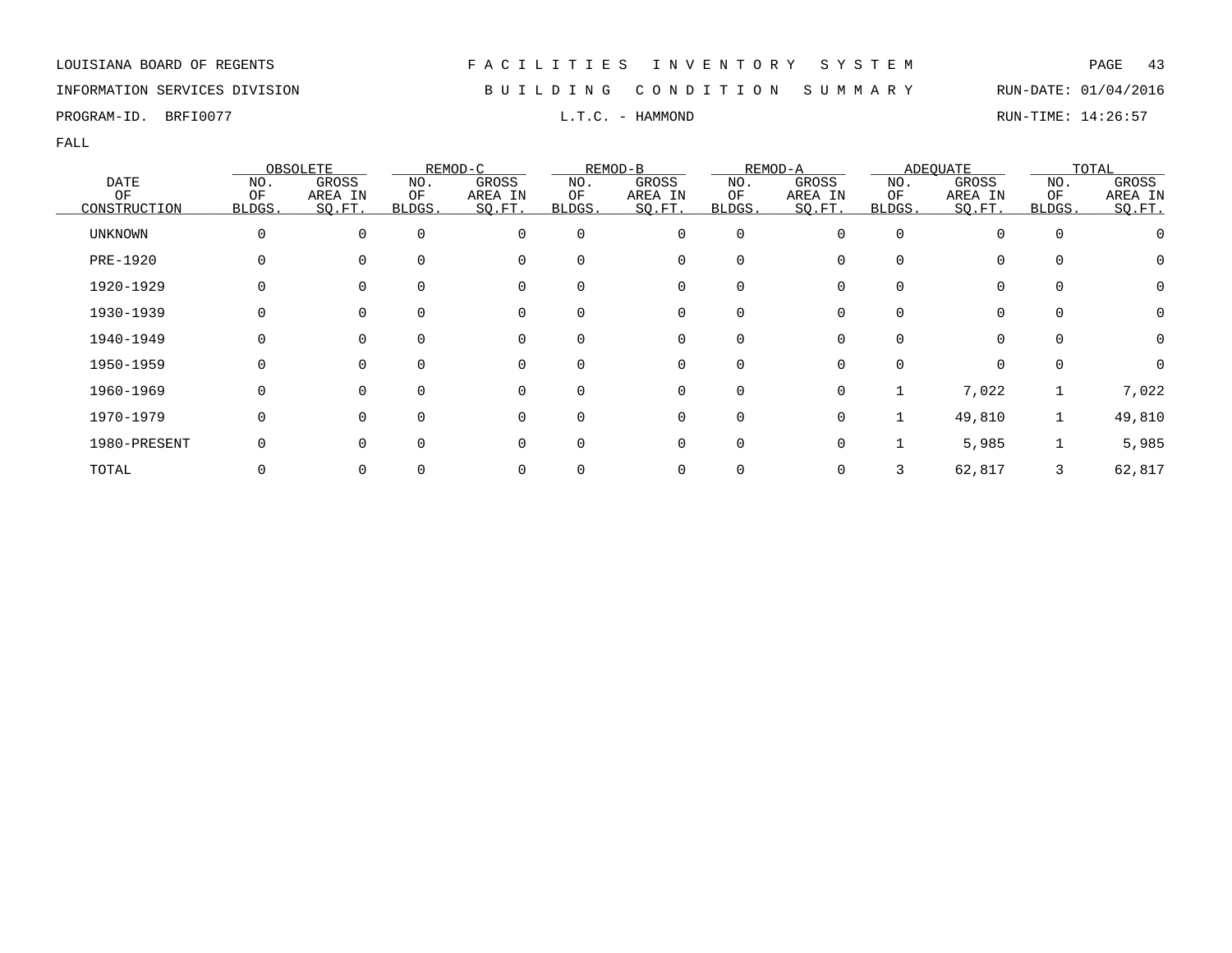LOUISIANA BOARD OF REGENTS — F A C I L I T I E S   I N V E N T O R Y   S Y S T E M

INFORMATION SERVICES DIVISION — B U I L D I N G   C O N D I T I O N   S U M M A R Y — RUN-DATE: 01/04/2016

PROGRAM-ID. BRFI0077 — L.T.C. - HAMMOND — RUN-TIME: 14:26:57

FALL

| DATE OF CONSTRUCTION | OBSOLETE | | REMOD-C | | REMOD-B | | REMOD-A | | ADEQUATE | | TOTAL | |
|---|---|---|---|---|---|---|---|---|---|---|---|---|
| | NO. OF BLDGS. | GROSS AREA IN SQ.FT. | NO. OF BLDGS. | GROSS AREA IN SQ.FT. | NO. OF BLDGS. | GROSS AREA IN SQ.FT. | NO. OF BLDGS. | GROSS AREA IN SQ.FT. | NO. OF BLDGS. | GROSS AREA IN SQ.FT. | NO. OF BLDGS. | GROSS AREA IN SQ.FT. |
| UNKNOWN | 0 | 0 | 0 | 0 | 0 | 0 | 0 | 0 | 0 | 0 | 0 | 0 |
| PRE-1920 | 0 | 0 | 0 | 0 | 0 | 0 | 0 | 0 | 0 | 0 | 0 | 0 |
| 1920-1929 | 0 | 0 | 0 | 0 | 0 | 0 | 0 | 0 | 0 | 0 | 0 | 0 |
| 1930-1939 | 0 | 0 | 0 | 0 | 0 | 0 | 0 | 0 | 0 | 0 | 0 | 0 |
| 1940-1949 | 0 | 0 | 0 | 0 | 0 | 0 | 0 | 0 | 0 | 0 | 0 | 0 |
| 1950-1959 | 0 | 0 | 0 | 0 | 0 | 0 | 0 | 0 | 0 | 0 | 0 | 0 |
| 1960-1969 | 0 | 0 | 0 | 0 | 0 | 0 | 0 | 0 | 1 | 7,022 | 1 | 7,022 |
| 1970-1979 | 0 | 0 | 0 | 0 | 0 | 0 | 0 | 0 | 1 | 49,810 | 1 | 49,810 |
| 1980-PRESENT | 0 | 0 | 0 | 0 | 0 | 0 | 0 | 0 | 1 | 5,985 | 1 | 5,985 |
| TOTAL | 0 | 0 | 0 | 0 | 0 | 0 | 0 | 0 | 3 | 62,817 | 3 | 62,817 |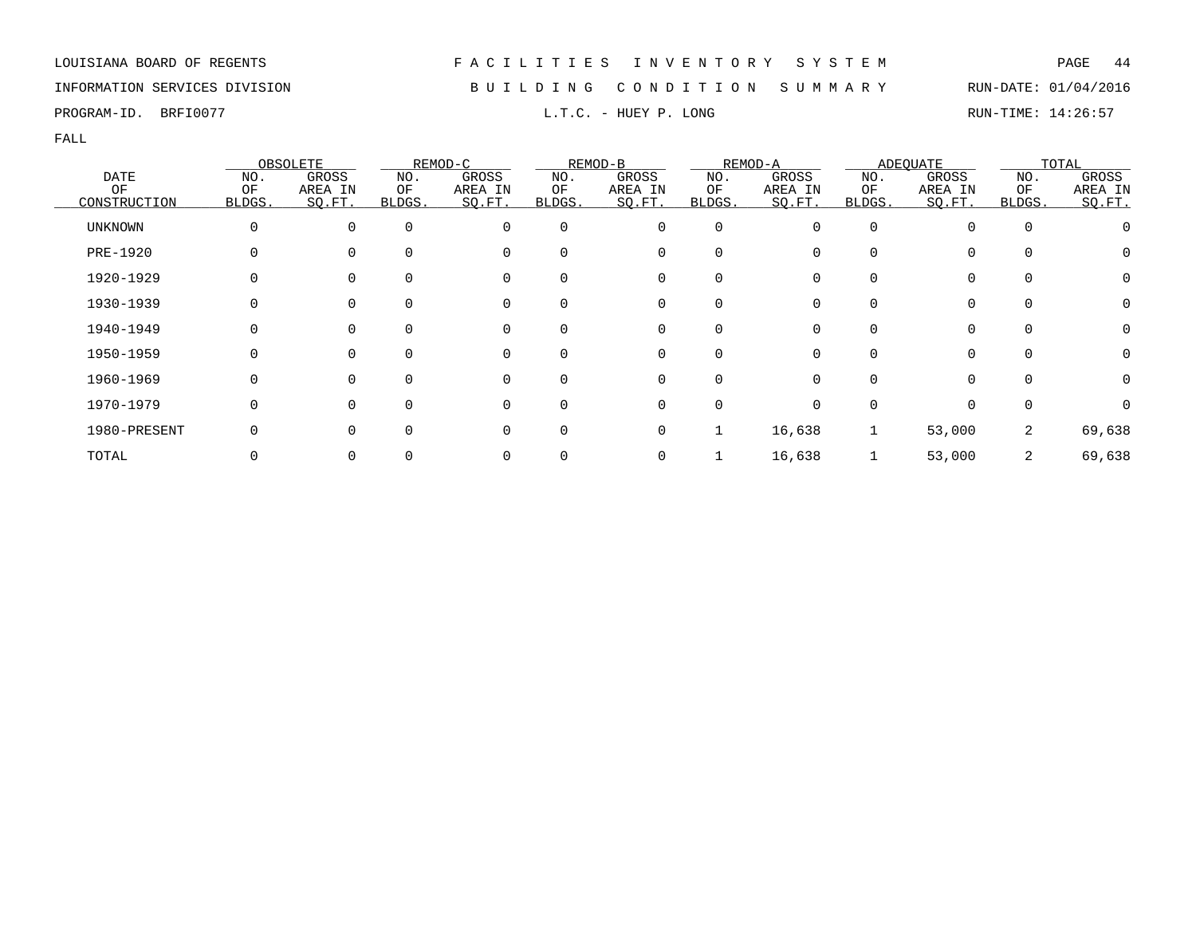LOUISIANA BOARD OF REGENTS — F A C I L I T I E S   I N V E N T O R Y   S Y S T E M

INFORMATION SERVICES DIVISION — B U I L D I N G   C O N D I T I O N   S U M M A R Y — RUN-DATE: 01/04/2016

PROGRAM-ID. BRFI0077 — L.T.C. - HUEY P. LONG — RUN-TIME: 14:26:57

FALL

| DATE | OBSOLETE | | REMOD-C | | REMOD-B | | REMOD-A | | ADEQUATE | | TOTAL | |
|---|---|---|---|---|---|---|---|---|---|---|---|---|
| OF CONSTRUCTION | NO. OF BLDGS. | GROSS AREA IN SQ.FT. | NO. OF BLDGS. | GROSS AREA IN SQ.FT. | NO. OF BLDGS. | GROSS AREA IN SQ.FT. | NO. OF BLDGS. | GROSS AREA IN SQ.FT. | NO. OF BLDGS. | GROSS AREA IN SQ.FT. | NO. OF BLDGS. | GROSS AREA IN SQ.FT. |
| UNKNOWN | 0 | 0 | 0 | 0 | 0 | 0 | 0 | 0 | 0 | 0 | 0 | 0 |
| PRE-1920 | 0 | 0 | 0 | 0 | 0 | 0 | 0 | 0 | 0 | 0 | 0 | 0 |
| 1920-1929 | 0 | 0 | 0 | 0 | 0 | 0 | 0 | 0 | 0 | 0 | 0 | 0 |
| 1930-1939 | 0 | 0 | 0 | 0 | 0 | 0 | 0 | 0 | 0 | 0 | 0 | 0 |
| 1940-1949 | 0 | 0 | 0 | 0 | 0 | 0 | 0 | 0 | 0 | 0 | 0 | 0 |
| 1950-1959 | 0 | 0 | 0 | 0 | 0 | 0 | 0 | 0 | 0 | 0 | 0 | 0 |
| 1960-1969 | 0 | 0 | 0 | 0 | 0 | 0 | 0 | 0 | 0 | 0 | 0 | 0 |
| 1970-1979 | 0 | 0 | 0 | 0 | 0 | 0 | 0 | 0 | 0 | 0 | 0 | 0 |
| 1980-PRESENT | 0 | 0 | 0 | 0 | 0 | 0 | 1 | 16,638 | 1 | 53,000 | 2 | 69,638 |
| TOTAL | 0 | 0 | 0 | 0 | 0 | 0 | 1 | 16,638 | 1 | 53,000 | 2 | 69,638 |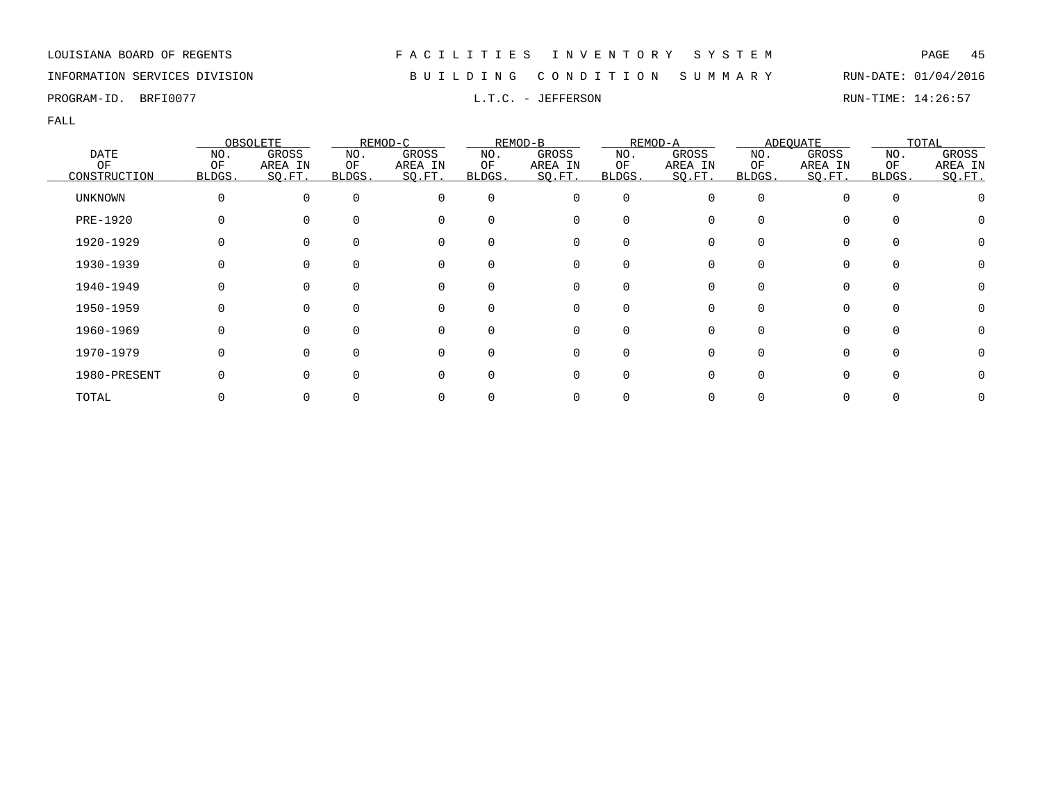LOUISIANA BOARD OF REGENTS

INFORMATION SERVICES DIVISION

PROGRAM-ID. BRFI0077

# FACILITIES INVENTORY SYSTEM

## BUILDING CONDITION SUMMARY

### L.T.C. - JEFFERSON

RUN-DATE: 01/04/2016

RUN-TIME: 14:26:57

FALL

| DATE OF CONSTRUCTION | OBSOLETE | | REMOD-C | | REMOD-B | | REMOD-A | | ADEQUATE | | TOTAL | |
|---|---|---|---|---|---|---|---|---|---|---|---|---|
| | NO. OF BLDGS. | GROSS AREA IN SQ.FT. | NO. OF BLDGS. | GROSS AREA IN SQ.FT. | NO. OF BLDGS. | GROSS AREA IN SQ.FT. | NO. OF BLDGS. | GROSS AREA IN SQ.FT. | NO. OF BLDGS. | GROSS AREA IN SQ.FT. | NO. OF BLDGS. | GROSS AREA IN SQ.FT. |
| UNKNOWN | 0 | 0 | 0 | 0 | 0 | 0 | 0 | 0 | 0 | 0 | 0 | 0 |
| PRE-1920 | 0 | 0 | 0 | 0 | 0 | 0 | 0 | 0 | 0 | 0 | 0 | 0 |
| 1920-1929 | 0 | 0 | 0 | 0 | 0 | 0 | 0 | 0 | 0 | 0 | 0 | 0 |
| 1930-1939 | 0 | 0 | 0 | 0 | 0 | 0 | 0 | 0 | 0 | 0 | 0 | 0 |
| 1940-1949 | 0 | 0 | 0 | 0 | 0 | 0 | 0 | 0 | 0 | 0 | 0 | 0 |
| 1950-1959 | 0 | 0 | 0 | 0 | 0 | 0 | 0 | 0 | 0 | 0 | 0 | 0 |
| 1960-1969 | 0 | 0 | 0 | 0 | 0 | 0 | 0 | 0 | 0 | 0 | 0 | 0 |
| 1970-1979 | 0 | 0 | 0 | 0 | 0 | 0 | 0 | 0 | 0 | 0 | 0 | 0 |
| 1980-PRESENT | 0 | 0 | 0 | 0 | 0 | 0 | 0 | 0 | 0 | 0 | 0 | 0 |
| TOTAL | 0 | 0 | 0 | 0 | 0 | 0 | 0 | 0 | 0 | 0 | 0 | 0 |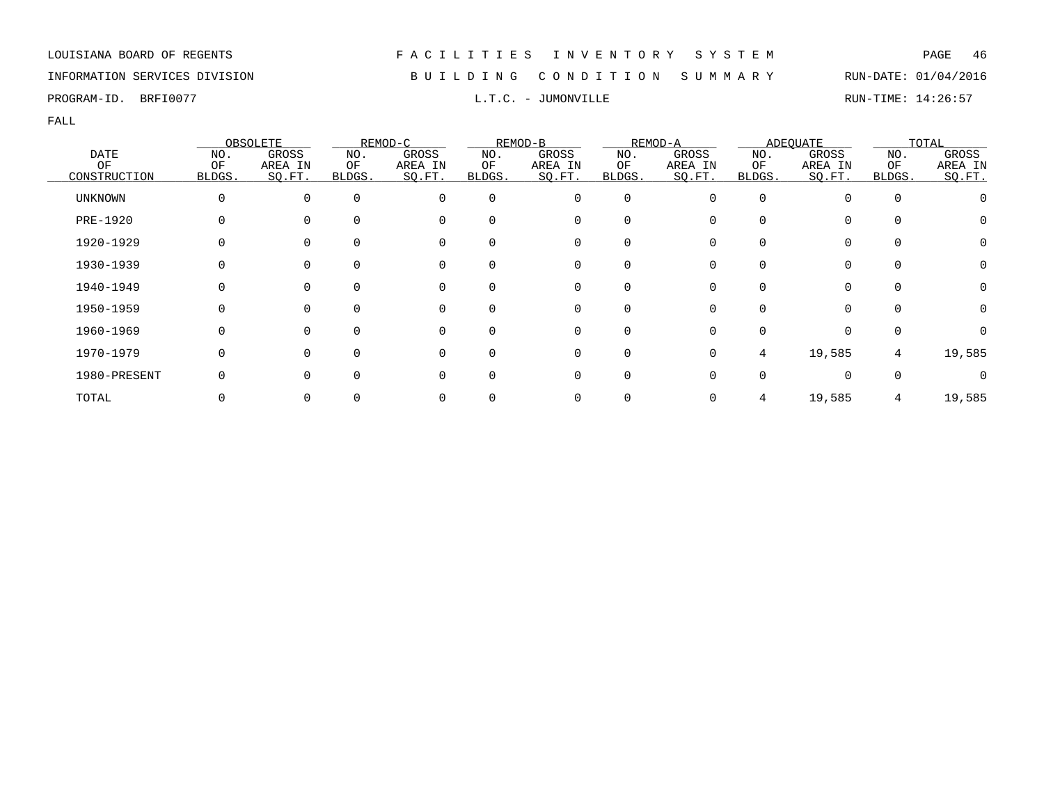LOUISIANA BOARD OF REGENTS — FACILITIES INVENTORY SYSTEM

INFORMATION SERVICES DIVISION — BUILDING CONDITION SUMMARY — RUN-DATE: 01/04/2016

PROGRAM-ID. BRFI0077 — L.T.C. - JUMONVILLE — RUN-TIME: 14:26:57

FALL

| DATE OF CONSTRUCTION | OBSOLETE | | REMOD-C | | REMOD-B | | REMOD-A | | ADEQUATE | | TOTAL | |
|---|---|---|---|---|---|---|---|---|---|---|---|---|
| | NO. OF BLDGS. | GROSS AREA IN SQ.FT. | NO. OF BLDGS. | GROSS AREA IN SQ.FT. | NO. OF BLDGS. | GROSS AREA IN SQ.FT. | NO. OF BLDGS. | GROSS AREA IN SQ.FT. | NO. OF BLDGS. | GROSS AREA IN SQ.FT. | NO. OF BLDGS. | GROSS AREA IN SQ.FT. |
| UNKNOWN | 0 | 0 | 0 | 0 | 0 | 0 | 0 | 0 | 0 | 0 | 0 | 0 |
| PRE-1920 | 0 | 0 | 0 | 0 | 0 | 0 | 0 | 0 | 0 | 0 | 0 | 0 |
| 1920-1929 | 0 | 0 | 0 | 0 | 0 | 0 | 0 | 0 | 0 | 0 | 0 | 0 |
| 1930-1939 | 0 | 0 | 0 | 0 | 0 | 0 | 0 | 0 | 0 | 0 | 0 | 0 |
| 1940-1949 | 0 | 0 | 0 | 0 | 0 | 0 | 0 | 0 | 0 | 0 | 0 | 0 |
| 1950-1959 | 0 | 0 | 0 | 0 | 0 | 0 | 0 | 0 | 0 | 0 | 0 | 0 |
| 1960-1969 | 0 | 0 | 0 | 0 | 0 | 0 | 0 | 0 | 0 | 0 | 0 | 0 |
| 1970-1979 | 0 | 0 | 0 | 0 | 0 | 0 | 0 | 0 | 4 | 19,585 | 4 | 19,585 |
| 1980-PRESENT | 0 | 0 | 0 | 0 | 0 | 0 | 0 | 0 | 0 | 0 | 0 | 0 |
| TOTAL | 0 | 0 | 0 | 0 | 0 | 0 | 0 | 0 | 4 | 19,585 | 4 | 19,585 |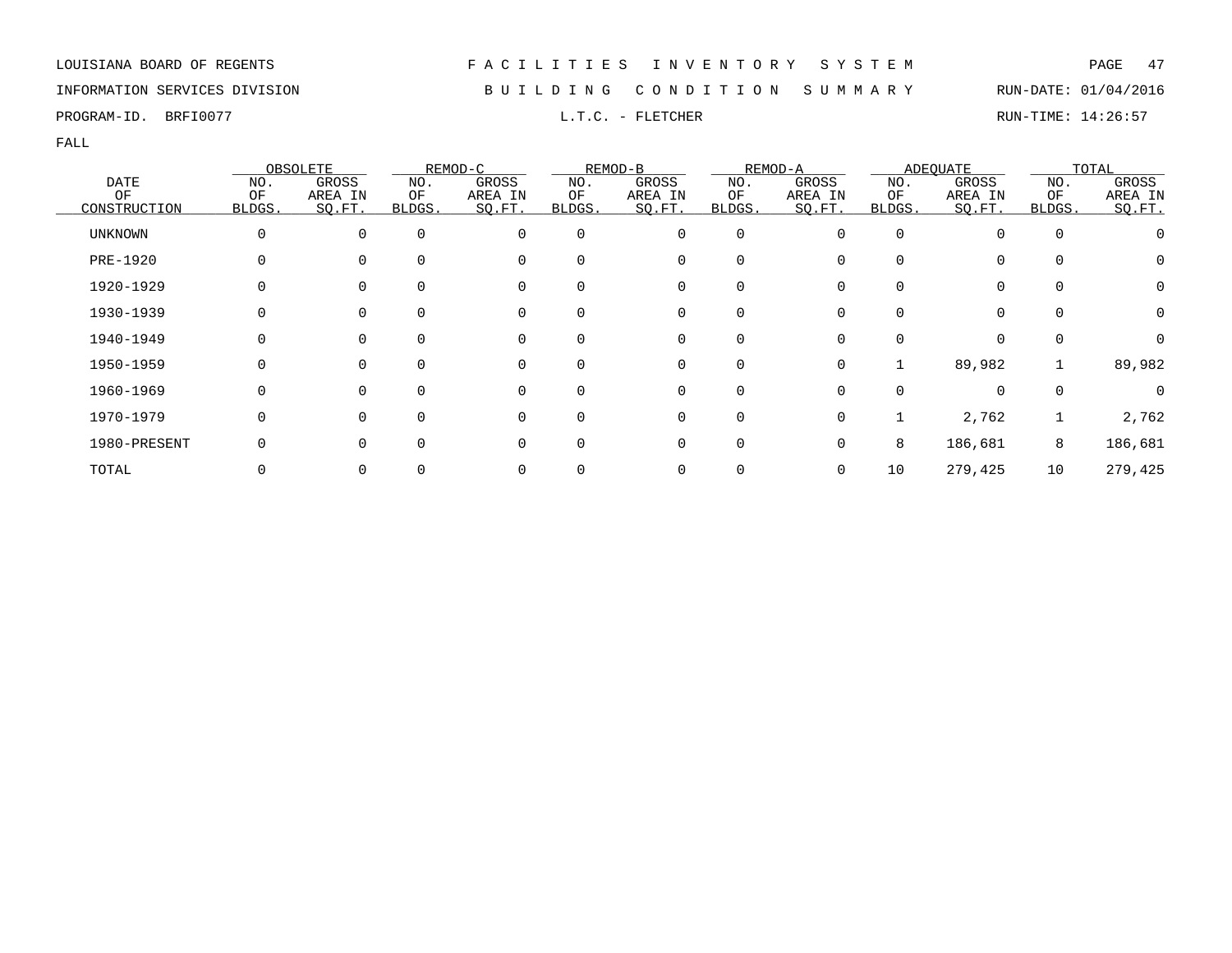LOUISIANA BOARD OF REGENTS — FACILITIES INVENTORY SYSTEM

INFORMATION SERVICES DIVISION — BUILDING CONDITION SUMMARY — RUN-DATE: 01/04/2016

PROGRAM-ID. BRFI0077 — L.T.C. - FLETCHER — RUN-TIME: 14:26:57

FALL

| DATE OF CONSTRUCTION | OBSOLETE | | REMOD-C | | REMOD-B | | REMOD-A | | ADEQUATE | | TOTAL | |
|---|---|---|---|---|---|---|---|---|---|---|---|---|
| | NO. OF BLDGS. | GROSS AREA IN SQ.FT. | NO. OF BLDGS. | GROSS AREA IN SQ.FT. | NO. OF BLDGS. | GROSS AREA IN SQ.FT. | NO. OF BLDGS. | GROSS AREA IN SQ.FT. | NO. OF BLDGS. | GROSS AREA IN SQ.FT. | NO. OF BLDGS. | GROSS AREA IN SQ.FT. |
| UNKNOWN | 0 | 0 | 0 | 0 | 0 | 0 | 0 | 0 | 0 | 0 | 0 | 0 |
| PRE-1920 | 0 | 0 | 0 | 0 | 0 | 0 | 0 | 0 | 0 | 0 | 0 | 0 |
| 1920-1929 | 0 | 0 | 0 | 0 | 0 | 0 | 0 | 0 | 0 | 0 | 0 | 0 |
| 1930-1939 | 0 | 0 | 0 | 0 | 0 | 0 | 0 | 0 | 0 | 0 | 0 | 0 |
| 1940-1949 | 0 | 0 | 0 | 0 | 0 | 0 | 0 | 0 | 0 | 0 | 0 | 0 |
| 1950-1959 | 0 | 0 | 0 | 0 | 0 | 0 | 0 | 0 | 1 | 89,982 | 1 | 89,982 |
| 1960-1969 | 0 | 0 | 0 | 0 | 0 | 0 | 0 | 0 | 0 | 0 | 0 | 0 |
| 1970-1979 | 0 | 0 | 0 | 0 | 0 | 0 | 0 | 0 | 1 | 2,762 | 1 | 2,762 |
| 1980-PRESENT | 0 | 0 | 0 | 0 | 0 | 0 | 0 | 0 | 8 | 186,681 | 8 | 186,681 |
| TOTAL | 0 | 0 | 0 | 0 | 0 | 0 | 0 | 0 | 10 | 279,425 | 10 | 279,425 |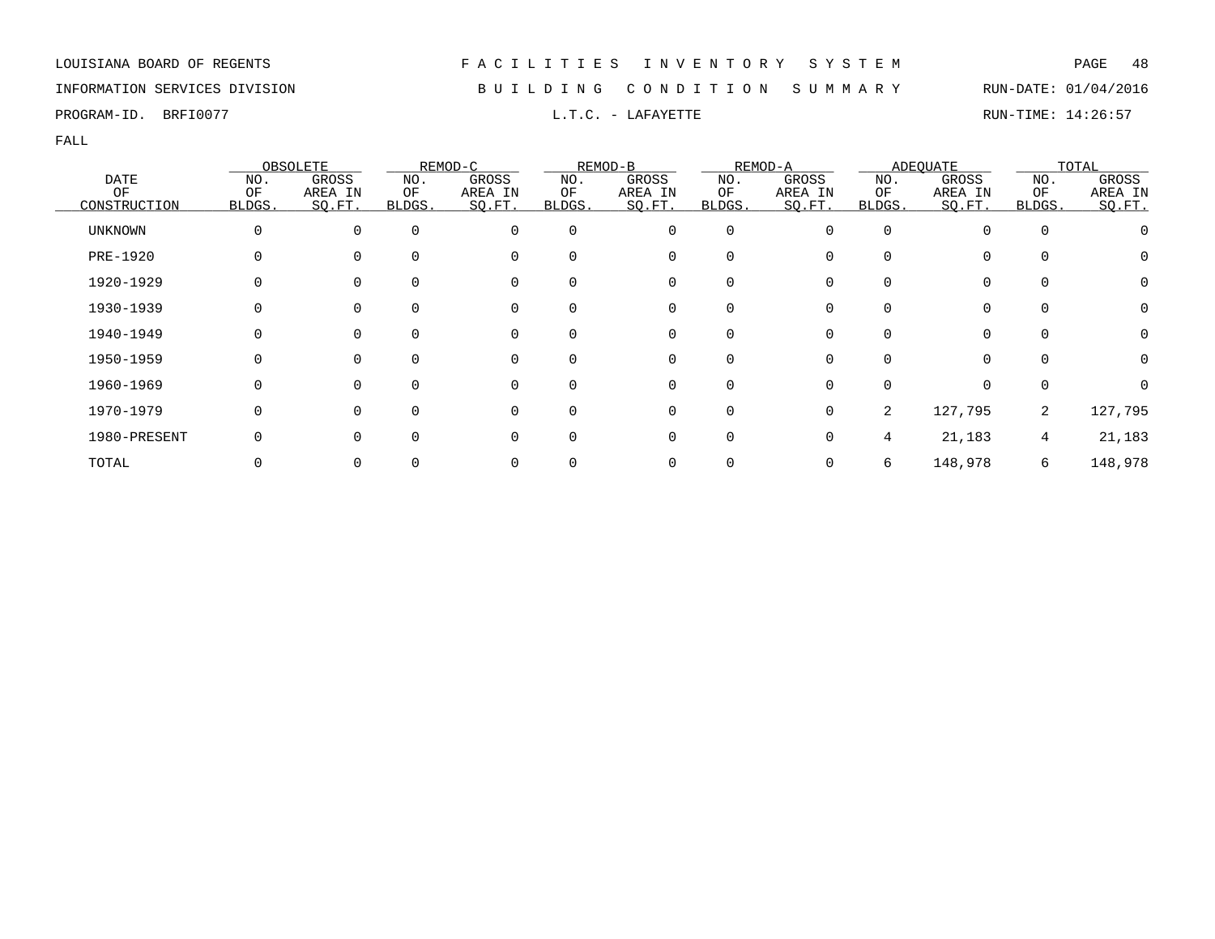LOUISIANA BOARD OF REGENTS — FACILITIES INVENTORY SYSTEM

INFORMATION SERVICES DIVISION — BUILDING CONDITION SUMMARY — RUN-DATE: 01/04/2016

PROGRAM-ID. BRFI0077 — L.T.C. - LAFAYETTE — RUN-TIME: 14:26:57

FALL

| DATE OF CONSTRUCTION | OBSOLETE | | REMOD-C | | REMOD-B | | REMOD-A | | ADEQUATE | | TOTAL | |
|---|---|---|---|---|---|---|---|---|---|---|---|---|
| | NO. OF BLDGS. | GROSS AREA IN SQ.FT. | NO. OF BLDGS. | GROSS AREA IN SQ.FT. | NO. OF BLDGS. | GROSS AREA IN SQ.FT. | NO. OF BLDGS. | GROSS AREA IN SQ.FT. | NO. OF BLDGS. | GROSS AREA IN SQ.FT. | NO. OF BLDGS. | GROSS AREA IN SQ.FT. |
| UNKNOWN | 0 | 0 | 0 | 0 | 0 | 0 | 0 | 0 | 0 | 0 | 0 | 0 |
| PRE-1920 | 0 | 0 | 0 | 0 | 0 | 0 | 0 | 0 | 0 | 0 | 0 | 0 |
| 1920-1929 | 0 | 0 | 0 | 0 | 0 | 0 | 0 | 0 | 0 | 0 | 0 | 0 |
| 1930-1939 | 0 | 0 | 0 | 0 | 0 | 0 | 0 | 0 | 0 | 0 | 0 | 0 |
| 1940-1949 | 0 | 0 | 0 | 0 | 0 | 0 | 0 | 0 | 0 | 0 | 0 | 0 |
| 1950-1959 | 0 | 0 | 0 | 0 | 0 | 0 | 0 | 0 | 0 | 0 | 0 | 0 |
| 1960-1969 | 0 | 0 | 0 | 0 | 0 | 0 | 0 | 0 | 0 | 0 | 0 | 0 |
| 1970-1979 | 0 | 0 | 0 | 0 | 0 | 0 | 0 | 0 | 2 | 127,795 | 2 | 127,795 |
| 1980-PRESENT | 0 | 0 | 0 | 0 | 0 | 0 | 0 | 0 | 4 | 21,183 | 4 | 21,183 |
| TOTAL | 0 | 0 | 0 | 0 | 0 | 0 | 0 | 0 | 6 | 148,978 | 6 | 148,978 |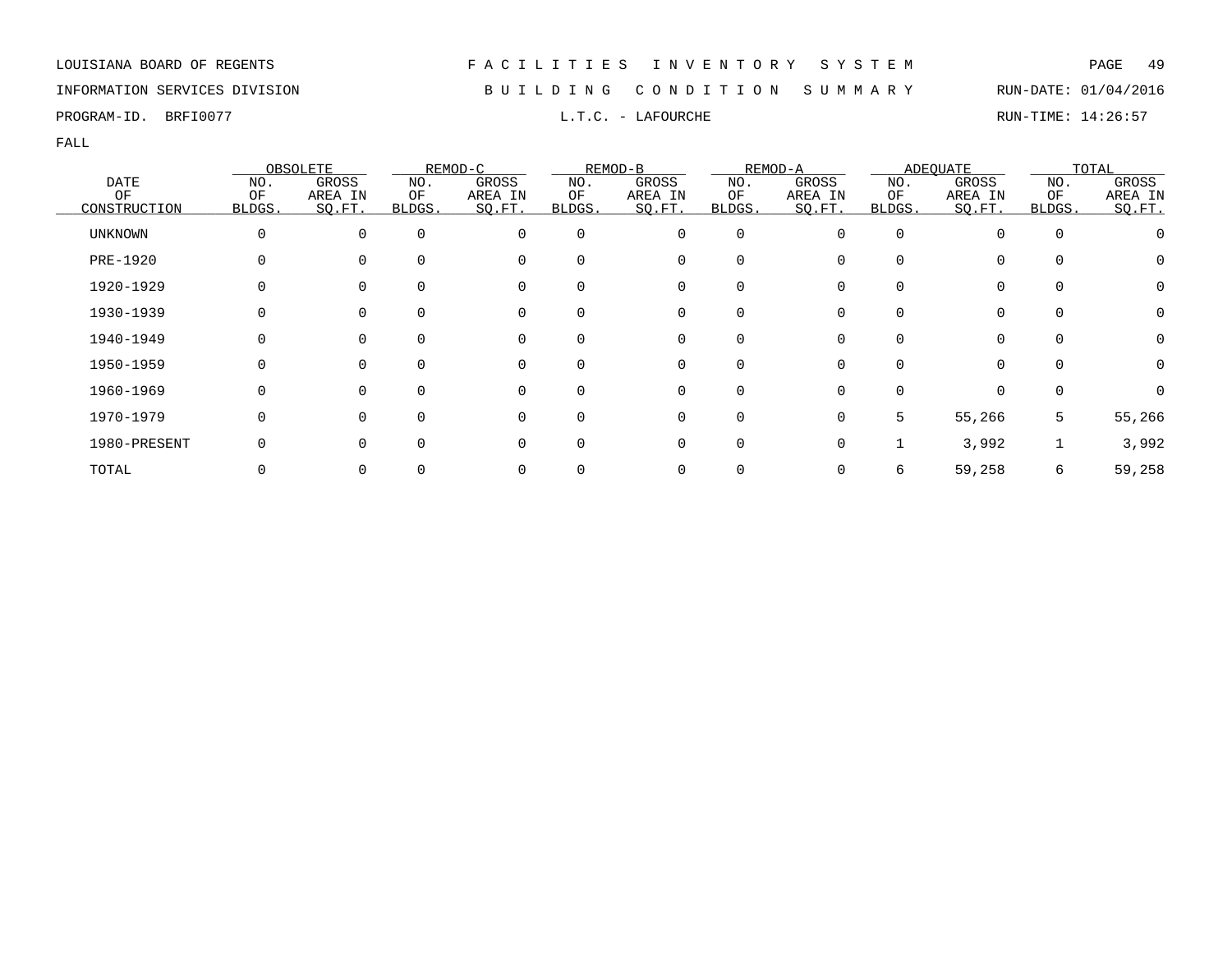LOUISIANA BOARD OF REGENTS — F A C I L I T I E S   I N V E N T O R Y   S Y S T E M

INFORMATION SERVICES DIVISION — B U I L D I N G   C O N D I T I O N   S U M M A R Y — RUN-DATE: 01/04/2016

PROGRAM-ID. BRFI0077 — L.T.C. - LAFOURCHE — RUN-TIME: 14:26:57

FALL

| DATE OF CONSTRUCTION | OBSOLETE | | REMOD-C | | REMOD-B | | REMOD-A | | ADEQUATE | | TOTAL | |
|---|---|---|---|---|---|---|---|---|---|---|---|---|
| | NO. OF BLDGS. | GROSS AREA IN SQ.FT. | NO. OF BLDGS. | GROSS AREA IN SQ.FT. | NO. OF BLDGS. | GROSS AREA IN SQ.FT. | NO. OF BLDGS. | GROSS AREA IN SQ.FT. | NO. OF BLDGS. | GROSS AREA IN SQ.FT. | NO. OF BLDGS. | GROSS AREA IN SQ.FT. |
| UNKNOWN | 0 | 0 | 0 | 0 | 0 | 0 | 0 | 0 | 0 | 0 | 0 | 0 |
| PRE-1920 | 0 | 0 | 0 | 0 | 0 | 0 | 0 | 0 | 0 | 0 | 0 | 0 |
| 1920-1929 | 0 | 0 | 0 | 0 | 0 | 0 | 0 | 0 | 0 | 0 | 0 | 0 |
| 1930-1939 | 0 | 0 | 0 | 0 | 0 | 0 | 0 | 0 | 0 | 0 | 0 | 0 |
| 1940-1949 | 0 | 0 | 0 | 0 | 0 | 0 | 0 | 0 | 0 | 0 | 0 | 0 |
| 1950-1959 | 0 | 0 | 0 | 0 | 0 | 0 | 0 | 0 | 0 | 0 | 0 | 0 |
| 1960-1969 | 0 | 0 | 0 | 0 | 0 | 0 | 0 | 0 | 0 | 0 | 0 | 0 |
| 1970-1979 | 0 | 0 | 0 | 0 | 0 | 0 | 0 | 0 | 5 | 55,266 | 5 | 55,266 |
| 1980-PRESENT | 0 | 0 | 0 | 0 | 0 | 0 | 0 | 0 | 1 | 3,992 | 1 | 3,992 |
| TOTAL | 0 | 0 | 0 | 0 | 0 | 0 | 0 | 0 | 6 | 59,258 | 6 | 59,258 |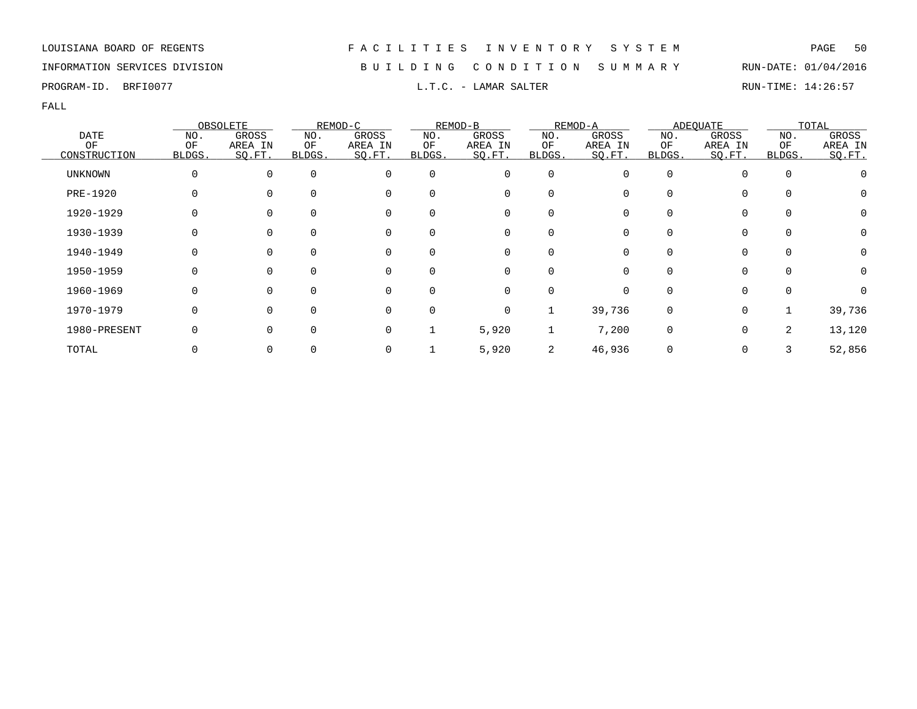LOUISIANA BOARD OF REGENTS — FACILITIES INVENTORY SYSTEM

INFORMATION SERVICES DIVISION — BUILDING CONDITION SUMMARY — RUN-DATE: 01/04/2016

PROGRAM-ID. BRFI0077 — L.T.C. - LAMAR SALTER — RUN-TIME: 14:26:57

FALL

| DATE OF CONSTRUCTION | OBSOLETE | | REMOD-C | | REMOD-B | | REMOD-A | | ADEQUATE | | TOTAL | |
|---|---|---|---|---|---|---|---|---|---|---|---|---|
| | NO. OF BLDGS. | GROSS AREA IN SQ.FT. | NO. OF BLDGS. | GROSS AREA IN SQ.FT. | NO. OF BLDGS. | GROSS AREA IN SQ.FT. | NO. OF BLDGS. | GROSS AREA IN SQ.FT. | NO. OF BLDGS. | GROSS AREA IN SQ.FT. | NO. OF BLDGS. | GROSS AREA IN SQ.FT. |
| UNKNOWN | 0 | 0 | 0 | 0 | 0 | 0 | 0 | 0 | 0 | 0 | 0 | 0 |
| PRE-1920 | 0 | 0 | 0 | 0 | 0 | 0 | 0 | 0 | 0 | 0 | 0 | 0 |
| 1920-1929 | 0 | 0 | 0 | 0 | 0 | 0 | 0 | 0 | 0 | 0 | 0 | 0 |
| 1930-1939 | 0 | 0 | 0 | 0 | 0 | 0 | 0 | 0 | 0 | 0 | 0 | 0 |
| 1940-1949 | 0 | 0 | 0 | 0 | 0 | 0 | 0 | 0 | 0 | 0 | 0 | 0 |
| 1950-1959 | 0 | 0 | 0 | 0 | 0 | 0 | 0 | 0 | 0 | 0 | 0 | 0 |
| 1960-1969 | 0 | 0 | 0 | 0 | 0 | 0 | 0 | 0 | 0 | 0 | 0 | 0 |
| 1970-1979 | 0 | 0 | 0 | 0 | 0 | 0 | 1 | 39,736 | 0 | 0 | 1 | 39,736 |
| 1980-PRESENT | 0 | 0 | 0 | 0 | 1 | 5,920 | 1 | 7,200 | 0 | 0 | 2 | 13,120 |
| TOTAL | 0 | 0 | 0 | 0 | 1 | 5,920 | 2 | 46,936 | 0 | 0 | 3 | 52,856 |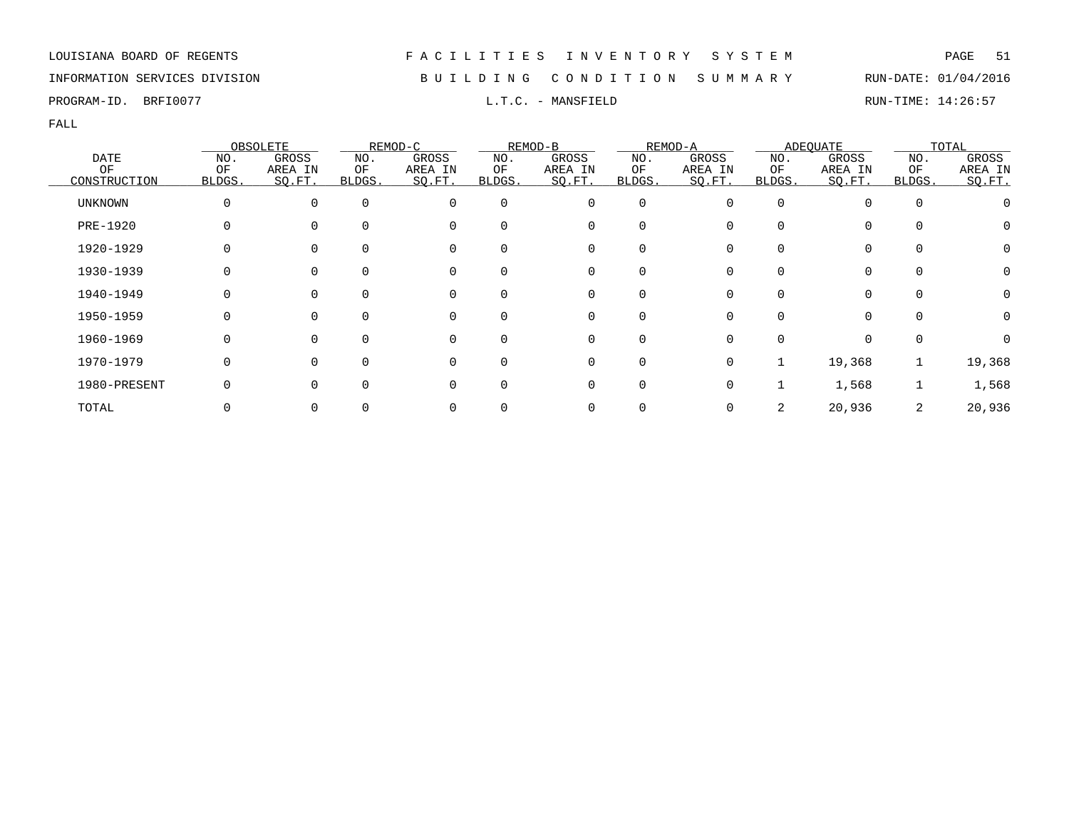LOUISIANA BOARD OF REGENTS — FACILITIES INVENTORY SYSTEM

INFORMATION SERVICES DIVISION — BUILDING CONDITION SUMMARY — RUN-DATE: 01/04/2016

PROGRAM-ID. BRFI0077 — L.T.C. - MANSFIELD — RUN-TIME: 14:26:57

FALL

| DATE OF CONSTRUCTION | OBSOLETE | | REMOD-C | | REMOD-B | | REMOD-A | | ADEQUATE | | TOTAL | |
|---|---|---|---|---|---|---|---|---|---|---|---|---|
| | NO. OF BLDGS. | GROSS AREA IN SQ.FT. | NO. OF BLDGS. | GROSS AREA IN SQ.FT. | NO. OF BLDGS. | GROSS AREA IN SQ.FT. | NO. OF BLDGS. | GROSS AREA IN SQ.FT. | NO. OF BLDGS. | GROSS AREA IN SQ.FT. | NO. OF BLDGS. | GROSS AREA IN SQ.FT. |
| UNKNOWN | 0 | 0 | 0 | 0 | 0 | 0 | 0 | 0 | 0 | 0 | 0 | 0 |
| PRE-1920 | 0 | 0 | 0 | 0 | 0 | 0 | 0 | 0 | 0 | 0 | 0 | 0 |
| 1920-1929 | 0 | 0 | 0 | 0 | 0 | 0 | 0 | 0 | 0 | 0 | 0 | 0 |
| 1930-1939 | 0 | 0 | 0 | 0 | 0 | 0 | 0 | 0 | 0 | 0 | 0 | 0 |
| 1940-1949 | 0 | 0 | 0 | 0 | 0 | 0 | 0 | 0 | 0 | 0 | 0 | 0 |
| 1950-1959 | 0 | 0 | 0 | 0 | 0 | 0 | 0 | 0 | 0 | 0 | 0 | 0 |
| 1960-1969 | 0 | 0 | 0 | 0 | 0 | 0 | 0 | 0 | 0 | 0 | 0 | 0 |
| 1970-1979 | 0 | 0 | 0 | 0 | 0 | 0 | 0 | 0 | 1 | 19,368 | 1 | 19,368 |
| 1980-PRESENT | 0 | 0 | 0 | 0 | 0 | 0 | 0 | 0 | 1 | 1,568 | 1 | 1,568 |
| TOTAL | 0 | 0 | 0 | 0 | 0 | 0 | 0 | 0 | 2 | 20,936 | 2 | 20,936 |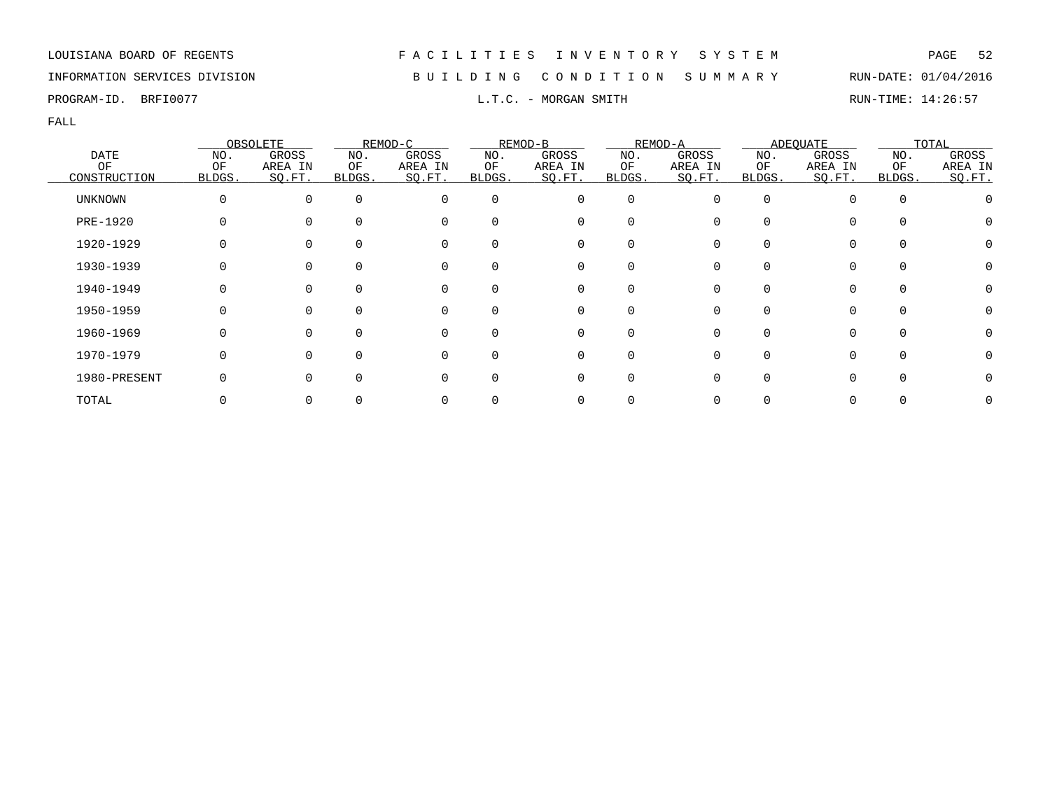LOUISIANA BOARD OF REGENTS — FACILITIES INVENTORY SYSTEM

INFORMATION SERVICES DIVISION — BUILDING CONDITION SUMMARY — RUN-DATE: 01/04/2016

PROGRAM-ID. BRFI0077 — L.T.C. - MORGAN SMITH — RUN-TIME: 14:26:57

FALL

| DATE OF CONSTRUCTION | OBSOLETE | | REMOD-C | | REMOD-B | | REMOD-A | | ADEQUATE | | TOTAL | |
|---|---|---|---|---|---|---|---|---|---|---|---|---|
| | NO. OF BLDGS. | GROSS AREA IN SQ.FT. | NO. OF BLDGS. | GROSS AREA IN SQ.FT. | NO. OF BLDGS. | GROSS AREA IN SQ.FT. | NO. OF BLDGS. | GROSS AREA IN SQ.FT. | NO. OF BLDGS. | GROSS AREA IN SQ.FT. | NO. OF BLDGS. | GROSS AREA IN SQ.FT. |
| UNKNOWN | 0 | 0 | 0 | 0 | 0 | 0 | 0 | 0 | 0 | 0 | 0 | 0 |
| PRE-1920 | 0 | 0 | 0 | 0 | 0 | 0 | 0 | 0 | 0 | 0 | 0 | 0 |
| 1920-1929 | 0 | 0 | 0 | 0 | 0 | 0 | 0 | 0 | 0 | 0 | 0 | 0 |
| 1930-1939 | 0 | 0 | 0 | 0 | 0 | 0 | 0 | 0 | 0 | 0 | 0 | 0 |
| 1940-1949 | 0 | 0 | 0 | 0 | 0 | 0 | 0 | 0 | 0 | 0 | 0 | 0 |
| 1950-1959 | 0 | 0 | 0 | 0 | 0 | 0 | 0 | 0 | 0 | 0 | 0 | 0 |
| 1960-1969 | 0 | 0 | 0 | 0 | 0 | 0 | 0 | 0 | 0 | 0 | 0 | 0 |
| 1970-1979 | 0 | 0 | 0 | 0 | 0 | 0 | 0 | 0 | 0 | 0 | 0 | 0 |
| 1980-PRESENT | 0 | 0 | 0 | 0 | 0 | 0 | 0 | 0 | 0 | 0 | 0 | 0 |
| TOTAL | 0 | 0 | 0 | 0 | 0 | 0 | 0 | 0 | 0 | 0 | 0 | 0 |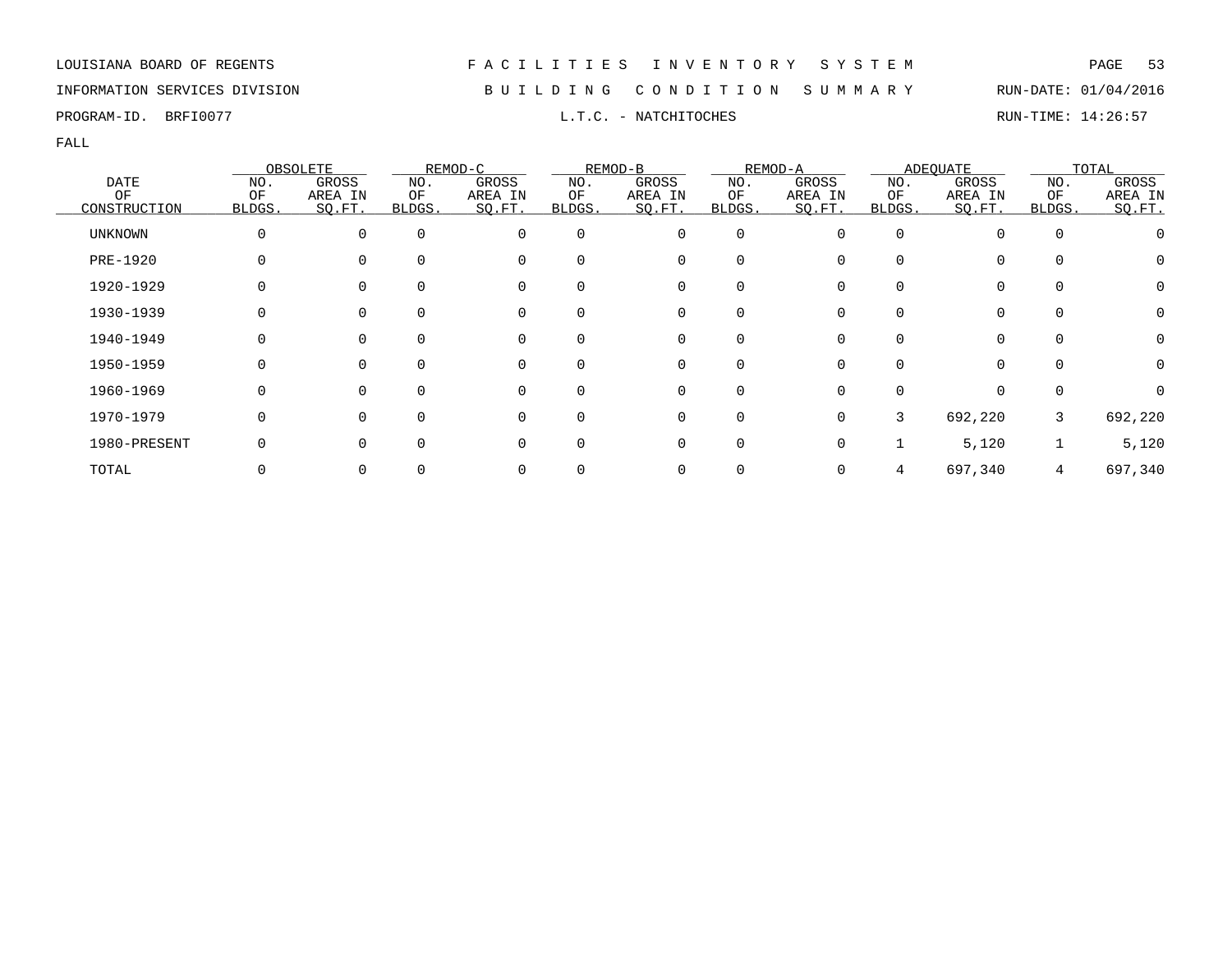LOUISIANA BOARD OF REGENTS — FACILITIES INVENTORY SYSTEM

INFORMATION SERVICES DIVISION — BUILDING CONDITION SUMMARY — RUN-DATE: 01/04/2016

PROGRAM-ID. BRFI0077 — L.T.C. - NATCHITOCHES — RUN-TIME: 14:26:57

FALL

| DATE OF CONSTRUCTION | OBSOLETE | | REMOD-C | | REMOD-B | | REMOD-A | | ADEQUATE | | TOTAL | |
|---|---|---|---|---|---|---|---|---|---|---|---|---|
| | NO. OF BLDGS. | GROSS AREA IN SQ.FT. | NO. OF BLDGS. | GROSS AREA IN SQ.FT. | NO. OF BLDGS. | GROSS AREA IN SQ.FT. | NO. OF BLDGS. | GROSS AREA IN SQ.FT. | NO. OF BLDGS. | GROSS AREA IN SQ.FT. | NO. OF BLDGS. | GROSS AREA IN SQ.FT. |
| UNKNOWN | 0 | 0 | 0 | 0 | 0 | 0 | 0 | 0 | 0 | 0 | 0 | 0 |
| PRE-1920 | 0 | 0 | 0 | 0 | 0 | 0 | 0 | 0 | 0 | 0 | 0 | 0 |
| 1920-1929 | 0 | 0 | 0 | 0 | 0 | 0 | 0 | 0 | 0 | 0 | 0 | 0 |
| 1930-1939 | 0 | 0 | 0 | 0 | 0 | 0 | 0 | 0 | 0 | 0 | 0 | 0 |
| 1940-1949 | 0 | 0 | 0 | 0 | 0 | 0 | 0 | 0 | 0 | 0 | 0 | 0 |
| 1950-1959 | 0 | 0 | 0 | 0 | 0 | 0 | 0 | 0 | 0 | 0 | 0 | 0 |
| 1960-1969 | 0 | 0 | 0 | 0 | 0 | 0 | 0 | 0 | 0 | 0 | 0 | 0 |
| 1970-1979 | 0 | 0 | 0 | 0 | 0 | 0 | 0 | 0 | 3 | 692,220 | 3 | 692,220 |
| 1980-PRESENT | 0 | 0 | 0 | 0 | 0 | 0 | 0 | 0 | 1 | 5,120 | 1 | 5,120 |
| TOTAL | 0 | 0 | 0 | 0 | 0 | 0 | 0 | 0 | 4 | 697,340 | 4 | 697,340 |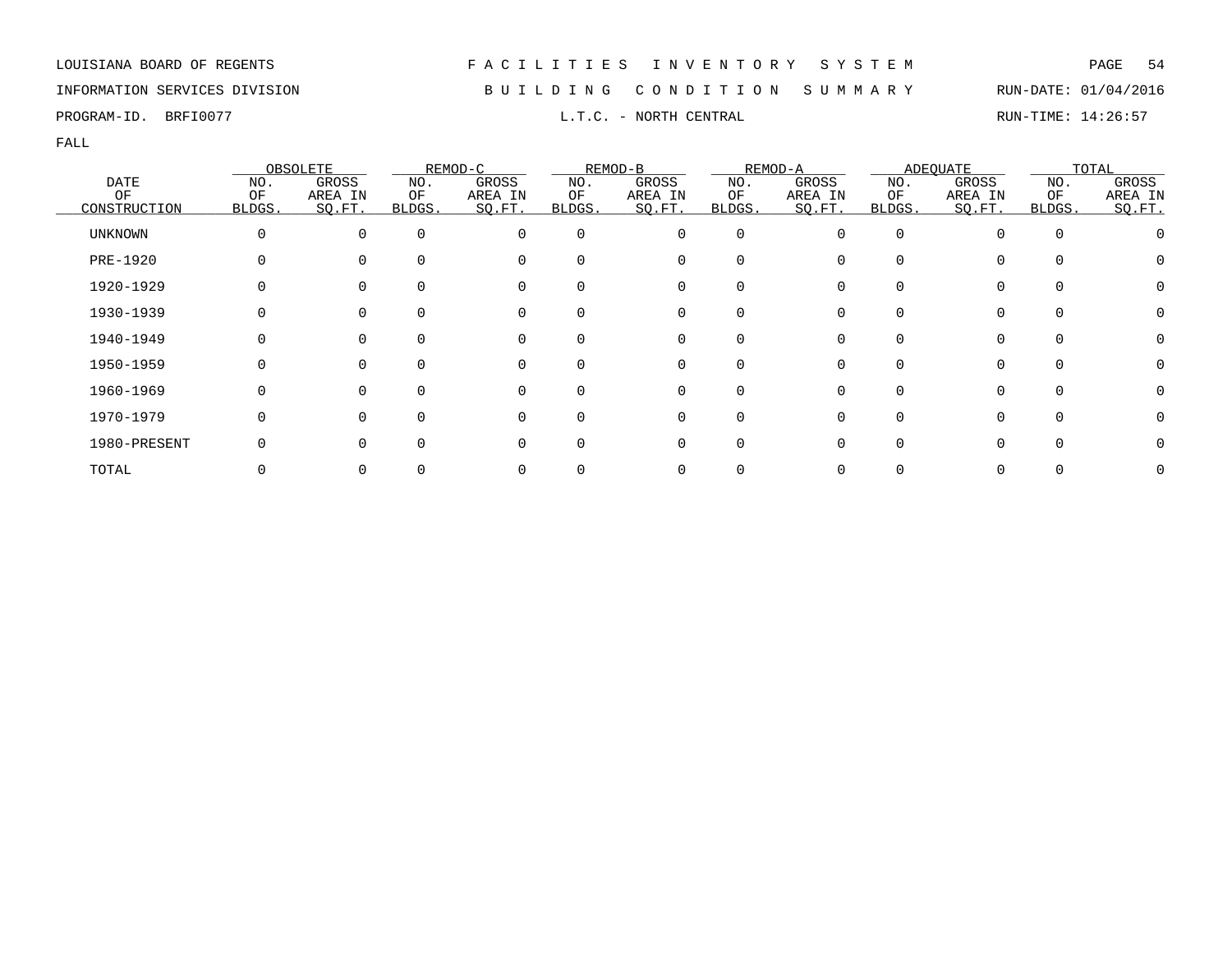LOUISIANA BOARD OF REGENTS — F A C I L I T I E S   I N V E N T O R Y   S Y S T E M

INFORMATION SERVICES DIVISION — B U I L D I N G   C O N D I T I O N   S U M M A R Y — RUN-DATE: 01/04/2016

PROGRAM-ID. BRFI0077 — L.T.C. - NORTH CENTRAL — RUN-TIME: 14:26:57

FALL

| DATE OF CONSTRUCTION | OBSOLETE | | REMOD-C | | REMOD-B | | REMOD-A | | ADEQUATE | | TOTAL | |
|---|---|---|---|---|---|---|---|---|---|---|---|---|
| | NO. OF BLDGS. | GROSS AREA IN SQ.FT. | NO. OF BLDGS. | GROSS AREA IN SQ.FT. | NO. OF BLDGS. | GROSS AREA IN SQ.FT. | NO. OF BLDGS. | GROSS AREA IN SQ.FT. | NO. OF BLDGS. | GROSS AREA IN SQ.FT. | NO. OF BLDGS. | GROSS AREA IN SQ.FT. |
| UNKNOWN | 0 | 0 | 0 | 0 | 0 | 0 | 0 | 0 | 0 | 0 | 0 | 0 |
| PRE-1920 | 0 | 0 | 0 | 0 | 0 | 0 | 0 | 0 | 0 | 0 | 0 | 0 |
| 1920-1929 | 0 | 0 | 0 | 0 | 0 | 0 | 0 | 0 | 0 | 0 | 0 | 0 |
| 1930-1939 | 0 | 0 | 0 | 0 | 0 | 0 | 0 | 0 | 0 | 0 | 0 | 0 |
| 1940-1949 | 0 | 0 | 0 | 0 | 0 | 0 | 0 | 0 | 0 | 0 | 0 | 0 |
| 1950-1959 | 0 | 0 | 0 | 0 | 0 | 0 | 0 | 0 | 0 | 0 | 0 | 0 |
| 1960-1969 | 0 | 0 | 0 | 0 | 0 | 0 | 0 | 0 | 0 | 0 | 0 | 0 |
| 1970-1979 | 0 | 0 | 0 | 0 | 0 | 0 | 0 | 0 | 0 | 0 | 0 | 0 |
| 1980-PRESENT | 0 | 0 | 0 | 0 | 0 | 0 | 0 | 0 | 0 | 0 | 0 | 0 |
| TOTAL | 0 | 0 | 0 | 0 | 0 | 0 | 0 | 0 | 0 | 0 | 0 | 0 |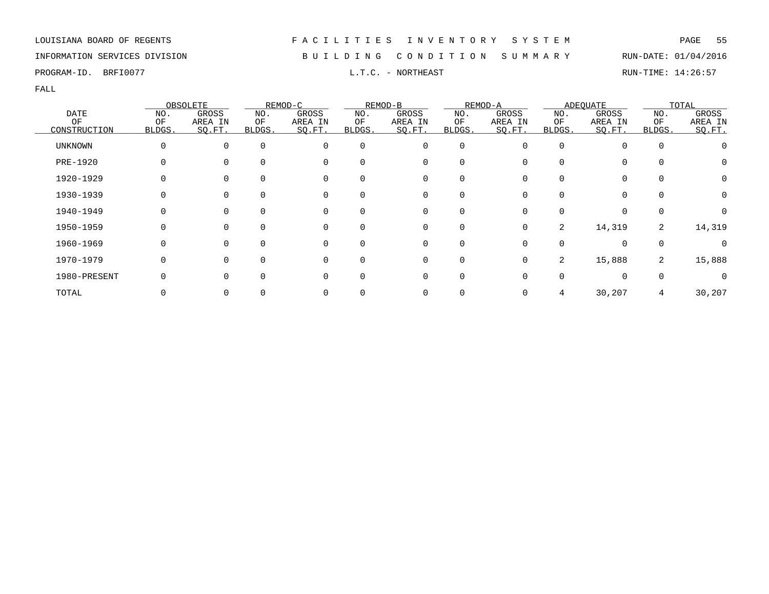LOUISIANA BOARD OF REGENTS — FACILITIES INVENTORY SYSTEM

INFORMATION SERVICES DIVISION — BUILDING CONDITION SUMMARY — RUN-DATE: 01/04/2016

PROGRAM-ID. BRFI0077 — L.T.C. - NORTHEAST — RUN-TIME: 14:26:57

FALL

| DATE OF CONSTRUCTION | OBSOLETE | | REMOD-C | | REMOD-B | | REMOD-A | | ADEQUATE | | TOTAL | |
|---|---|---|---|---|---|---|---|---|---|---|---|---|
| | NO. OF BLDGS. | GROSS AREA IN SQ.FT. | NO. OF BLDGS. | GROSS AREA IN SQ.FT. | NO. OF BLDGS. | GROSS AREA IN SQ.FT. | NO. OF BLDGS. | GROSS AREA IN SQ.FT. | NO. OF BLDGS. | GROSS AREA IN SQ.FT. | NO. OF BLDGS. | GROSS AREA IN SQ.FT. |
| UNKNOWN | 0 | 0 | 0 | 0 | 0 | 0 | 0 | 0 | 0 | 0 | 0 | 0 |
| PRE-1920 | 0 | 0 | 0 | 0 | 0 | 0 | 0 | 0 | 0 | 0 | 0 | 0 |
| 1920-1929 | 0 | 0 | 0 | 0 | 0 | 0 | 0 | 0 | 0 | 0 | 0 | 0 |
| 1930-1939 | 0 | 0 | 0 | 0 | 0 | 0 | 0 | 0 | 0 | 0 | 0 | 0 |
| 1940-1949 | 0 | 0 | 0 | 0 | 0 | 0 | 0 | 0 | 0 | 0 | 0 | 0 |
| 1950-1959 | 0 | 0 | 0 | 0 | 0 | 0 | 0 | 0 | 2 | 14,319 | 2 | 14,319 |
| 1960-1969 | 0 | 0 | 0 | 0 | 0 | 0 | 0 | 0 | 0 | 0 | 0 | 0 |
| 1970-1979 | 0 | 0 | 0 | 0 | 0 | 0 | 0 | 0 | 2 | 15,888 | 2 | 15,888 |
| 1980-PRESENT | 0 | 0 | 0 | 0 | 0 | 0 | 0 | 0 | 0 | 0 | 0 | 0 |
| TOTAL | 0 | 0 | 0 | 0 | 0 | 0 | 0 | 0 | 4 | 30,207 | 4 | 30,207 |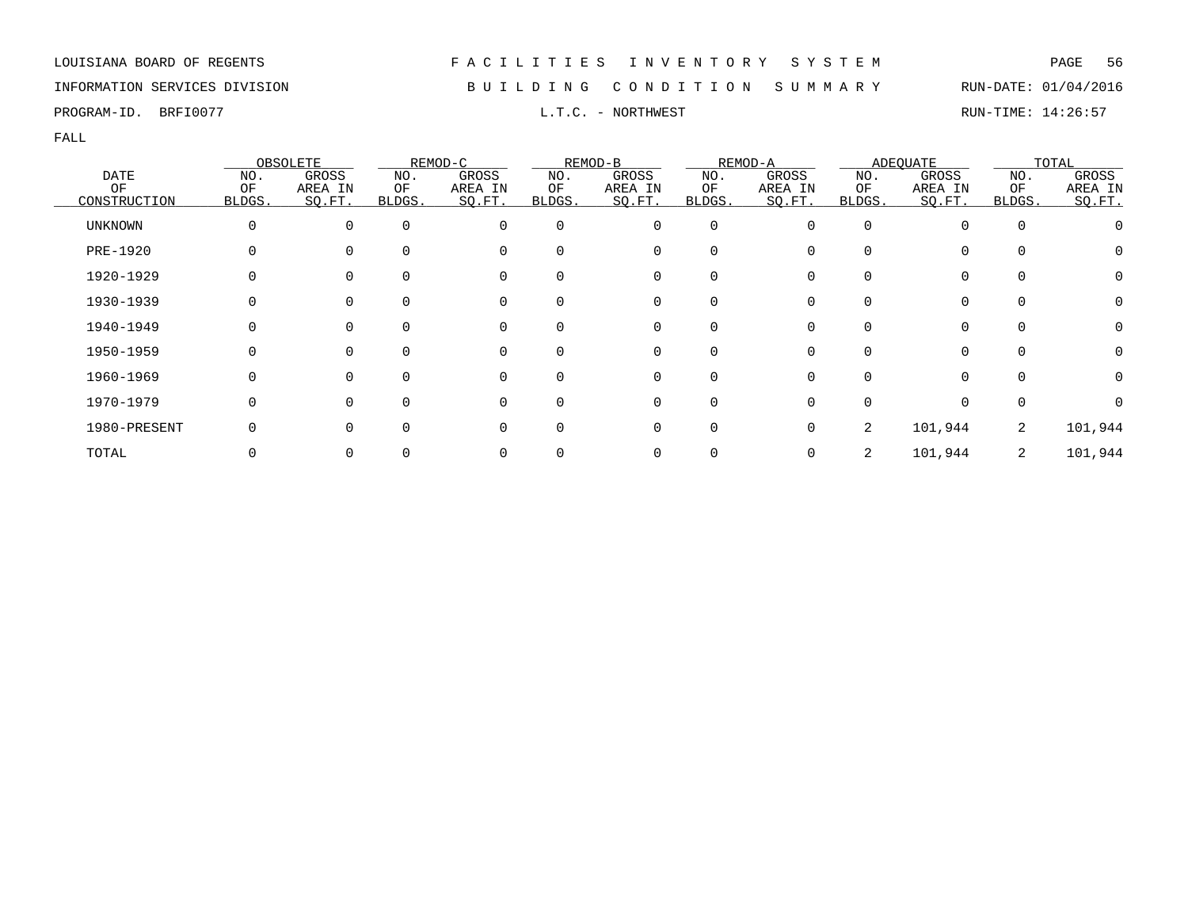LOUISIANA BOARD OF REGENTS — FACILITIES INVENTORY SYSTEM

INFORMATION SERVICES DIVISION — BUILDING CONDITION SUMMARY — RUN-DATE: 01/04/2016

PROGRAM-ID. BRFI0077 — L.T.C. - NORTHWEST — RUN-TIME: 14:26:57

FALL

| DATE OF CONSTRUCTION | OBSOLETE | | REMOD-C | | REMOD-B | | REMOD-A | | ADEQUATE | | TOTAL | |
|---|---|---|---|---|---|---|---|---|---|---|---|---|
| | NO. OF BLDGS. | GROSS AREA IN SQ.FT. | NO. OF BLDGS. | GROSS AREA IN SQ.FT. | NO. OF BLDGS. | GROSS AREA IN SQ.FT. | NO. OF BLDGS. | GROSS AREA IN SQ.FT. | NO. OF BLDGS. | GROSS AREA IN SQ.FT. | NO. OF BLDGS. | GROSS AREA IN SQ.FT. |
| UNKNOWN | 0 | 0 | 0 | 0 | 0 | 0 | 0 | 0 | 0 | 0 | 0 | 0 |
| PRE-1920 | 0 | 0 | 0 | 0 | 0 | 0 | 0 | 0 | 0 | 0 | 0 | 0 |
| 1920-1929 | 0 | 0 | 0 | 0 | 0 | 0 | 0 | 0 | 0 | 0 | 0 | 0 |
| 1930-1939 | 0 | 0 | 0 | 0 | 0 | 0 | 0 | 0 | 0 | 0 | 0 | 0 |
| 1940-1949 | 0 | 0 | 0 | 0 | 0 | 0 | 0 | 0 | 0 | 0 | 0 | 0 |
| 1950-1959 | 0 | 0 | 0 | 0 | 0 | 0 | 0 | 0 | 0 | 0 | 0 | 0 |
| 1960-1969 | 0 | 0 | 0 | 0 | 0 | 0 | 0 | 0 | 0 | 0 | 0 | 0 |
| 1970-1979 | 0 | 0 | 0 | 0 | 0 | 0 | 0 | 0 | 0 | 0 | 0 | 0 |
| 1980-PRESENT | 0 | 0 | 0 | 0 | 0 | 0 | 0 | 0 | 2 | 101,944 | 2 | 101,944 |
| TOTAL | 0 | 0 | 0 | 0 | 0 | 0 | 0 | 0 | 2 | 101,944 | 2 | 101,944 |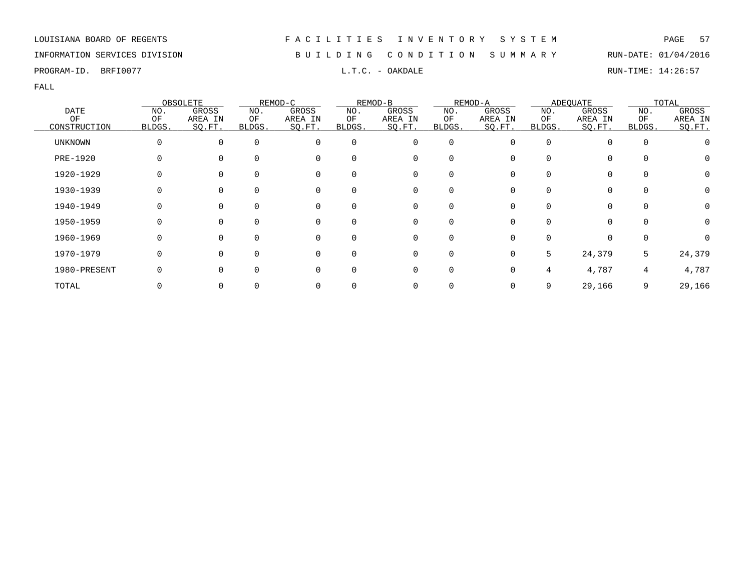LOUISIANA BOARD OF REGENTS

INFORMATION SERVICES DIVISION

PROGRAM-ID. BRFI0077

# FACILITIES INVENTORY SYSTEM

## BUILDING CONDITION SUMMARY

### L.T.C. - OAKDALE

RUN-DATE: 01/04/2016

RUN-TIME: 14:26:57

FALL

| DATE OF CONSTRUCTION | OBSOLETE | | REMOD-C | | REMOD-B | | REMOD-A | | ADEQUATE | | TOTAL | |
|---|---|---|---|---|---|---|---|---|---|---|---|---|
| | NO. OF BLDGS. | GROSS AREA IN SQ.FT. | NO. OF BLDGS. | GROSS AREA IN SQ.FT. | NO. OF BLDGS. | GROSS AREA IN SQ.FT. | NO. OF BLDGS. | GROSS AREA IN SQ.FT. | NO. OF BLDGS. | GROSS AREA IN SQ.FT. | NO. OF BLDGS. | GROSS AREA IN SQ.FT. |
| UNKNOWN | 0 | 0 | 0 | 0 | 0 | 0 | 0 | 0 | 0 | 0 | 0 | 0 |
| PRE-1920 | 0 | 0 | 0 | 0 | 0 | 0 | 0 | 0 | 0 | 0 | 0 | 0 |
| 1920-1929 | 0 | 0 | 0 | 0 | 0 | 0 | 0 | 0 | 0 | 0 | 0 | 0 |
| 1930-1939 | 0 | 0 | 0 | 0 | 0 | 0 | 0 | 0 | 0 | 0 | 0 | 0 |
| 1940-1949 | 0 | 0 | 0 | 0 | 0 | 0 | 0 | 0 | 0 | 0 | 0 | 0 |
| 1950-1959 | 0 | 0 | 0 | 0 | 0 | 0 | 0 | 0 | 0 | 0 | 0 | 0 |
| 1960-1969 | 0 | 0 | 0 | 0 | 0 | 0 | 0 | 0 | 0 | 0 | 0 | 0 |
| 1970-1979 | 0 | 0 | 0 | 0 | 0 | 0 | 0 | 0 | 5 | 24,379 | 5 | 24,379 |
| 1980-PRESENT | 0 | 0 | 0 | 0 | 0 | 0 | 0 | 0 | 4 | 4,787 | 4 | 4,787 |
| TOTAL | 0 | 0 | 0 | 0 | 0 | 0 | 0 | 0 | 9 | 29,166 | 9 | 29,166 |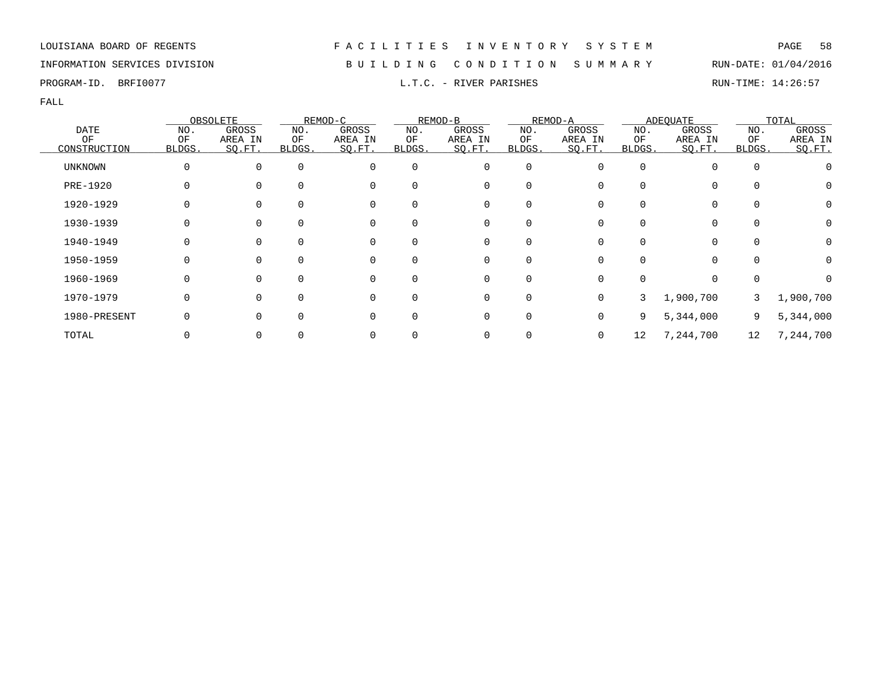LOUISIANA BOARD OF REGENTS — FACILITIES INVENTORY SYSTEM

INFORMATION SERVICES DIVISION — BUILDING CONDITION SUMMARY — RUN-DATE: 01/04/2016

PROGRAM-ID. BRFI0077 — L.T.C. - RIVER PARISHES — RUN-TIME: 14:26:57

FALL

| DATE OF CONSTRUCTION | OBSOLETE | | REMOD-C | | REMOD-B | | REMOD-A | | ADEQUATE | | TOTAL | |
|---|---|---|---|---|---|---|---|---|---|---|---|---|
| | NO. OF BLDGS. | GROSS AREA IN SQ.FT. | NO. OF BLDGS. | GROSS AREA IN SQ.FT. | NO. OF BLDGS. | GROSS AREA IN SQ.FT. | NO. OF BLDGS. | GROSS AREA IN SQ.FT. | NO. OF BLDGS. | GROSS AREA IN SQ.FT. | NO. OF BLDGS. | GROSS AREA IN SQ.FT. |
| UNKNOWN | 0 | 0 | 0 | 0 | 0 | 0 | 0 | 0 | 0 | 0 | 0 | 0 |
| PRE-1920 | 0 | 0 | 0 | 0 | 0 | 0 | 0 | 0 | 0 | 0 | 0 | 0 |
| 1920-1929 | 0 | 0 | 0 | 0 | 0 | 0 | 0 | 0 | 0 | 0 | 0 | 0 |
| 1930-1939 | 0 | 0 | 0 | 0 | 0 | 0 | 0 | 0 | 0 | 0 | 0 | 0 |
| 1940-1949 | 0 | 0 | 0 | 0 | 0 | 0 | 0 | 0 | 0 | 0 | 0 | 0 |
| 1950-1959 | 0 | 0 | 0 | 0 | 0 | 0 | 0 | 0 | 0 | 0 | 0 | 0 |
| 1960-1969 | 0 | 0 | 0 | 0 | 0 | 0 | 0 | 0 | 0 | 0 | 0 | 0 |
| 1970-1979 | 0 | 0 | 0 | 0 | 0 | 0 | 0 | 0 | 3 | 1,900,700 | 3 | 1,900,700 |
| 1980-PRESENT | 0 | 0 | 0 | 0 | 0 | 0 | 0 | 0 | 9 | 5,344,000 | 9 | 5,344,000 |
| TOTAL | 0 | 0 | 0 | 0 | 0 | 0 | 0 | 0 | 12 | 7,244,700 | 12 | 7,244,700 |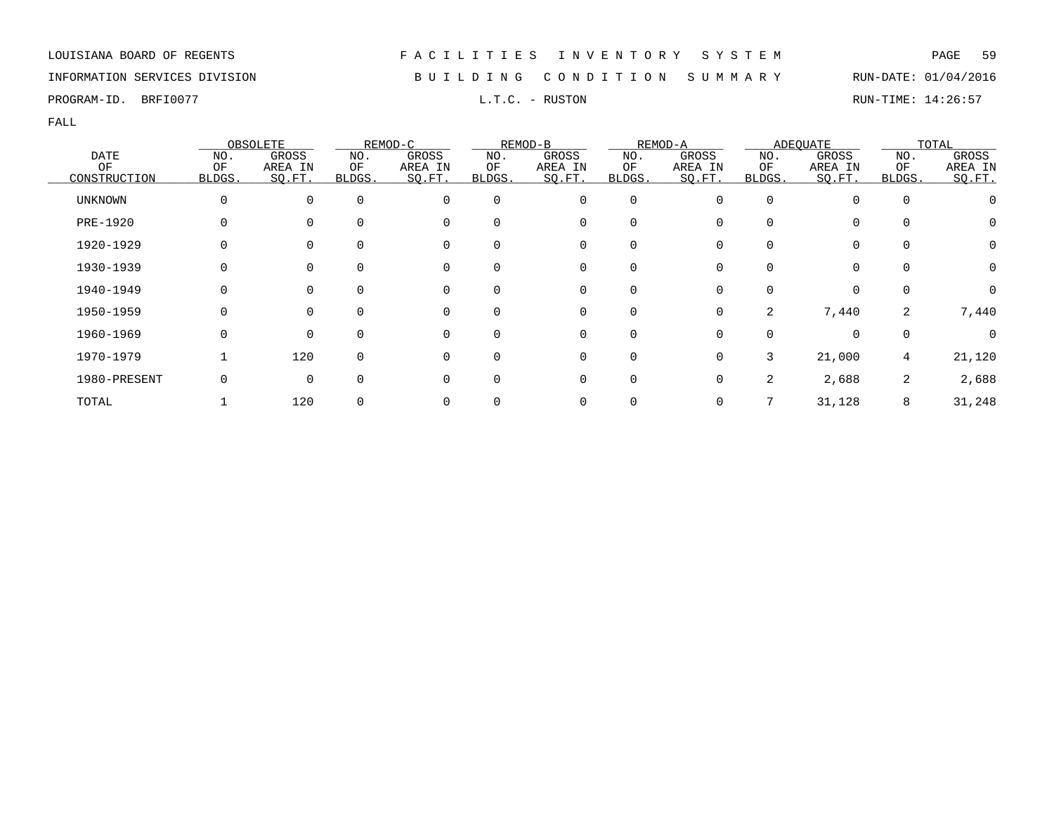LOUISIANA BOARD OF REGENTS — FACILITIES INVENTORY SYSTEM

INFORMATION SERVICES DIVISION — BUILDING CONDITION SUMMARY — RUN-DATE: 01/04/2016

PROGRAM-ID. BRFI0077 — L.T.C. - RUSTON — RUN-TIME: 14:26:57

FALL

| DATE OF CONSTRUCTION | OBSOLETE | | REMOD-C | | REMOD-B | | REMOD-A | | ADEQUATE | | TOTAL | |
|---|---|---|---|---|---|---|---|---|---|---|---|---|
| | NO. OF BLDGS. | GROSS AREA IN SQ.FT. | NO. OF BLDGS. | GROSS AREA IN SQ.FT. | NO. OF BLDGS. | GROSS AREA IN SQ.FT. | NO. OF BLDGS. | GROSS AREA IN SQ.FT. | NO. OF BLDGS. | GROSS AREA IN SQ.FT. | NO. OF BLDGS. | GROSS AREA IN SQ.FT. |
| UNKNOWN | 0 | 0 | 0 | 0 | 0 | 0 | 0 | 0 | 0 | 0 | 0 | 0 |
| PRE-1920 | 0 | 0 | 0 | 0 | 0 | 0 | 0 | 0 | 0 | 0 | 0 | 0 |
| 1920-1929 | 0 | 0 | 0 | 0 | 0 | 0 | 0 | 0 | 0 | 0 | 0 | 0 |
| 1930-1939 | 0 | 0 | 0 | 0 | 0 | 0 | 0 | 0 | 0 | 0 | 0 | 0 |
| 1940-1949 | 0 | 0 | 0 | 0 | 0 | 0 | 0 | 0 | 0 | 0 | 0 | 0 |
| 1950-1959 | 0 | 0 | 0 | 0 | 0 | 0 | 0 | 0 | 2 | 7,440 | 2 | 7,440 |
| 1960-1969 | 0 | 0 | 0 | 0 | 0 | 0 | 0 | 0 | 0 | 0 | 0 | 0 |
| 1970-1979 | 1 | 120 | 0 | 0 | 0 | 0 | 0 | 0 | 3 | 21,000 | 4 | 21,120 |
| 1980-PRESENT | 0 | 0 | 0 | 0 | 0 | 0 | 0 | 0 | 2 | 2,688 | 2 | 2,688 |
| TOTAL | 1 | 120 | 0 | 0 | 0 | 0 | 0 | 0 | 7 | 31,128 | 8 | 31,248 |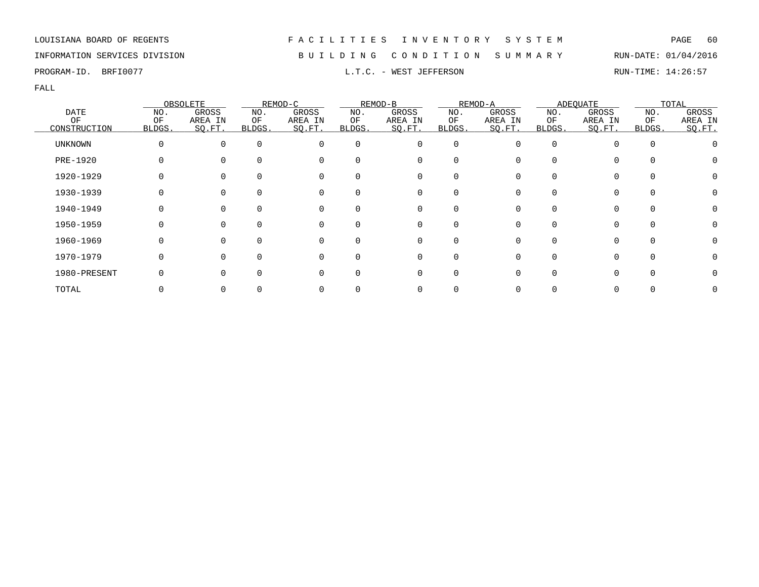LOUISIANA BOARD OF REGENTS — FACILITIES INVENTORY SYSTEM

INFORMATION SERVICES DIVISION — BUILDING CONDITION SUMMARY — RUN-DATE: 01/04/2016

PROGRAM-ID. BRFI0077 — L.T.C. - WEST JEFFERSON — RUN-TIME: 14:26:57

FALL

| DATE OF CONSTRUCTION | OBSOLETE | | REMOD-C | | REMOD-B | | REMOD-A | | ADEQUATE | | TOTAL | |
|---|---|---|---|---|---|---|---|---|---|---|---|---|
| | NO. OF BLDGS. | GROSS AREA IN SQ.FT. | NO. OF BLDGS. | GROSS AREA IN SQ.FT. | NO. OF BLDGS. | GROSS AREA IN SQ.FT. | NO. OF BLDGS. | GROSS AREA IN SQ.FT. | NO. OF BLDGS. | GROSS AREA IN SQ.FT. | NO. OF BLDGS. | GROSS AREA IN SQ.FT. |
| UNKNOWN | 0 | 0 | 0 | 0 | 0 | 0 | 0 | 0 | 0 | 0 | 0 | 0 |
| PRE-1920 | 0 | 0 | 0 | 0 | 0 | 0 | 0 | 0 | 0 | 0 | 0 | 0 |
| 1920-1929 | 0 | 0 | 0 | 0 | 0 | 0 | 0 | 0 | 0 | 0 | 0 | 0 |
| 1930-1939 | 0 | 0 | 0 | 0 | 0 | 0 | 0 | 0 | 0 | 0 | 0 | 0 |
| 1940-1949 | 0 | 0 | 0 | 0 | 0 | 0 | 0 | 0 | 0 | 0 | 0 | 0 |
| 1950-1959 | 0 | 0 | 0 | 0 | 0 | 0 | 0 | 0 | 0 | 0 | 0 | 0 |
| 1960-1969 | 0 | 0 | 0 | 0 | 0 | 0 | 0 | 0 | 0 | 0 | 0 | 0 |
| 1970-1979 | 0 | 0 | 0 | 0 | 0 | 0 | 0 | 0 | 0 | 0 | 0 | 0 |
| 1980-PRESENT | 0 | 0 | 0 | 0 | 0 | 0 | 0 | 0 | 0 | 0 | 0 | 0 |
| TOTAL | 0 | 0 | 0 | 0 | 0 | 0 | 0 | 0 | 0 | 0 | 0 | 0 |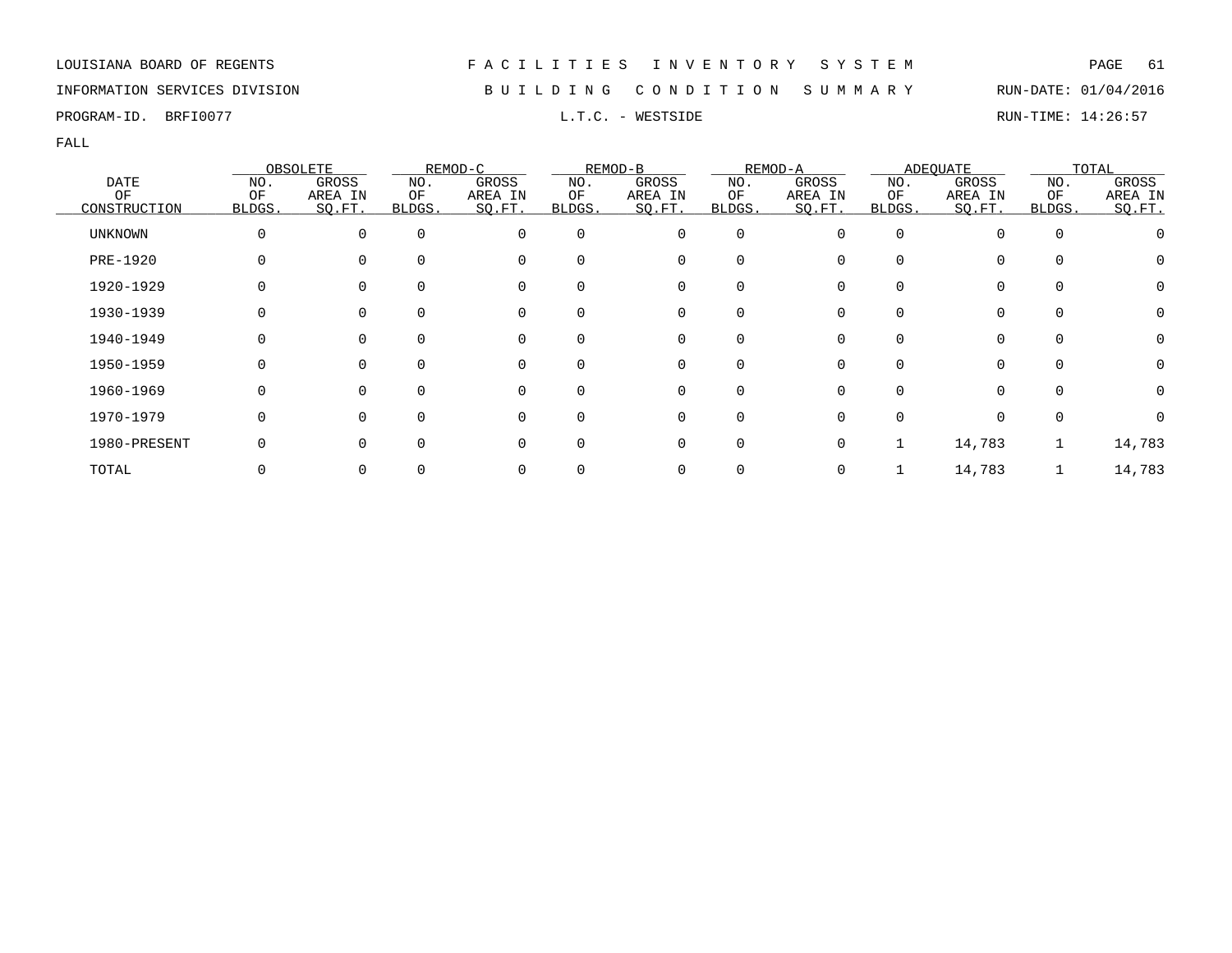LOUISIANA BOARD OF REGENTS — F A C I L I T I E S   I N V E N T O R Y   S Y S T E M

INFORMATION SERVICES DIVISION — B U I L D I N G   C O N D I T I O N   S U M M A R Y — RUN-DATE: 01/04/2016

PROGRAM-ID. BRFI0077 — L.T.C. - WESTSIDE — RUN-TIME: 14:26:57

FALL

| DATE OF CONSTRUCTION | OBSOLETE | | REMOD-C | | REMOD-B | | REMOD-A | | ADEQUATE | | TOTAL | |
|---|---|---|---|---|---|---|---|---|---|---|---|---|
| | NO. OF BLDGS. | GROSS AREA IN SQ.FT. | NO. OF BLDGS. | GROSS AREA IN SQ.FT. | NO. OF BLDGS. | GROSS AREA IN SQ.FT. | NO. OF BLDGS. | GROSS AREA IN SQ.FT. | NO. OF BLDGS. | GROSS AREA IN SQ.FT. | NO. OF BLDGS. | GROSS AREA IN SQ.FT. |
| UNKNOWN | 0 | 0 | 0 | 0 | 0 | 0 | 0 | 0 | 0 | 0 | 0 | 0 |
| PRE-1920 | 0 | 0 | 0 | 0 | 0 | 0 | 0 | 0 | 0 | 0 | 0 | 0 |
| 1920-1929 | 0 | 0 | 0 | 0 | 0 | 0 | 0 | 0 | 0 | 0 | 0 | 0 |
| 1930-1939 | 0 | 0 | 0 | 0 | 0 | 0 | 0 | 0 | 0 | 0 | 0 | 0 |
| 1940-1949 | 0 | 0 | 0 | 0 | 0 | 0 | 0 | 0 | 0 | 0 | 0 | 0 |
| 1950-1959 | 0 | 0 | 0 | 0 | 0 | 0 | 0 | 0 | 0 | 0 | 0 | 0 |
| 1960-1969 | 0 | 0 | 0 | 0 | 0 | 0 | 0 | 0 | 0 | 0 | 0 | 0 |
| 1970-1979 | 0 | 0 | 0 | 0 | 0 | 0 | 0 | 0 | 0 | 0 | 0 | 0 |
| 1980-PRESENT | 0 | 0 | 0 | 0 | 0 | 0 | 0 | 0 | 1 | 14,783 | 1 | 14,783 |
| TOTAL | 0 | 0 | 0 | 0 | 0 | 0 | 0 | 0 | 1 | 14,783 | 1 | 14,783 |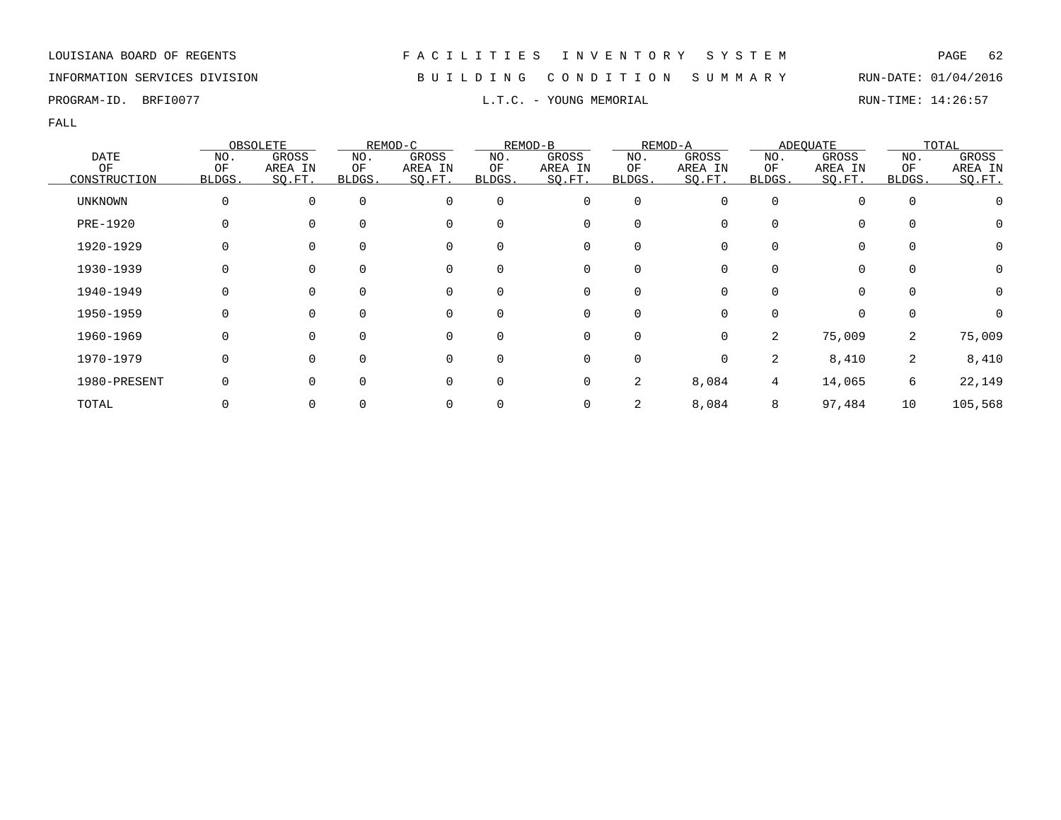LOUISIANA BOARD OF REGENTS — F A C I L I T I E S   I N V E N T O R Y   S Y S T E M

INFORMATION SERVICES DIVISION — B U I L D I N G   C O N D I T I O N   S U M M A R Y — RUN-DATE: 01/04/2016

PROGRAM-ID. BRFI0077 — L.T.C. - YOUNG MEMORIAL — RUN-TIME: 14:26:57

FALL

| DATE OF CONSTRUCTION | OBSOLETE NO. OF BLDGS. | OBSOLETE GROSS AREA IN SQ.FT. | REMOD-C NO. OF BLDGS. | REMOD-C GROSS AREA IN SQ.FT. | REMOD-B NO. OF BLDGS. | REMOD-B GROSS AREA IN SQ.FT. | REMOD-A NO. OF BLDGS. | REMOD-A GROSS AREA IN SQ.FT. | ADEQUATE NO. OF BLDGS. | ADEQUATE GROSS AREA IN SQ.FT. | TOTAL NO. OF BLDGS. | TOTAL GROSS AREA IN SQ.FT. |
|---|---|---|---|---|---|---|---|---|---|---|---|---|
| UNKNOWN | 0 | 0 | 0 | 0 | 0 | 0 | 0 | 0 | 0 | 0 | 0 | 0 |
| PRE-1920 | 0 | 0 | 0 | 0 | 0 | 0 | 0 | 0 | 0 | 0 | 0 | 0 |
| 1920-1929 | 0 | 0 | 0 | 0 | 0 | 0 | 0 | 0 | 0 | 0 | 0 | 0 |
| 1930-1939 | 0 | 0 | 0 | 0 | 0 | 0 | 0 | 0 | 0 | 0 | 0 | 0 |
| 1940-1949 | 0 | 0 | 0 | 0 | 0 | 0 | 0 | 0 | 0 | 0 | 0 | 0 |
| 1950-1959 | 0 | 0 | 0 | 0 | 0 | 0 | 0 | 0 | 0 | 0 | 0 | 0 |
| 1960-1969 | 0 | 0 | 0 | 0 | 0 | 0 | 0 | 0 | 2 | 75,009 | 2 | 75,009 |
| 1970-1979 | 0 | 0 | 0 | 0 | 0 | 0 | 0 | 0 | 2 | 8,410 | 2 | 8,410 |
| 1980-PRESENT | 0 | 0 | 0 | 0 | 0 | 0 | 2 | 8,084 | 4 | 14,065 | 6 | 22,149 |
| TOTAL | 0 | 0 | 0 | 0 | 0 | 0 | 2 | 8,084 | 8 | 97,484 | 10 | 105,568 |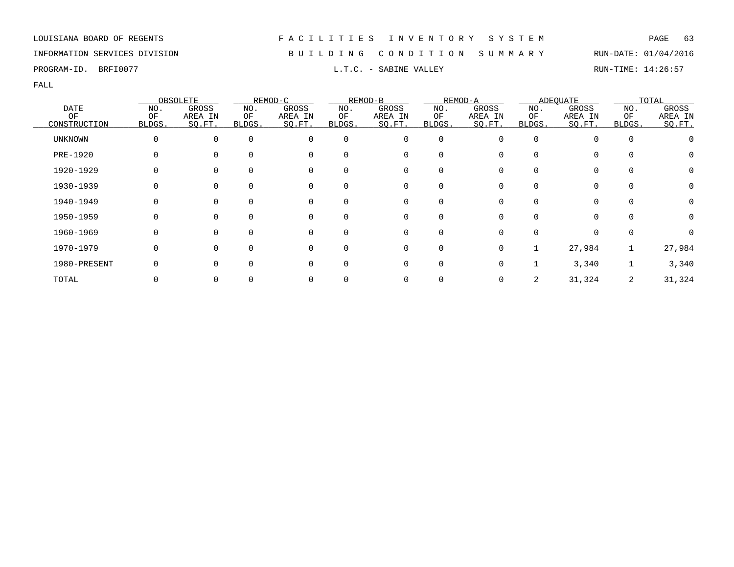LOUISIANA BOARD OF REGENTS — F A C I L I T I E S   I N V E N T O R Y   S Y S T E M

INFORMATION SERVICES DIVISION — B U I L D I N G   C O N D I T I O N   S U M M A R Y — RUN-DATE: 01/04/2016

PROGRAM-ID. BRFI0077 — L.T.C. - SABINE VALLEY — RUN-TIME: 14:26:57

FALL

| DATE OF CONSTRUCTION | OBSOLETE | | REMOD-C | | REMOD-B | | REMOD-A | | ADEQUATE | | TOTAL | |
|---|---|---|---|---|---|---|---|---|---|---|---|---|
| | NO. OF BLDGS. | GROSS AREA IN SQ.FT. | NO. OF BLDGS. | GROSS AREA IN SQ.FT. | NO. OF BLDGS. | GROSS AREA IN SQ.FT. | NO. OF BLDGS. | GROSS AREA IN SQ.FT. | NO. OF BLDGS. | GROSS AREA IN SQ.FT. | NO. OF BLDGS. | GROSS AREA IN SQ.FT. |
| UNKNOWN | 0 | 0 | 0 | 0 | 0 | 0 | 0 | 0 | 0 | 0 | 0 | 0 |
| PRE-1920 | 0 | 0 | 0 | 0 | 0 | 0 | 0 | 0 | 0 | 0 | 0 | 0 |
| 1920-1929 | 0 | 0 | 0 | 0 | 0 | 0 | 0 | 0 | 0 | 0 | 0 | 0 |
| 1930-1939 | 0 | 0 | 0 | 0 | 0 | 0 | 0 | 0 | 0 | 0 | 0 | 0 |
| 1940-1949 | 0 | 0 | 0 | 0 | 0 | 0 | 0 | 0 | 0 | 0 | 0 | 0 |
| 1950-1959 | 0 | 0 | 0 | 0 | 0 | 0 | 0 | 0 | 0 | 0 | 0 | 0 |
| 1960-1969 | 0 | 0 | 0 | 0 | 0 | 0 | 0 | 0 | 0 | 0 | 0 | 0 |
| 1970-1979 | 0 | 0 | 0 | 0 | 0 | 0 | 0 | 0 | 1 | 27,984 | 1 | 27,984 |
| 1980-PRESENT | 0 | 0 | 0 | 0 | 0 | 0 | 0 | 0 | 1 | 3,340 | 1 | 3,340 |
| TOTAL | 0 | 0 | 0 | 0 | 0 | 0 | 0 | 0 | 2 | 31,324 | 2 | 31,324 |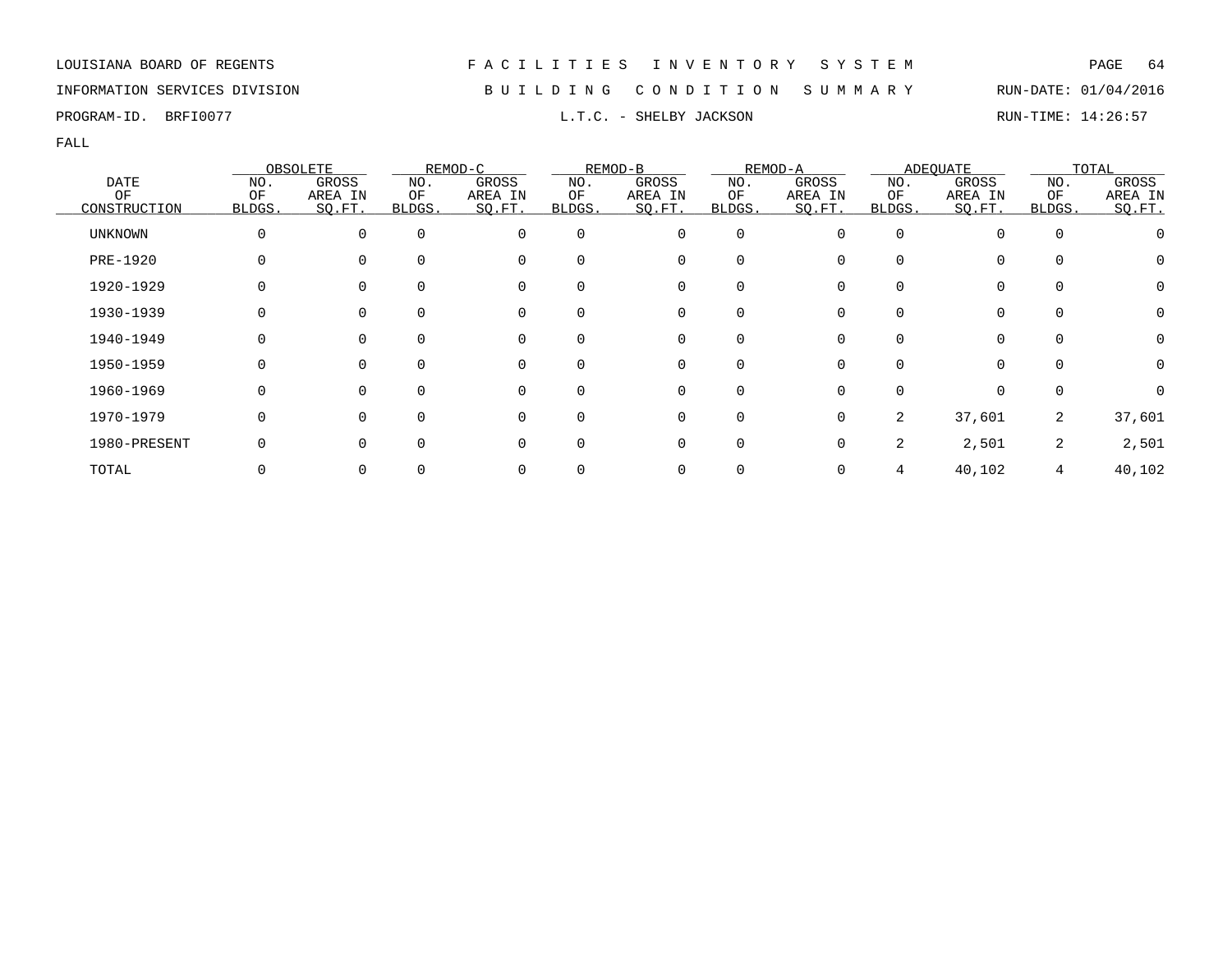LOUISIANA BOARD OF REGENTS — FACILITIES INVENTORY SYSTEM

INFORMATION SERVICES DIVISION — BUILDING CONDITION SUMMARY — RUN-DATE: 01/04/2016

PROGRAM-ID. BRFI0077 — L.T.C. - SHELBY JACKSON — RUN-TIME: 14:26:57

FALL

| DATE OF CONSTRUCTION | OBSOLETE | | REMOD-C | | REMOD-B | | REMOD-A | | ADEQUATE | | TOTAL | |
|---|---|---|---|---|---|---|---|---|---|---|---|---|
| | NO. OF BLDGS. | GROSS AREA IN SQ.FT. | NO. OF BLDGS. | GROSS AREA IN SQ.FT. | NO. OF BLDGS. | GROSS AREA IN SQ.FT. | NO. OF BLDGS. | GROSS AREA IN SQ.FT. | NO. OF BLDGS. | GROSS AREA IN SQ.FT. | NO. OF BLDGS. | GROSS AREA IN SQ.FT. |
| UNKNOWN | 0 | 0 | 0 | 0 | 0 | 0 | 0 | 0 | 0 | 0 | 0 | 0 |
| PRE-1920 | 0 | 0 | 0 | 0 | 0 | 0 | 0 | 0 | 0 | 0 | 0 | 0 |
| 1920-1929 | 0 | 0 | 0 | 0 | 0 | 0 | 0 | 0 | 0 | 0 | 0 | 0 |
| 1930-1939 | 0 | 0 | 0 | 0 | 0 | 0 | 0 | 0 | 0 | 0 | 0 | 0 |
| 1940-1949 | 0 | 0 | 0 | 0 | 0 | 0 | 0 | 0 | 0 | 0 | 0 | 0 |
| 1950-1959 | 0 | 0 | 0 | 0 | 0 | 0 | 0 | 0 | 0 | 0 | 0 | 0 |
| 1960-1969 | 0 | 0 | 0 | 0 | 0 | 0 | 0 | 0 | 0 | 0 | 0 | 0 |
| 1970-1979 | 0 | 0 | 0 | 0 | 0 | 0 | 0 | 0 | 2 | 37,601 | 2 | 37,601 |
| 1980-PRESENT | 0 | 0 | 0 | 0 | 0 | 0 | 0 | 0 | 2 | 2,501 | 2 | 2,501 |
| TOTAL | 0 | 0 | 0 | 0 | 0 | 0 | 0 | 0 | 4 | 40,102 | 4 | 40,102 |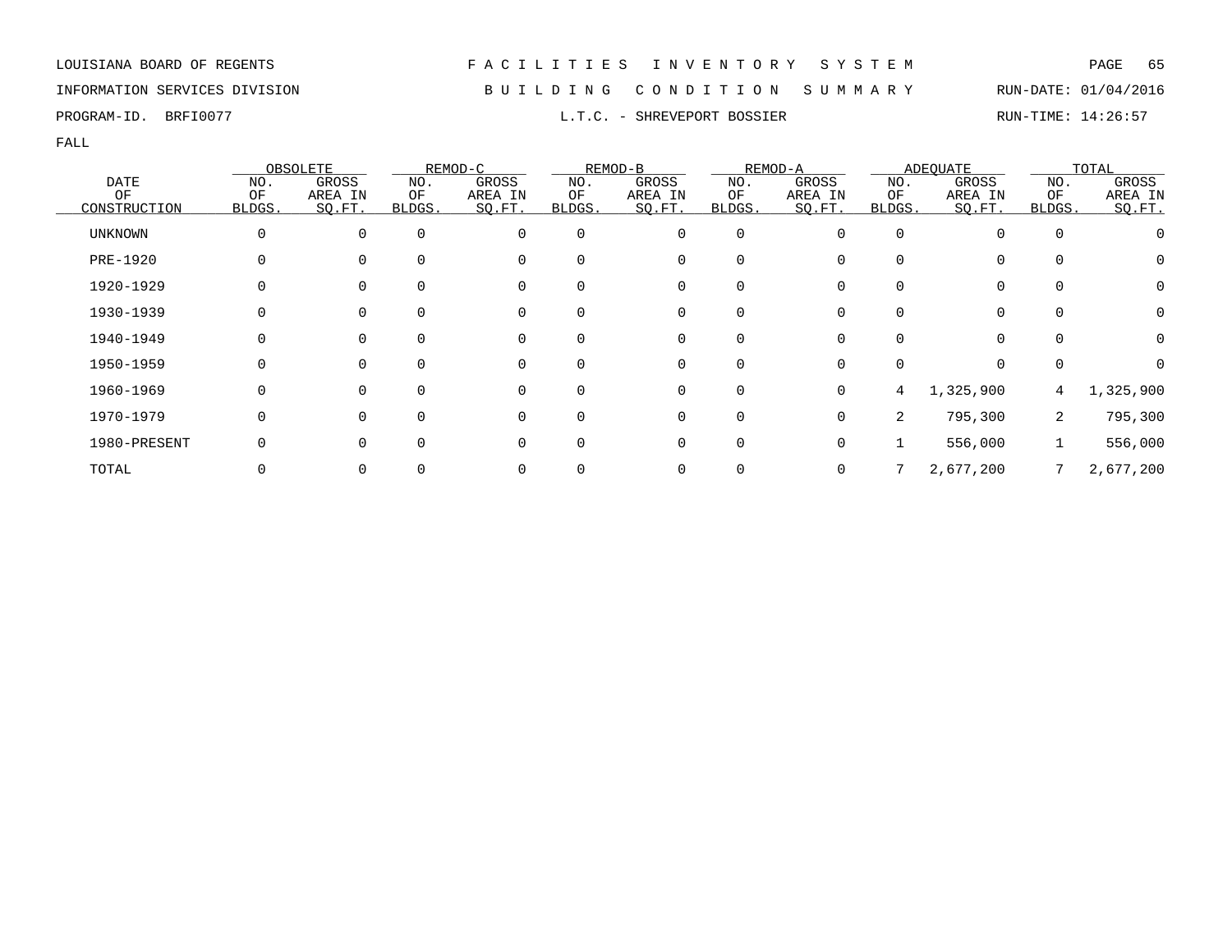LOUISIANA BOARD OF REGENTS — FACILITIES INVENTORY SYSTEM

INFORMATION SERVICES DIVISION — BUILDING CONDITION SUMMARY — RUN-DATE: 01/04/2016

PROGRAM-ID. BRFI0077 — L.T.C. - SHREVEPORT BOSSIER — RUN-TIME: 14:26:57

FALL

| DATE OF CONSTRUCTION | OBSOLETE NO. OF BLDGS. | OBSOLETE GROSS AREA IN SQ.FT. | REMOD-C NO. OF BLDGS. | REMOD-C GROSS AREA IN SQ.FT. | REMOD-B NO. OF BLDGS. | REMOD-B GROSS AREA IN SQ.FT. | REMOD-A NO. OF BLDGS. | REMOD-A GROSS AREA IN SQ.FT. | ADEQUATE NO. OF BLDGS. | ADEQUATE GROSS AREA IN SQ.FT. | TOTAL NO. OF BLDGS. | TOTAL GROSS AREA IN SQ.FT. |
|---|---|---|---|---|---|---|---|---|---|---|---|---|
| UNKNOWN | 0 | 0 | 0 | 0 | 0 | 0 | 0 | 0 | 0 | 0 | 0 | 0 |
| PRE-1920 | 0 | 0 | 0 | 0 | 0 | 0 | 0 | 0 | 0 | 0 | 0 | 0 |
| 1920-1929 | 0 | 0 | 0 | 0 | 0 | 0 | 0 | 0 | 0 | 0 | 0 | 0 |
| 1930-1939 | 0 | 0 | 0 | 0 | 0 | 0 | 0 | 0 | 0 | 0 | 0 | 0 |
| 1940-1949 | 0 | 0 | 0 | 0 | 0 | 0 | 0 | 0 | 0 | 0 | 0 | 0 |
| 1950-1959 | 0 | 0 | 0 | 0 | 0 | 0 | 0 | 0 | 0 | 0 | 0 | 0 |
| 1960-1969 | 0 | 0 | 0 | 0 | 0 | 0 | 0 | 0 | 4 | 1,325,900 | 4 | 1,325,900 |
| 1970-1979 | 0 | 0 | 0 | 0 | 0 | 0 | 0 | 0 | 2 | 795,300 | 2 | 795,300 |
| 1980-PRESENT | 0 | 0 | 0 | 0 | 0 | 0 | 0 | 0 | 1 | 556,000 | 1 | 556,000 |
| TOTAL | 0 | 0 | 0 | 0 | 0 | 0 | 0 | 0 | 7 | 2,677,200 | 7 | 2,677,200 |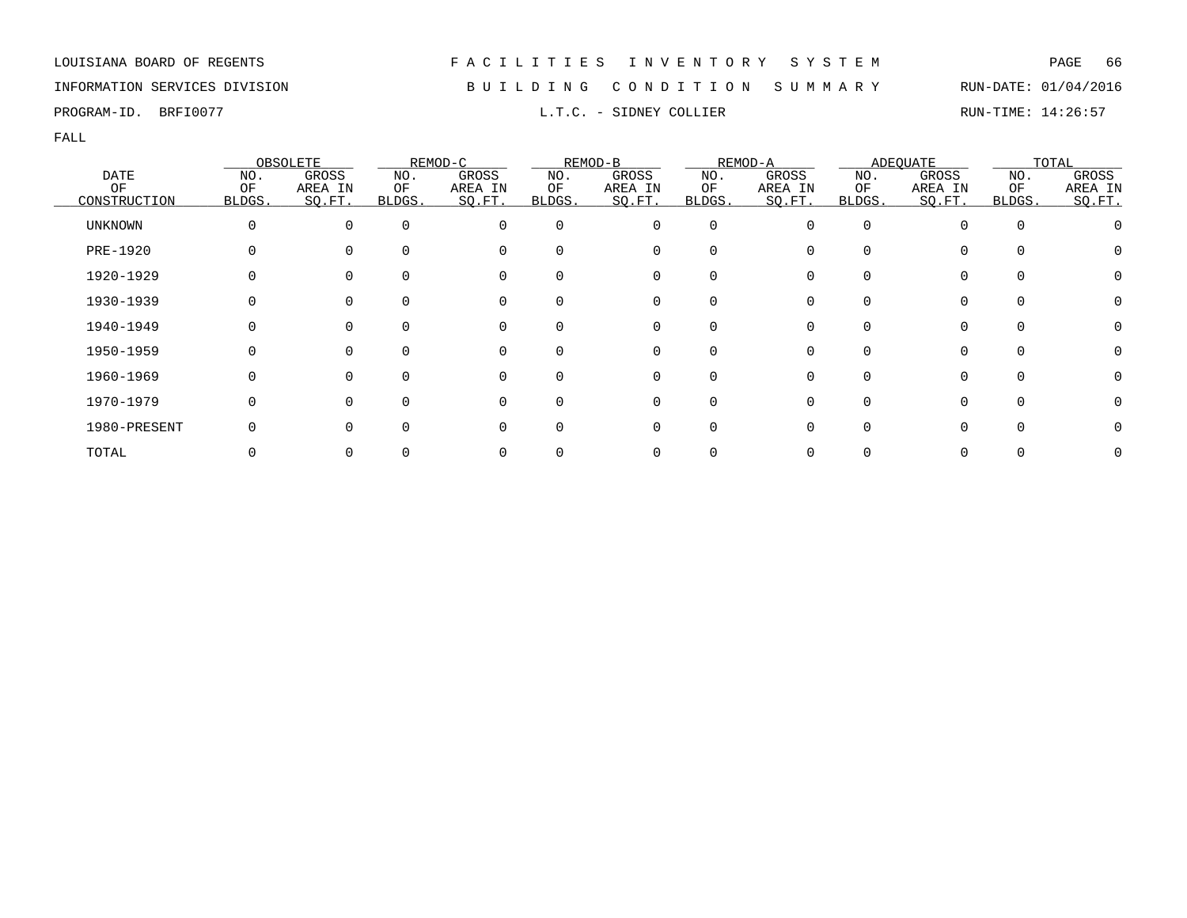LOUISIANA BOARD OF REGENTS — FACILITIES INVENTORY SYSTEM

INFORMATION SERVICES DIVISION — BUILDING CONDITION SUMMARY — RUN-DATE: 01/04/2016

PROGRAM-ID. BRFI0077 — L.T.C. - SIDNEY COLLIER — RUN-TIME: 14:26:57

FALL

| DATE | OBSOLETE | | REMOD-C | | REMOD-B | | REMOD-A | | ADEQUATE | | TOTAL | |
|---|---|---|---|---|---|---|---|---|---|---|---|---|
| OF CONSTRUCTION | NO. OF BLDGS. | GROSS AREA IN SQ.FT. | NO. OF BLDGS. | GROSS AREA IN SQ.FT. | NO. OF BLDGS. | GROSS AREA IN SQ.FT. | NO. OF BLDGS. | GROSS AREA IN SQ.FT. | NO. OF BLDGS. | GROSS AREA IN SQ.FT. | NO. OF BLDGS. | GROSS AREA IN SQ.FT. |
| UNKNOWN | 0 | 0 | 0 | 0 | 0 | 0 | 0 | 0 | 0 | 0 | 0 | 0 |
| PRE-1920 | 0 | 0 | 0 | 0 | 0 | 0 | 0 | 0 | 0 | 0 | 0 | 0 |
| 1920-1929 | 0 | 0 | 0 | 0 | 0 | 0 | 0 | 0 | 0 | 0 | 0 | 0 |
| 1930-1939 | 0 | 0 | 0 | 0 | 0 | 0 | 0 | 0 | 0 | 0 | 0 | 0 |
| 1940-1949 | 0 | 0 | 0 | 0 | 0 | 0 | 0 | 0 | 0 | 0 | 0 | 0 |
| 1950-1959 | 0 | 0 | 0 | 0 | 0 | 0 | 0 | 0 | 0 | 0 | 0 | 0 |
| 1960-1969 | 0 | 0 | 0 | 0 | 0 | 0 | 0 | 0 | 0 | 0 | 0 | 0 |
| 1970-1979 | 0 | 0 | 0 | 0 | 0 | 0 | 0 | 0 | 0 | 0 | 0 | 0 |
| 1980-PRESENT | 0 | 0 | 0 | 0 | 0 | 0 | 0 | 0 | 0 | 0 | 0 | 0 |
| TOTAL | 0 | 0 | 0 | 0 | 0 | 0 | 0 | 0 | 0 | 0 | 0 | 0 |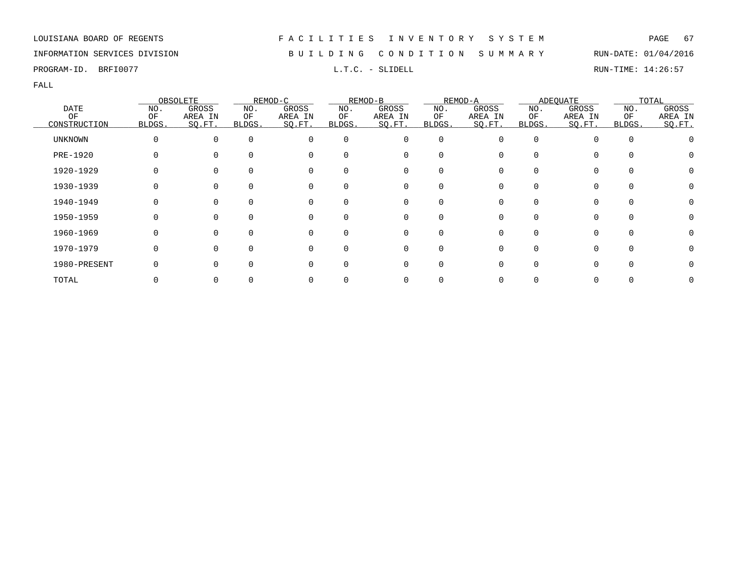LOUISIANA BOARD OF REGENTS — FACILITIES INVENTORY SYSTEM

INFORMATION SERVICES DIVISION — BUILDING CONDITION SUMMARY — RUN-DATE: 01/04/2016

PROGRAM-ID. BRFI0077 — L.T.C. - SLIDELL — RUN-TIME: 14:26:57

FALL

| DATE OF CONSTRUCTION | OBSOLETE | | REMOD-C | | REMOD-B | | REMOD-A | | ADEQUATE | | TOTAL | |
|---|---|---|---|---|---|---|---|---|---|---|---|---|
| | NO. OF BLDGS. | GROSS AREA IN SQ.FT. | NO. OF BLDGS. | GROSS AREA IN SQ.FT. | NO. OF BLDGS. | GROSS AREA IN SQ.FT. | NO. OF BLDGS. | GROSS AREA IN SQ.FT. | NO. OF BLDGS. | GROSS AREA IN SQ.FT. | NO. OF BLDGS. | GROSS AREA IN SQ.FT. |
| UNKNOWN | 0 | 0 | 0 | 0 | 0 | 0 | 0 | 0 | 0 | 0 | 0 | 0 |
| PRE-1920 | 0 | 0 | 0 | 0 | 0 | 0 | 0 | 0 | 0 | 0 | 0 | 0 |
| 1920-1929 | 0 | 0 | 0 | 0 | 0 | 0 | 0 | 0 | 0 | 0 | 0 | 0 |
| 1930-1939 | 0 | 0 | 0 | 0 | 0 | 0 | 0 | 0 | 0 | 0 | 0 | 0 |
| 1940-1949 | 0 | 0 | 0 | 0 | 0 | 0 | 0 | 0 | 0 | 0 | 0 | 0 |
| 1950-1959 | 0 | 0 | 0 | 0 | 0 | 0 | 0 | 0 | 0 | 0 | 0 | 0 |
| 1960-1969 | 0 | 0 | 0 | 0 | 0 | 0 | 0 | 0 | 0 | 0 | 0 | 0 |
| 1970-1979 | 0 | 0 | 0 | 0 | 0 | 0 | 0 | 0 | 0 | 0 | 0 | 0 |
| 1980-PRESENT | 0 | 0 | 0 | 0 | 0 | 0 | 0 | 0 | 0 | 0 | 0 | 0 |
| TOTAL | 0 | 0 | 0 | 0 | 0 | 0 | 0 | 0 | 0 | 0 | 0 | 0 |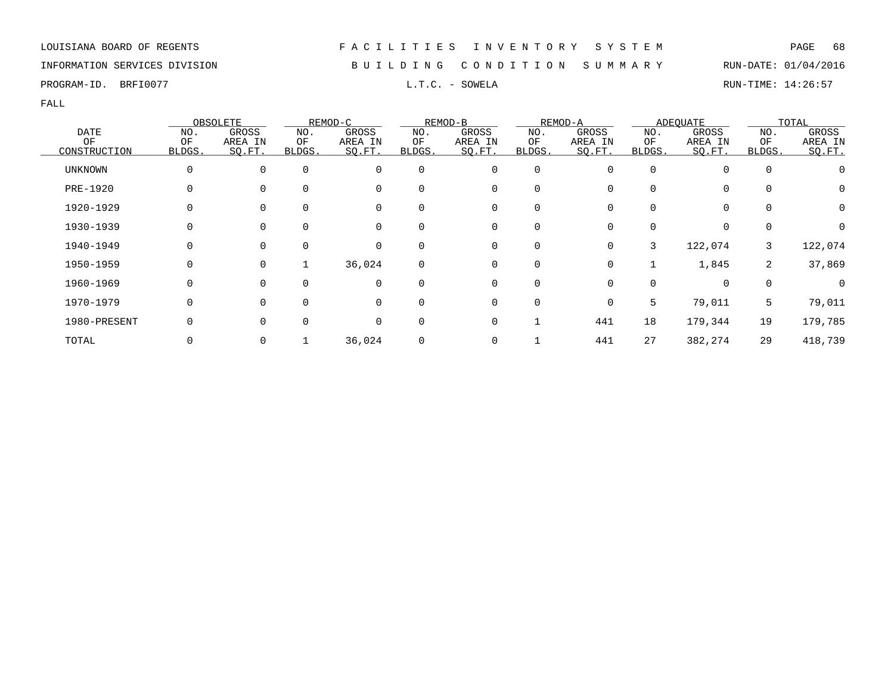LOUISIANA BOARD OF REGENTS — F A C I L I T I E S   I N V E N T O R Y   S Y S T E M

INFORMATION SERVICES DIVISION — B U I L D I N G   C O N D I T I O N   S U M M A R Y — RUN-DATE: 01/04/2016

PROGRAM-ID. BRFI0077 — L.T.C. - SOWELA — RUN-TIME: 14:26:57

FALL

| DATE OF CONSTRUCTION | OBSOLETE | | REMOD-C | | REMOD-B | | REMOD-A | | ADEQUATE | | TOTAL | |
|---|---|---|---|---|---|---|---|---|---|---|---|---|
| | NO. OF BLDGS. | GROSS AREA IN SQ.FT. | NO. OF BLDGS. | GROSS AREA IN SQ.FT. | NO. OF BLDGS. | GROSS AREA IN SQ.FT. | NO. OF BLDGS. | GROSS AREA IN SQ.FT. | NO. OF BLDGS. | GROSS AREA IN SQ.FT. | NO. OF BLDGS. | GROSS AREA IN SQ.FT. |
| UNKNOWN | 0 | 0 | 0 | 0 | 0 | 0 | 0 | 0 | 0 | 0 | 0 | 0 |
| PRE-1920 | 0 | 0 | 0 | 0 | 0 | 0 | 0 | 0 | 0 | 0 | 0 | 0 |
| 1920-1929 | 0 | 0 | 0 | 0 | 0 | 0 | 0 | 0 | 0 | 0 | 0 | 0 |
| 1930-1939 | 0 | 0 | 0 | 0 | 0 | 0 | 0 | 0 | 0 | 0 | 0 | 0 |
| 1940-1949 | 0 | 0 | 0 | 0 | 0 | 0 | 0 | 0 | 3 | 122,074 | 3 | 122,074 |
| 1950-1959 | 0 | 0 | 1 | 36,024 | 0 | 0 | 0 | 0 | 1 | 1,845 | 2 | 37,869 |
| 1960-1969 | 0 | 0 | 0 | 0 | 0 | 0 | 0 | 0 | 0 | 0 | 0 | 0 |
| 1970-1979 | 0 | 0 | 0 | 0 | 0 | 0 | 0 | 0 | 5 | 79,011 | 5 | 79,011 |
| 1980-PRESENT | 0 | 0 | 0 | 0 | 0 | 0 | 1 | 441 | 18 | 179,344 | 19 | 179,785 |
| TOTAL | 0 | 0 | 1 | 36,024 | 0 | 0 | 1 | 441 | 27 | 382,274 | 29 | 418,739 |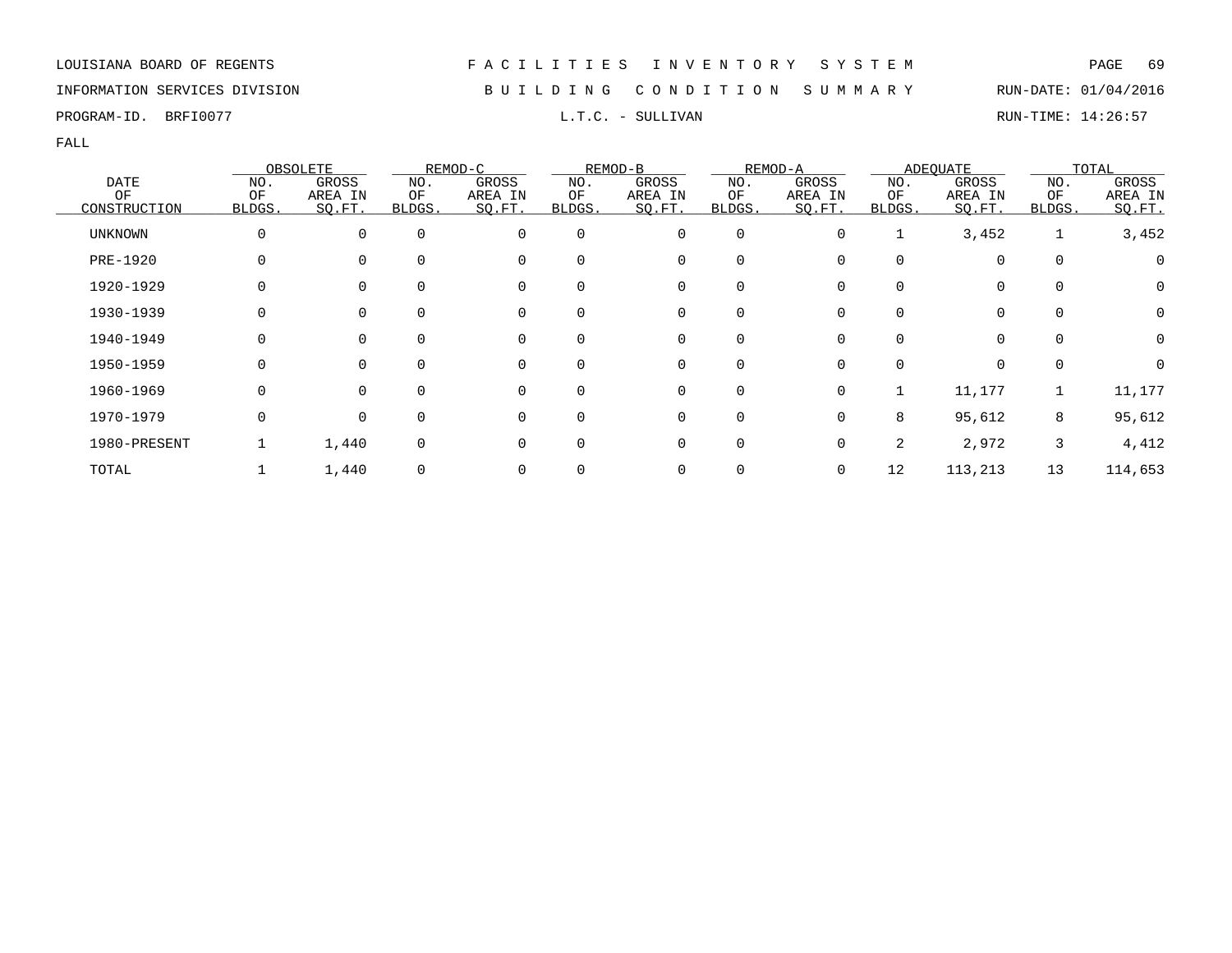LOUISIANA BOARD OF REGENTS — F A C I L I T I E S   I N V E N T O R Y   S Y S T E M

INFORMATION SERVICES DIVISION — B U I L D I N G   C O N D I T I O N   S U M M A R Y — RUN-DATE: 01/04/2016

PROGRAM-ID. BRFI0077 — L.T.C. - SULLIVAN — RUN-TIME: 14:26:57

FALL

| DATE OF CONSTRUCTION | OBSOLETE | | REMOD-C | | REMOD-B | | REMOD-A | | ADEQUATE | | TOTAL | |
|---|---|---|---|---|---|---|---|---|---|---|---|---|
| | NO. OF BLDGS. | GROSS AREA IN SQ.FT. | NO. OF BLDGS. | GROSS AREA IN SQ.FT. | NO. OF BLDGS. | GROSS AREA IN SQ.FT. | NO. OF BLDGS. | GROSS AREA IN SQ.FT. | NO. OF BLDGS. | GROSS AREA IN SQ.FT. | NO. OF BLDGS. | GROSS AREA IN SQ.FT. |
| UNKNOWN | 0 | 0 | 0 | 0 | 0 | 0 | 0 | 0 | 1 | 3,452 | 1 | 3,452 |
| PRE-1920 | 0 | 0 | 0 | 0 | 0 | 0 | 0 | 0 | 0 | 0 | 0 | 0 |
| 1920-1929 | 0 | 0 | 0 | 0 | 0 | 0 | 0 | 0 | 0 | 0 | 0 | 0 |
| 1930-1939 | 0 | 0 | 0 | 0 | 0 | 0 | 0 | 0 | 0 | 0 | 0 | 0 |
| 1940-1949 | 0 | 0 | 0 | 0 | 0 | 0 | 0 | 0 | 0 | 0 | 0 | 0 |
| 1950-1959 | 0 | 0 | 0 | 0 | 0 | 0 | 0 | 0 | 0 | 0 | 0 | 0 |
| 1960-1969 | 0 | 0 | 0 | 0 | 0 | 0 | 0 | 0 | 1 | 11,177 | 1 | 11,177 |
| 1970-1979 | 0 | 0 | 0 | 0 | 0 | 0 | 0 | 0 | 8 | 95,612 | 8 | 95,612 |
| 1980-PRESENT | 1 | 1,440 | 0 | 0 | 0 | 0 | 0 | 0 | 2 | 2,972 | 3 | 4,412 |
| TOTAL | 1 | 1,440 | 0 | 0 | 0 | 0 | 0 | 0 | 12 | 113,213 | 13 | 114,653 |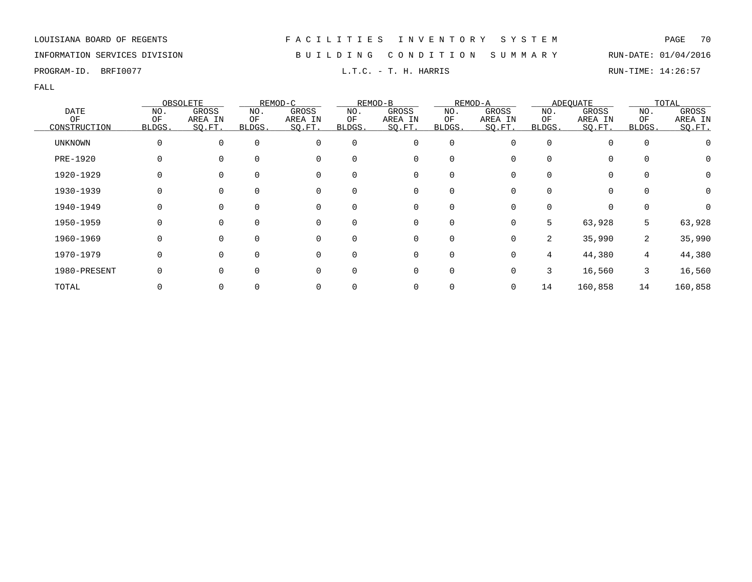LOUISIANA BOARD OF REGENTS — FACILITIES INVENTORY SYSTEM

INFORMATION SERVICES DIVISION — BUILDING CONDITION SUMMARY — RUN-DATE: 01/04/2016

PROGRAM-ID. BRFI0077 — L.T.C. - T. H. HARRIS — RUN-TIME: 14:26:57

FALL

| DATE OF CONSTRUCTION | OBSOLETE | | REMOD-C | | REMOD-B | | REMOD-A | | ADEQUATE | | TOTAL | |
|---|---|---|---|---|---|---|---|---|---|---|---|---|
| | NO. OF BLDGS. | GROSS AREA IN SQ.FT. | NO. OF BLDGS. | GROSS AREA IN SQ.FT. | NO. OF BLDGS. | GROSS AREA IN SQ.FT. | NO. OF BLDGS. | GROSS AREA IN SQ.FT. | NO. OF BLDGS. | GROSS AREA IN SQ.FT. | NO. OF BLDGS. | GROSS AREA IN SQ.FT. |
| UNKNOWN | 0 | 0 | 0 | 0 | 0 | 0 | 0 | 0 | 0 | 0 | 0 | 0 |
| PRE-1920 | 0 | 0 | 0 | 0 | 0 | 0 | 0 | 0 | 0 | 0 | 0 | 0 |
| 1920-1929 | 0 | 0 | 0 | 0 | 0 | 0 | 0 | 0 | 0 | 0 | 0 | 0 |
| 1930-1939 | 0 | 0 | 0 | 0 | 0 | 0 | 0 | 0 | 0 | 0 | 0 | 0 |
| 1940-1949 | 0 | 0 | 0 | 0 | 0 | 0 | 0 | 0 | 0 | 0 | 0 | 0 |
| 1950-1959 | 0 | 0 | 0 | 0 | 0 | 0 | 0 | 0 | 5 | 63,928 | 5 | 63,928 |
| 1960-1969 | 0 | 0 | 0 | 0 | 0 | 0 | 0 | 0 | 2 | 35,990 | 2 | 35,990 |
| 1970-1979 | 0 | 0 | 0 | 0 | 0 | 0 | 0 | 0 | 4 | 44,380 | 4 | 44,380 |
| 1980-PRESENT | 0 | 0 | 0 | 0 | 0 | 0 | 0 | 0 | 3 | 16,560 | 3 | 16,560 |
| TOTAL | 0 | 0 | 0 | 0 | 0 | 0 | 0 | 0 | 14 | 160,858 | 14 | 160,858 |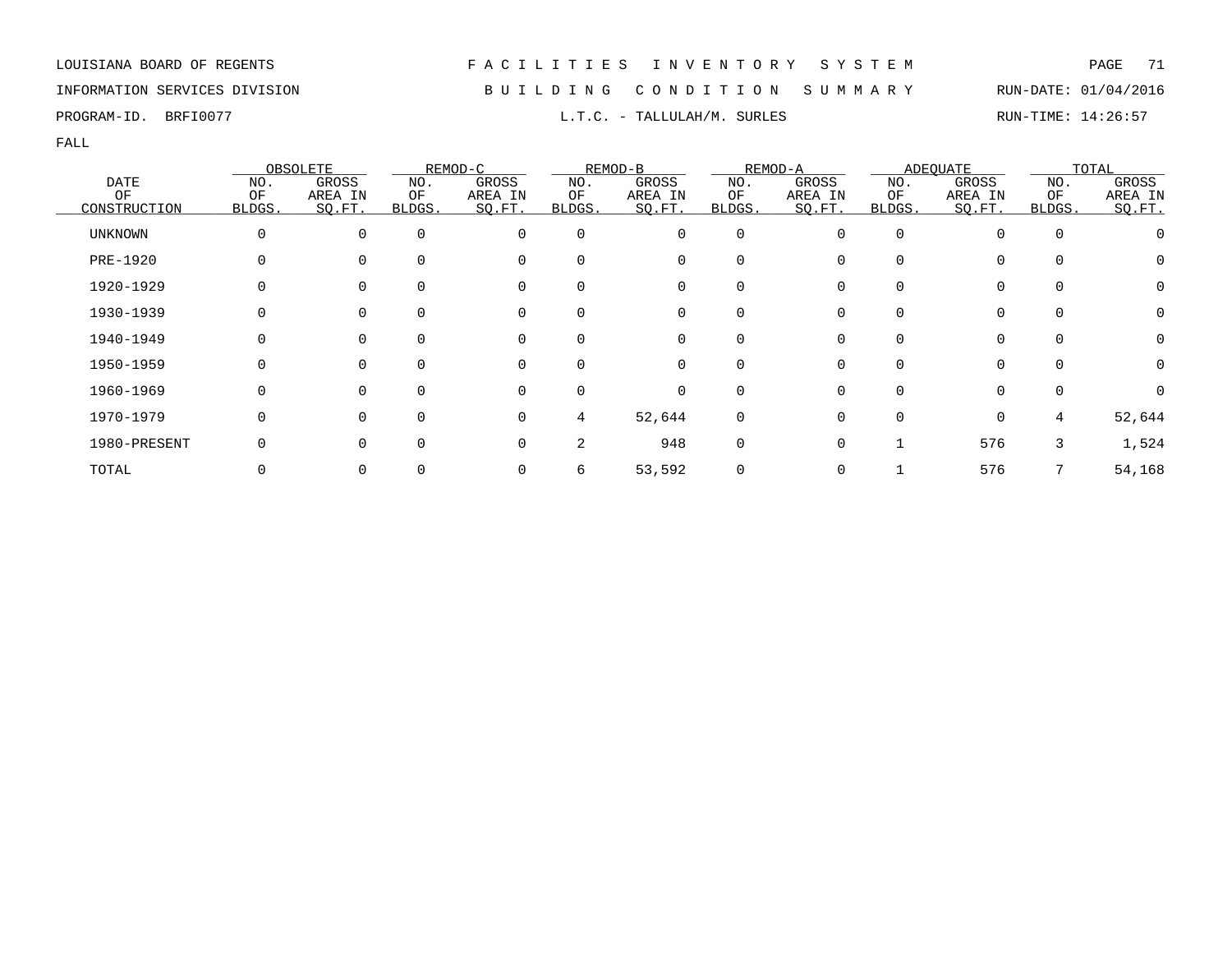LOUISIANA BOARD OF REGENTS — F A C I L I T I E S   I N V E N T O R Y   S Y S T E M

INFORMATION SERVICES DIVISION — B U I L D I N G   C O N D I T I O N   S U M M A R Y — RUN-DATE: 01/04/2016

PROGRAM-ID. BRFI0077 — L.T.C. - TALLULAH/M. SURLES — RUN-TIME: 14:26:57

FALL

| DATE OF CONSTRUCTION | OBSOLETE | | REMOD-C | | REMOD-B | | REMOD-A | | ADEQUATE | | TOTAL | |
|---|---|---|---|---|---|---|---|---|---|---|---|---|
| | NO. OF BLDGS. | GROSS AREA IN SQ.FT. | NO. OF BLDGS. | GROSS AREA IN SQ.FT. | NO. OF BLDGS. | GROSS AREA IN SQ.FT. | NO. OF BLDGS. | GROSS AREA IN SQ.FT. | NO. OF BLDGS. | GROSS AREA IN SQ.FT. | NO. OF BLDGS. | GROSS AREA IN SQ.FT. |
| UNKNOWN | 0 | 0 | 0 | 0 | 0 | 0 | 0 | 0 | 0 | 0 | 0 | 0 |
| PRE-1920 | 0 | 0 | 0 | 0 | 0 | 0 | 0 | 0 | 0 | 0 | 0 | 0 |
| 1920-1929 | 0 | 0 | 0 | 0 | 0 | 0 | 0 | 0 | 0 | 0 | 0 | 0 |
| 1930-1939 | 0 | 0 | 0 | 0 | 0 | 0 | 0 | 0 | 0 | 0 | 0 | 0 |
| 1940-1949 | 0 | 0 | 0 | 0 | 0 | 0 | 0 | 0 | 0 | 0 | 0 | 0 |
| 1950-1959 | 0 | 0 | 0 | 0 | 0 | 0 | 0 | 0 | 0 | 0 | 0 | 0 |
| 1960-1969 | 0 | 0 | 0 | 0 | 0 | 0 | 0 | 0 | 0 | 0 | 0 | 0 |
| 1970-1979 | 0 | 0 | 0 | 0 | 4 | 52,644 | 0 | 0 | 0 | 0 | 4 | 52,644 |
| 1980-PRESENT | 0 | 0 | 0 | 0 | 2 | 948 | 0 | 0 | 1 | 576 | 3 | 1,524 |
| TOTAL | 0 | 0 | 0 | 0 | 6 | 53,592 | 0 | 0 | 1 | 576 | 7 | 54,168 |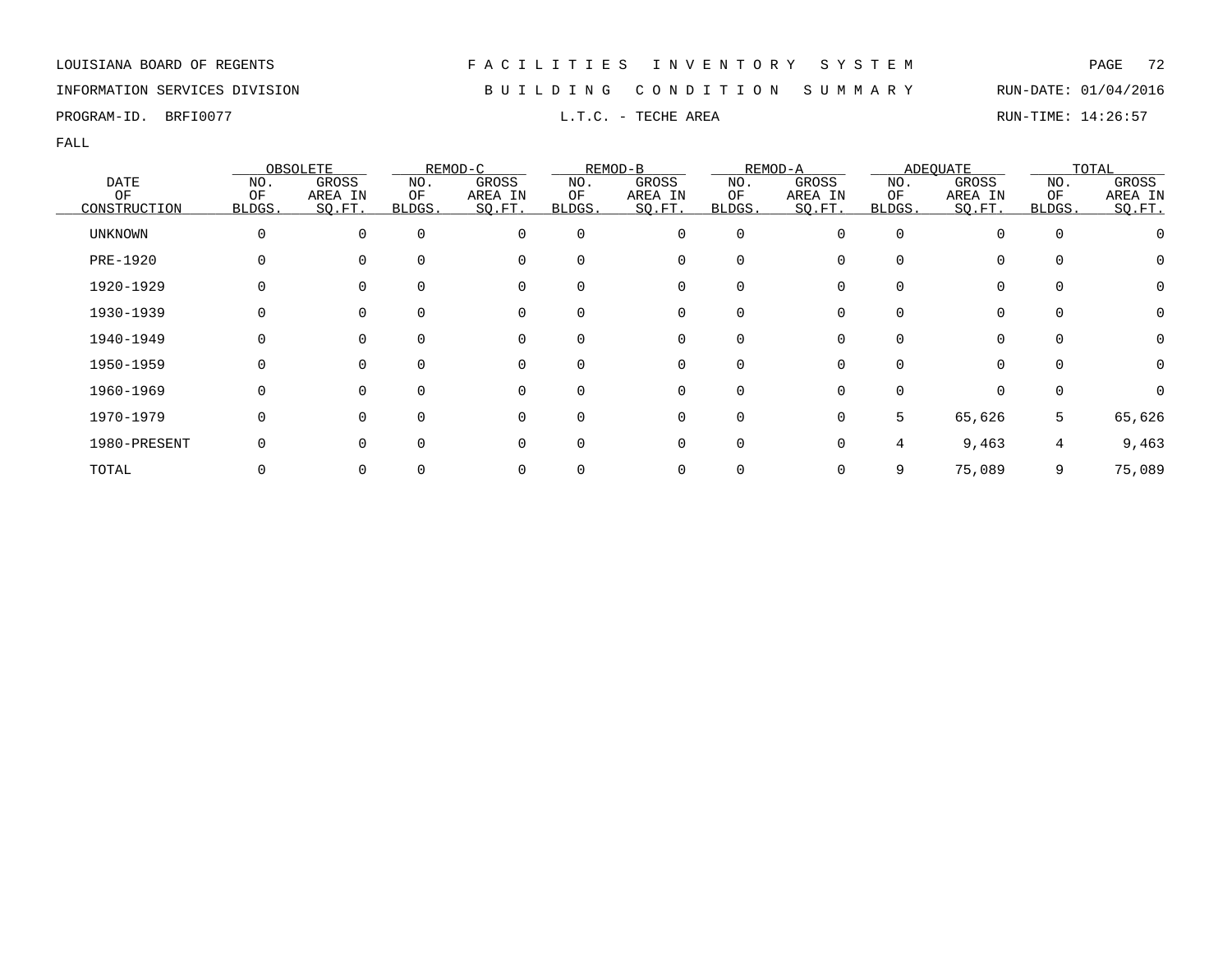LOUISIANA BOARD OF REGENTS — FACILITIES INVENTORY SYSTEM

INFORMATION SERVICES DIVISION — BUILDING CONDITION SUMMARY — RUN-DATE: 01/04/2016

PROGRAM-ID. BRFI0077 — L.T.C. - TECHE AREA — RUN-TIME: 14:26:57

FALL

| DATE OF CONSTRUCTION | OBSOLETE | | REMOD-C | | REMOD-B | | REMOD-A | | ADEQUATE | | TOTAL | |
|---|---|---|---|---|---|---|---|---|---|---|---|---|
| | NO. OF BLDGS. | GROSS AREA IN SQ.FT. | NO. OF BLDGS. | GROSS AREA IN SQ.FT. | NO. OF BLDGS. | GROSS AREA IN SQ.FT. | NO. OF BLDGS. | GROSS AREA IN SQ.FT. | NO. OF BLDGS. | GROSS AREA IN SQ.FT. | NO. OF BLDGS. | GROSS AREA IN SQ.FT. |
| UNKNOWN | 0 | 0 | 0 | 0 | 0 | 0 | 0 | 0 | 0 | 0 | 0 | 0 |
| PRE-1920 | 0 | 0 | 0 | 0 | 0 | 0 | 0 | 0 | 0 | 0 | 0 | 0 |
| 1920-1929 | 0 | 0 | 0 | 0 | 0 | 0 | 0 | 0 | 0 | 0 | 0 | 0 |
| 1930-1939 | 0 | 0 | 0 | 0 | 0 | 0 | 0 | 0 | 0 | 0 | 0 | 0 |
| 1940-1949 | 0 | 0 | 0 | 0 | 0 | 0 | 0 | 0 | 0 | 0 | 0 | 0 |
| 1950-1959 | 0 | 0 | 0 | 0 | 0 | 0 | 0 | 0 | 0 | 0 | 0 | 0 |
| 1960-1969 | 0 | 0 | 0 | 0 | 0 | 0 | 0 | 0 | 0 | 0 | 0 | 0 |
| 1970-1979 | 0 | 0 | 0 | 0 | 0 | 0 | 0 | 0 | 5 | 65,626 | 5 | 65,626 |
| 1980-PRESENT | 0 | 0 | 0 | 0 | 0 | 0 | 0 | 0 | 4 | 9,463 | 4 | 9,463 |
| TOTAL | 0 | 0 | 0 | 0 | 0 | 0 | 0 | 0 | 9 | 75,089 | 9 | 75,089 |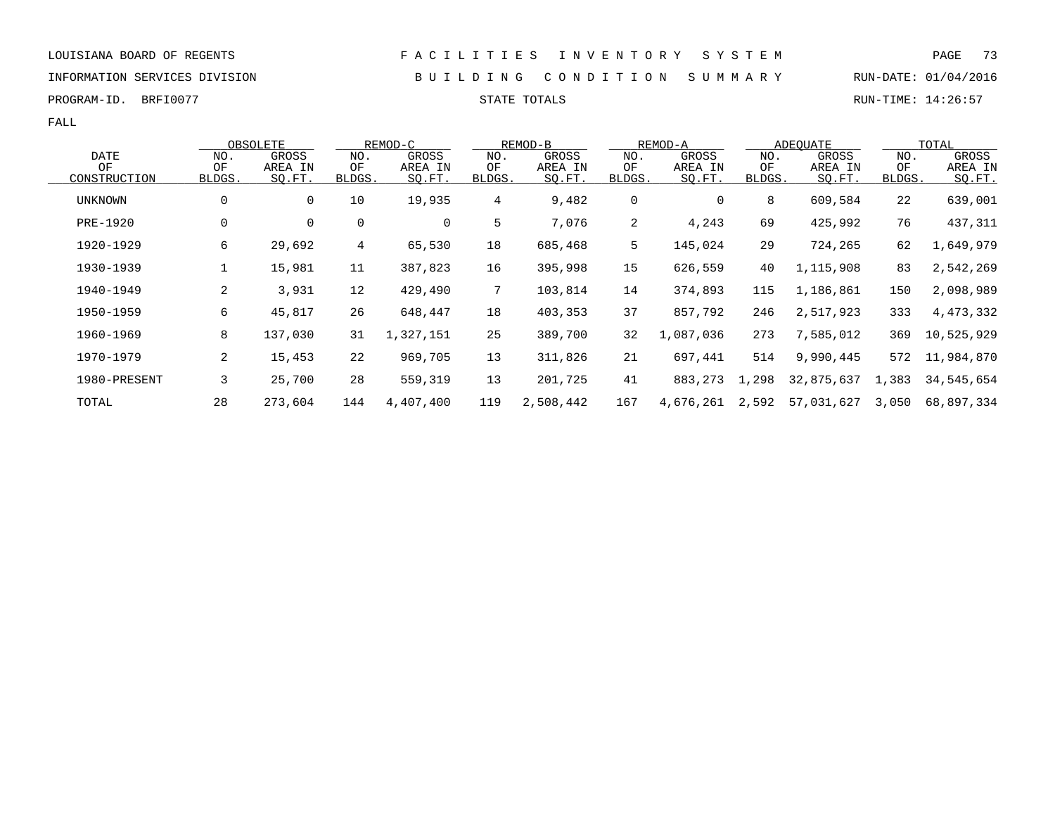LOUISIANA BOARD OF REGENTS — FACILITIES INVENTORY SYSTEM

INFORMATION SERVICES DIVISION — BUILDING CONDITION SUMMARY — RUN-DATE: 01/04/2016

PROGRAM-ID. BRFI0077 — STATE TOTALS — RUN-TIME: 14:26:57

FALL

| DATE OF CONSTRUCTION | OBSOLETE | | REMOD-C | | REMOD-B | | REMOD-A | | ADEQUATE | | TOTAL | |
|---|---|---|---|---|---|---|---|---|---|---|---|---|
| | NO. OF BLDGS. | GROSS AREA IN SQ.FT. | NO. OF BLDGS. | GROSS AREA IN SQ.FT. | NO. OF BLDGS. | GROSS AREA IN SQ.FT. | NO. OF BLDGS. | GROSS AREA IN SQ.FT. | NO. OF BLDGS. | GROSS AREA IN SQ.FT. | NO. OF BLDGS. | GROSS AREA IN SQ.FT. |
| UNKNOWN | 0 | 0 | 10 | 19,935 | 4 | 9,482 | 0 | 0 | 8 | 609,584 | 22 | 639,001 |
| PRE-1920 | 0 | 0 | 0 | 0 | 5 | 7,076 | 2 | 4,243 | 69 | 425,992 | 76 | 437,311 |
| 1920-1929 | 6 | 29,692 | 4 | 65,530 | 18 | 685,468 | 5 | 145,024 | 29 | 724,265 | 62 | 1,649,979 |
| 1930-1939 | 1 | 15,981 | 11 | 387,823 | 16 | 395,998 | 15 | 626,559 | 40 | 1,115,908 | 83 | 2,542,269 |
| 1940-1949 | 2 | 3,931 | 12 | 429,490 | 7 | 103,814 | 14 | 374,893 | 115 | 1,186,861 | 150 | 2,098,989 |
| 1950-1959 | 6 | 45,817 | 26 | 648,447 | 18 | 403,353 | 37 | 857,792 | 246 | 2,517,923 | 333 | 4,473,332 |
| 1960-1969 | 8 | 137,030 | 31 | 1,327,151 | 25 | 389,700 | 32 | 1,087,036 | 273 | 7,585,012 | 369 | 10,525,929 |
| 1970-1979 | 2 | 15,453 | 22 | 969,705 | 13 | 311,826 | 21 | 697,441 | 514 | 9,990,445 | 572 | 11,984,870 |
| 1980-PRESENT | 3 | 25,700 | 28 | 559,319 | 13 | 201,725 | 41 | 883,273 | 1,298 | 32,875,637 | 1,383 | 34,545,654 |
| TOTAL | 28 | 273,604 | 144 | 4,407,400 | 119 | 2,508,442 | 167 | 4,676,261 | 2,592 | 57,031,627 | 3,050 | 68,897,334 |